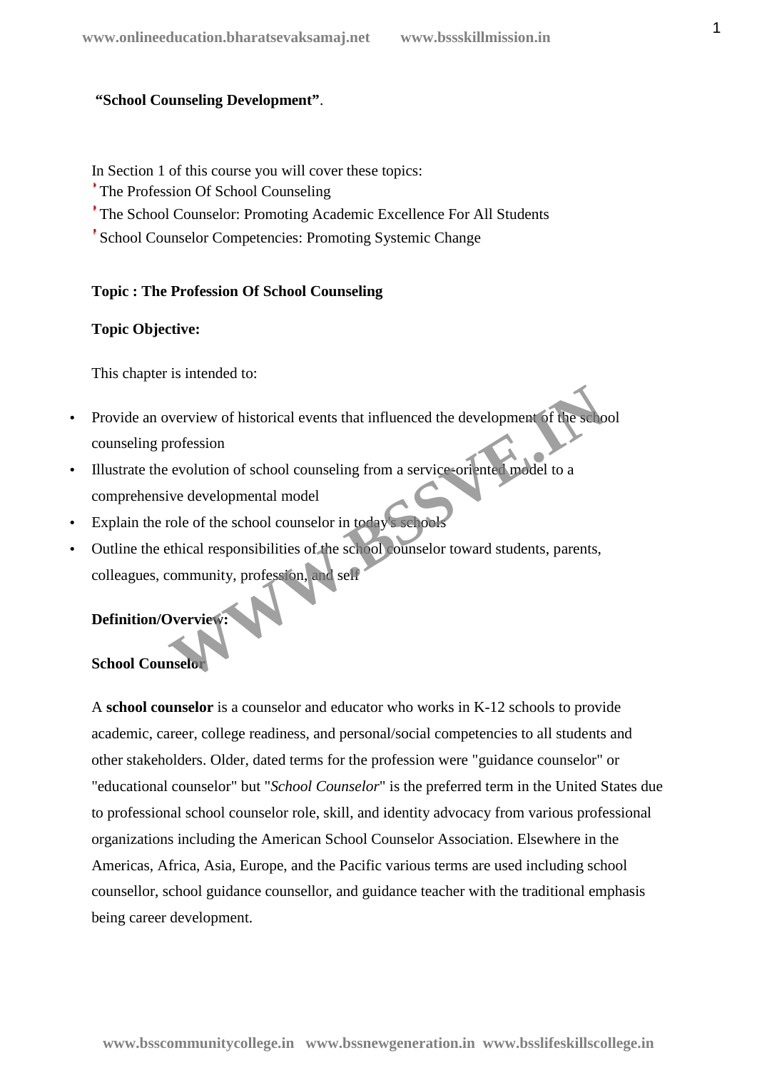**"School Counseling Development"**.

In Section 1 of this course you will cover these topics:

- The Profession Of School Counseling
- The School Counselor: Promoting Academic Excellence For All Students
- School Counselor Competencies: Promoting Systemic Change

**Topic : The Profession Of School Counseling**

**Topic Objective:**

This chapter is intended to:

- Provide an overview of historical events that influenced the development of the school counseling profession
- Illustrate the evolution of school counseling from a service-oriented model to a comprehensive developmental model
- Explain the role of the school counselor in today's schools
- Outline the ethical responsibilities of the school counselor toward students, parents, colleagues, community, profession, and self

**Definition/Overview:**

**School Counselor**

A **school counselor** is a counselor and educator who works in K-12 schools to provide academic, career, college readiness, and personal/social competencies to all students and other stakeholders. Older, dated terms for the profession were "guidance counselor" or "educational counselor" but "*School Counselor*" is the preferred term in the United States due to professional school counselor role, skill, and identity advocacy from various professional organizations including the American School Counselor Association. Elsewhere in the Americas, Africa, Asia, Europe, and the Pacific various terms are used including school counsellor, school guidance counsellor, and guidance teacher with the traditional emphasis being career development.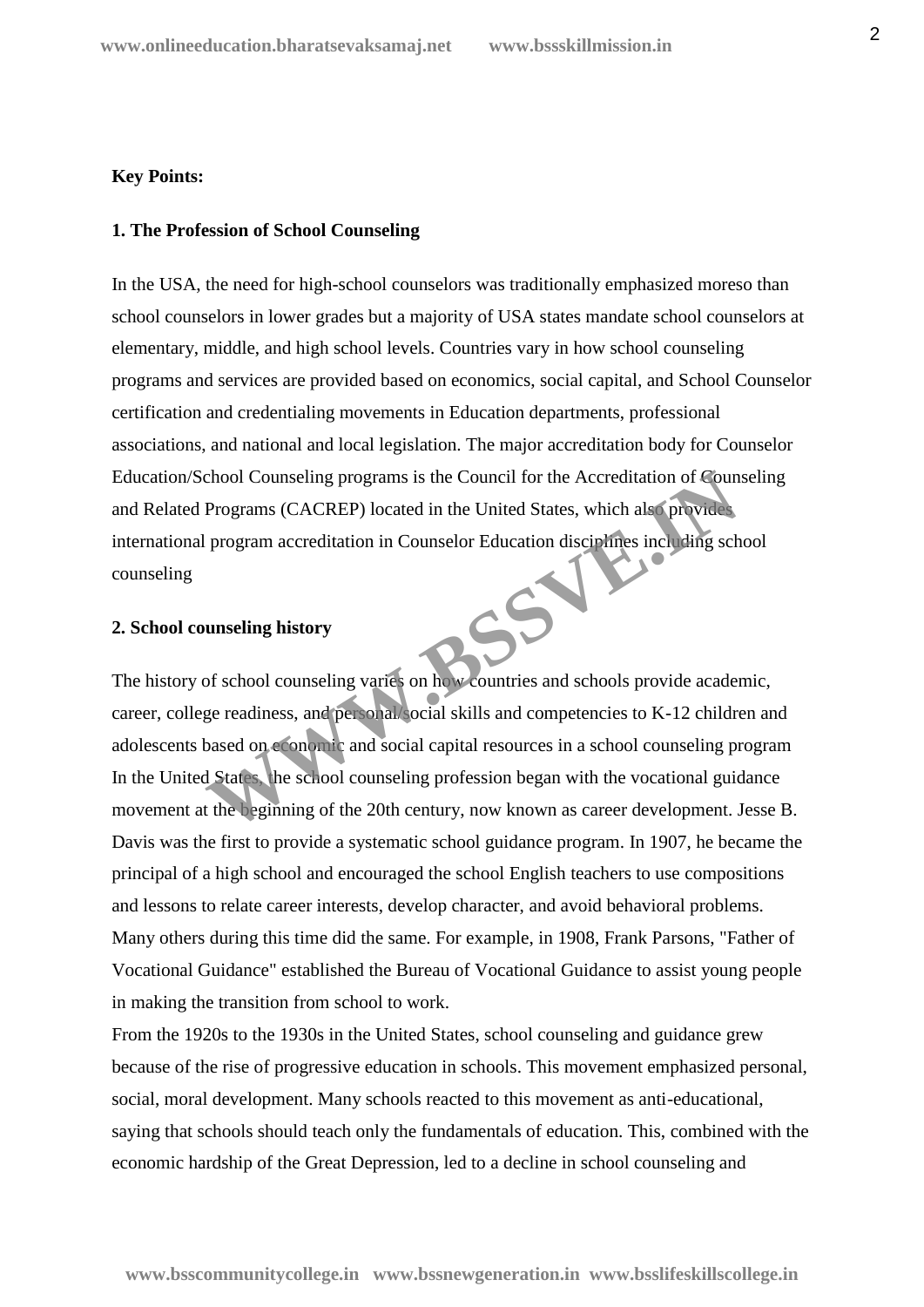**Key Points:**

**1. The Profession of School Counseling**

In the USA, the need for high-school counselors was traditionally emphasized moreso than school counselors in lower grades but a majority of USA states mandate school counselors at elementary, middle, and high school levels. Countries vary in how school counseling programs and services are provided based on economics, social capital, and School Counselor certification and credentialing movements in Education departments, professional associations, and national and local legislation. The major accreditation body for Counselor Education/School Counseling programs is the Council for the Accreditation of Counseling and Related Programs (CACREP) located in the United States, which also provides international program accreditation in Counselor Education disciplines including school counseling

**2. School counseling history**

The history of school counseling varies on how countries and schools provide academic, career, college readiness, and personal/social skills and competencies to K-12 children and adolescents based on economic and social capital resources in a school counseling program In the United States, the school counseling profession began with the vocational guidance movement at the beginning of the 20th century, now known as career development. Jesse B. Davis was the first to provide a systematic school guidance program. In 1907, he became the principal of a high school and encouraged the school English teachers to use compositions and lessons to relate career interests, develop character, and avoid behavioral problems. Many others during this time did the same. For example, in 1908, Frank Parsons, "Father of Vocational Guidance" established the Bureau of Vocational Guidance to assist young people in making the transition from school to work.

From the 1920s to the 1930s in the United States, school counseling and guidance grew because of the rise of progressive education in schools. This movement emphasized personal, social, moral development. Many schools reacted to this movement as anti-educational, saying that schools should teach only the fundamentals of education. This, combined with the economic hardship of the Great Depression, led to a decline in school counseling and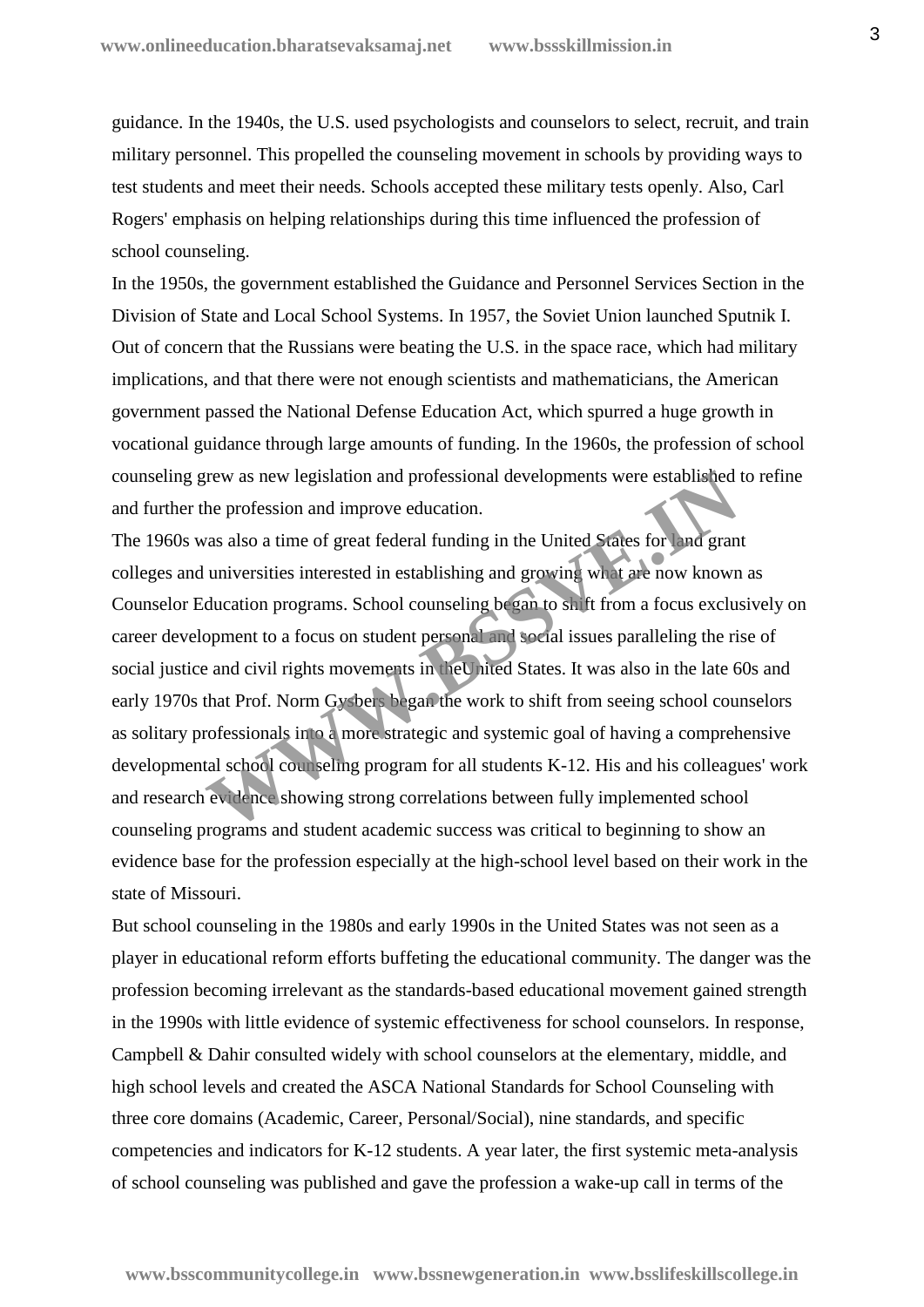guidance. In the 1940s, the U.S. used psychologists and counselors to select, recruit, and train military personnel. This propelled the counseling movement in schools by providing ways to test students and meet their needs. Schools accepted these military tests openly. Also, Carl Rogers' emphasis on helping relationships during this time influenced the profession of school counseling.

In the 1950s, the government established the Guidance and Personnel Services Section in the Division of State and Local School Systems. In 1957, the Soviet Union launched Sputnik I. Out of concern that the Russians were beating the U.S. in the space race, which had military implications, and that there were not enough scientists and mathematicians, the American government passed the National Defense Education Act, which spurred a huge growth in vocational guidance through large amounts of funding. In the 1960s, the profession of school counseling grew as new legislation and professional developments were established to refine and further the profession and improve education.

The 1960s was also a time of great federal funding in the United States for land grant colleges and universities interested in establishing and growing what are now known as Counselor Education programs. School counseling began to shift from a focus exclusively on career development to a focus on student personal and social issues paralleling the rise of social justice and civil rights movements in the United States. It was also in the late 60s and early 1970s that Prof. Norm Gysbers began the work to shift from seeing school counselors as solitary professionals into a more strategic and systemic goal of having a comprehensive developmental school counseling program for all students K-12. His and his colleagues' work and research evidence showing strong correlations between fully implemented school counseling programs and student academic success was critical to beginning to show an evidence base for the profession especially at the high-school level based on their work in the state of Missouri.

But school counseling in the 1980s and early 1990s in the United States was not seen as a player in educational reform efforts buffeting the educational community. The danger was the profession becoming irrelevant as the standards-based educational movement gained strength in the 1990s with little evidence of systemic effectiveness for school counselors. In response, Campbell & Dahir consulted widely with school counselors at the elementary, middle, and high school levels and created the ASCA National Standards for School Counseling with three core domains (Academic, Career, Personal/Social), nine standards, and specific competencies and indicators for K-12 students. A year later, the first systemic meta-analysis of school counseling was published and gave the profession a wake-up call in terms of the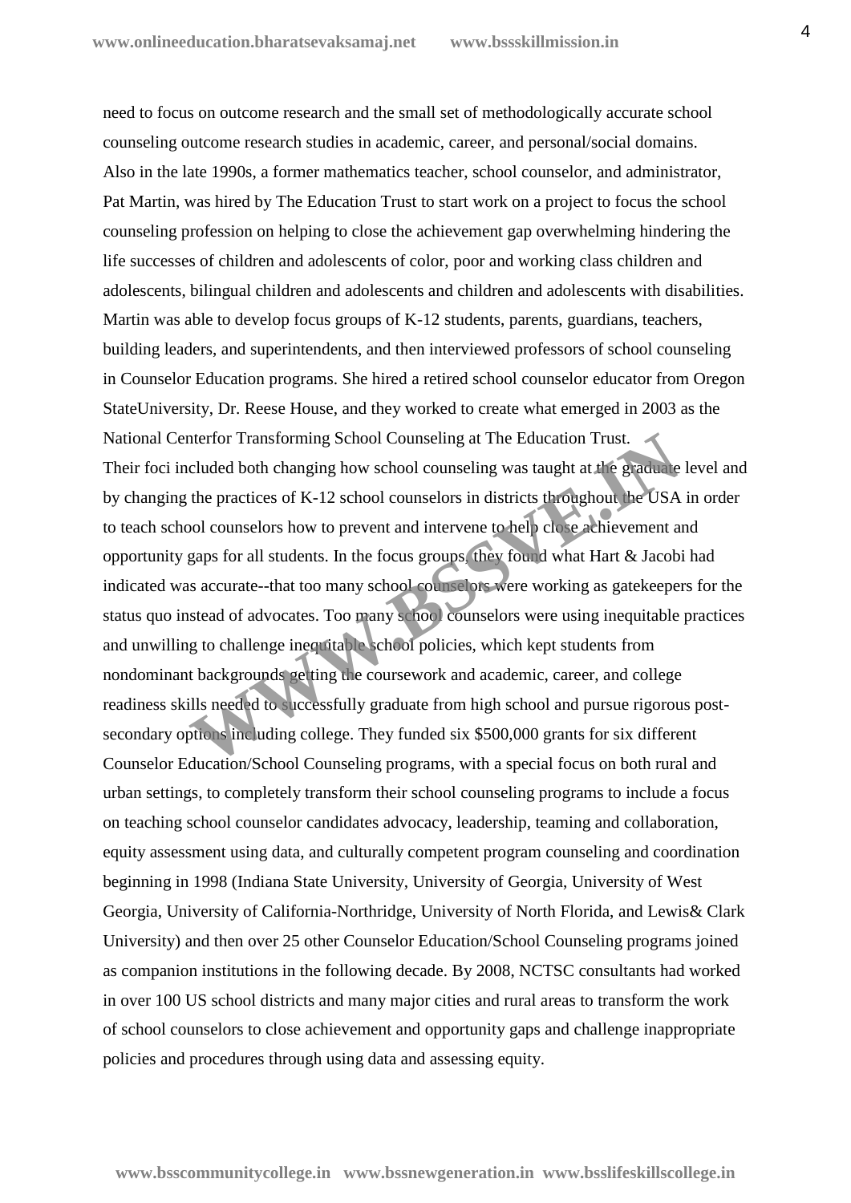need to focus on outcome research and the small set of methodologically accurate school counseling outcome research studies in academic, career, and personal/social domains.

Also in the late 1990s, a former mathematics teacher, school counselor, and administrator, Pat Martin, was hired by The Education Trust to start work on a project to focus the school counseling profession on helping to close the achievement gap overwhelming hindering the life successes of children and adolescents of color, poor and working class children and adolescents, bilingual children and adolescents and children and adolescents with disabilities. Martin was able to develop focus groups of K-12 students, parents, guardians, teachers, building leaders, and superintendents, and then interviewed professors of school counseling in Counselor Education programs. She hired a retired school counselor educator from Oregon StateUniversity, Dr. Reese House, and they worked to create what emerged in 2003 as the National Centerfor Transforming School Counseling at The Education Trust.

Their foci included both changing how school counseling was taught at the graduate level and by changing the practices of K-12 school counselors in districts throughout the USA in order to teach school counselors how to prevent and intervene to help close achievement and opportunity gaps for all students. In the focus groups, they found what Hart & Jacobi had indicated was accurate--that too many school counselors were working as gatekeepers for the status quo instead of advocates. Too many school counselors were using inequitable practices and unwilling to challenge inequitable school policies, which kept students from nondominant backgrounds getting the coursework and academic, career, and college readiness skills needed to successfully graduate from high school and pursue rigorous post-secondary options including college. They funded six $500,000 grants for six different Counselor Education/School Counseling programs, with a special focus on both rural and urban settings, to completely transform their school counseling programs to include a focus on teaching school counselor candidates advocacy, leadership, teaming and collaboration, equity assessment using data, and culturally competent program counseling and coordination beginning in 1998 (Indiana State University, University of Georgia, University of West Georgia, University of California-Northridge, University of North Florida, and Lewis& Clark University) and then over 25 other Counselor Education/School Counseling programs joined as companion institutions in the following decade. By 2008, NCTSC consultants had worked in over 100 US school districts and many major cities and rural areas to transform the work of school counselors to close achievement and opportunity gaps and challenge inappropriate policies and procedures through using data and assessing equity.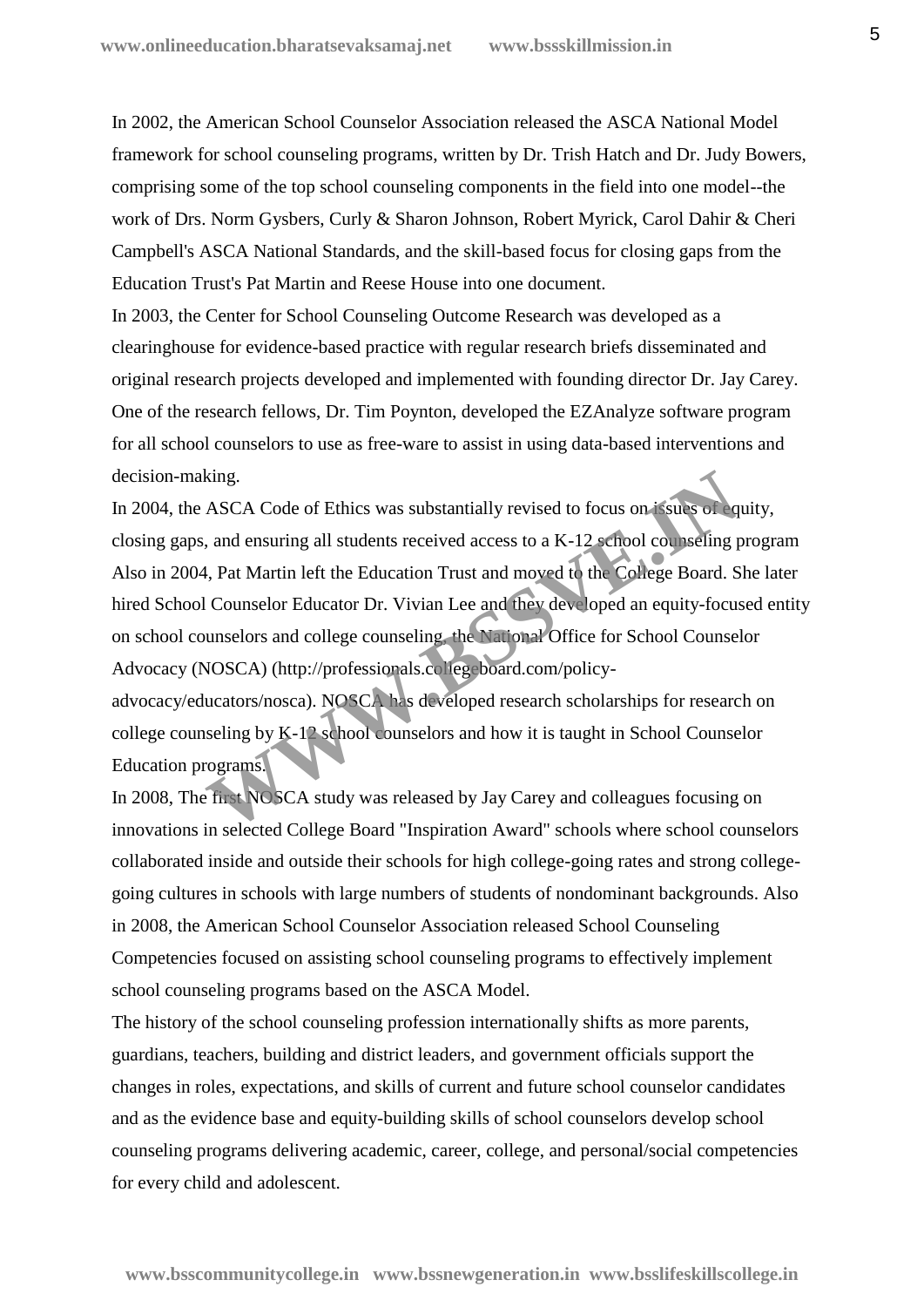In 2002, the American School Counselor Association released the ASCA National Model framework for school counseling programs, written by Dr. Trish Hatch and Dr. Judy Bowers, comprising some of the top school counseling components in the field into one model--the work of Drs. Norm Gysbers, Curly & Sharon Johnson, Robert Myrick, Carol Dahir & Cheri Campbell's ASCA National Standards, and the skill-based focus for closing gaps from the Education Trust's Pat Martin and Reese House into one document.

In 2003, the Center for School Counseling Outcome Research was developed as a clearinghouse for evidence-based practice with regular research briefs disseminated and original research projects developed and implemented with founding director Dr. Jay Carey. One of the research fellows, Dr. Tim Poynton, developed the EZAnalyze software program for all school counselors to use as free-ware to assist in using data-based interventions and decision-making.

In 2004, the ASCA Code of Ethics was substantially revised to focus on issues of equity, closing gaps, and ensuring all students received access to a K-12 school counseling program Also in 2004, Pat Martin left the Education Trust and moved to the College Board. She later hired School Counselor Educator Dr. Vivian Lee and they developed an equity-focused entity on school counselors and college counseling, the National Office for School Counselor Advocacy (NOSCA) (http://professionals.collegeboard.com/policy-advocacy/educators/nosca). NOSCA has developed research scholarships for research on college counseling by K-12 school counselors and how it is taught in School Counselor Education programs.

In 2008, The first NOSCA study was released by Jay Carey and colleagues focusing on innovations in selected College Board "Inspiration Award" schools where school counselors collaborated inside and outside their schools for high college-going rates and strong college-going cultures in schools with large numbers of students of nondominant backgrounds. Also in 2008, the American School Counselor Association released School Counseling Competencies focused on assisting school counseling programs to effectively implement school counseling programs based on the ASCA Model.

The history of the school counseling profession internationally shifts as more parents, guardians, teachers, building and district leaders, and government officials support the changes in roles, expectations, and skills of current and future school counselor candidates and as the evidence base and equity-building skills of school counselors develop school counseling programs delivering academic, career, college, and personal/social competencies for every child and adolescent.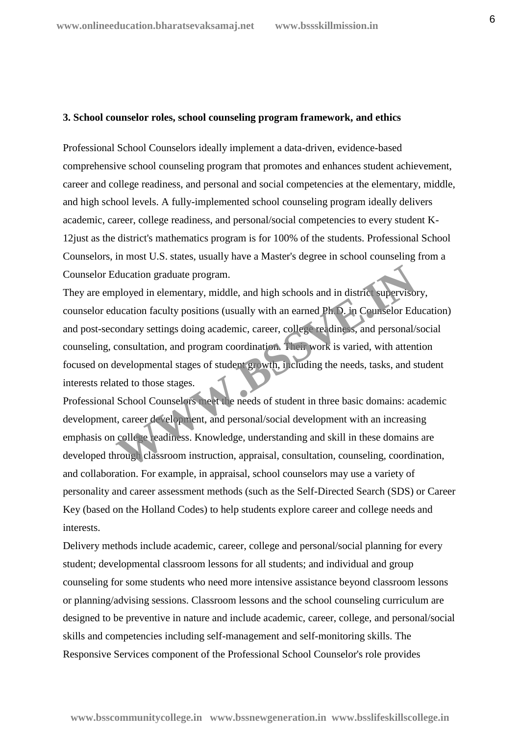**3. School counselor roles, school counseling program framework, and ethics**

Professional School Counselors ideally implement a data-driven, evidence-based comprehensive school counseling program that promotes and enhances student achievement, career and college readiness, and personal and social competencies at the elementary, middle, and high school levels. A fully-implemented school counseling program ideally delivers academic, career, college readiness, and personal/social competencies to every student K-12just as the district's mathematics program is for 100% of the students. Professional School Counselors, in most U.S. states, usually have a Master's degree in school counseling from a Counselor Education graduate program.

They are employed in elementary, middle, and high schools and in district supervisory, counselor education faculty positions (usually with an earned Ph.D. in Counselor Education) and post-secondary settings doing academic, career, college readiness, and personal/social counseling, consultation, and program coordination. Their work is varied, with attention focused on developmental stages of student growth, including the needs, tasks, and student interests related to those stages.

Professional School Counselors meet the needs of student in three basic domains: academic development, career development, and personal/social development with an increasing emphasis on college readiness. Knowledge, understanding and skill in these domains are developed through classroom instruction, appraisal, consultation, counseling, coordination, and collaboration. For example, in appraisal, school counselors may use a variety of personality and career assessment methods (such as the Self-Directed Search (SDS) or Career Key (based on the Holland Codes) to help students explore career and college needs and interests.

Delivery methods include academic, career, college and personal/social planning for every student; developmental classroom lessons for all students; and individual and group counseling for some students who need more intensive assistance beyond classroom lessons or planning/advising sessions. Classroom lessons and the school counseling curriculum are designed to be preventive in nature and include academic, career, college, and personal/social skills and competencies including self-management and self-monitoring skills. The Responsive Services component of the Professional School Counselor's role provides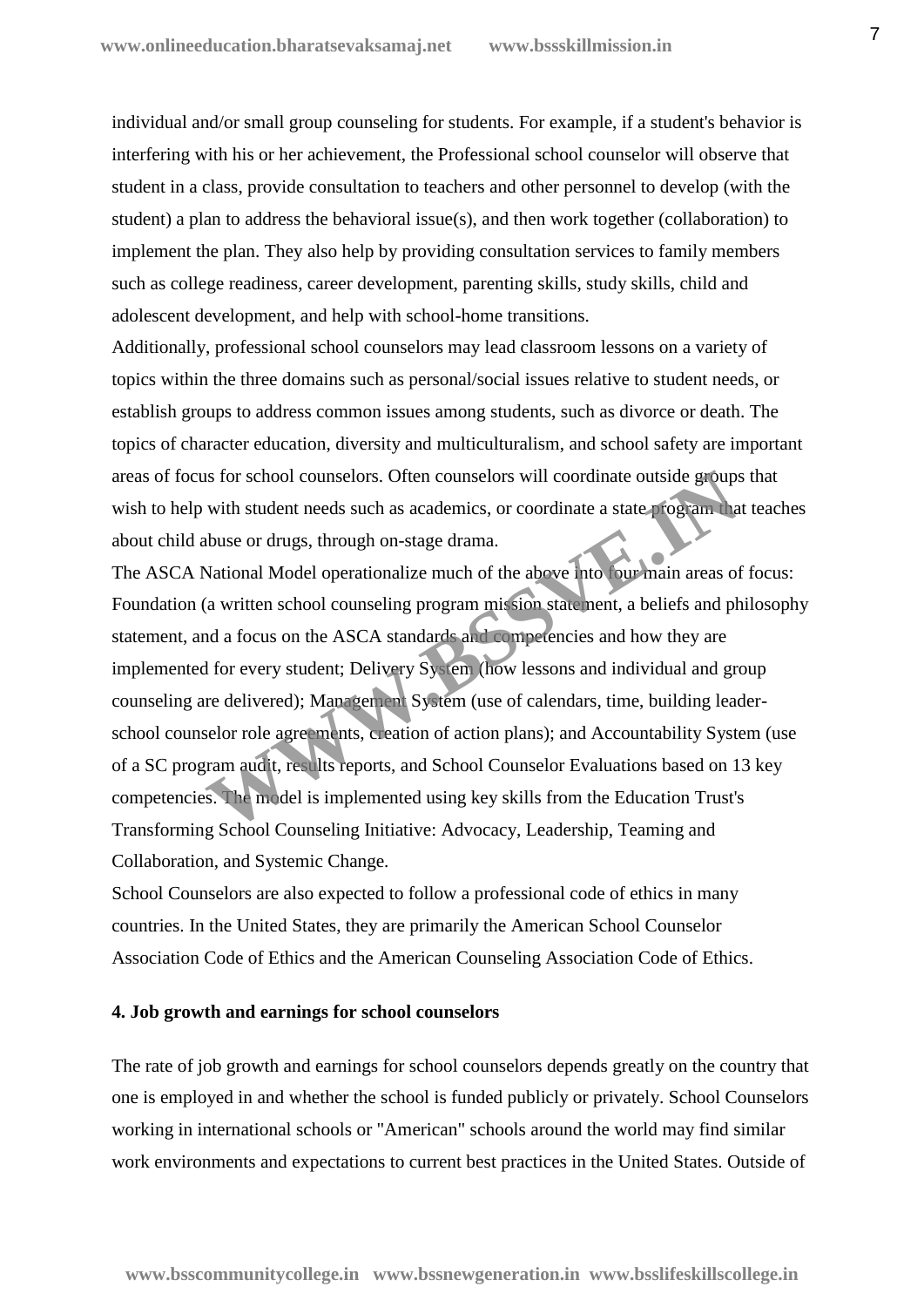individual and/or small group counseling for students. For example, if a student's behavior is interfering with his or her achievement, the Professional school counselor will observe that student in a class, provide consultation to teachers and other personnel to develop (with the student) a plan to address the behavioral issue(s), and then work together (collaboration) to implement the plan. They also help by providing consultation services to family members such as college readiness, career development, parenting skills, study skills, child and adolescent development, and help with school-home transitions.

Additionally, professional school counselors may lead classroom lessons on a variety of topics within the three domains such as personal/social issues relative to student needs, or establish groups to address common issues among students, such as divorce or death. The topics of character education, diversity and multiculturalism, and school safety are important areas of focus for school counselors. Often counselors will coordinate outside groups that wish to help with student needs such as academics, or coordinate a state program that teaches about child abuse or drugs, through on-stage drama.

The ASCA National Model operationalize much of the above into four main areas of focus: Foundation (a written school counseling program mission statement, a beliefs and philosophy statement, and a focus on the ASCA standards and competencies and how they are implemented for every student; Delivery System (how lessons and individual and group counseling are delivered); Management System (use of calendars, time, building leader-school counselor role agreements, creation of action plans); and Accountability System (use of a SC program audit, results reports, and School Counselor Evaluations based on 13 key competencies. The model is implemented using key skills from the Education Trust's Transforming School Counseling Initiative: Advocacy, Leadership, Teaming and Collaboration, and Systemic Change.

School Counselors are also expected to follow a professional code of ethics in many countries. In the United States, they are primarily the American School Counselor Association Code of Ethics and the American Counseling Association Code of Ethics.

### 4. Job growth and earnings for school counselors

The rate of job growth and earnings for school counselors depends greatly on the country that one is employed in and whether the school is funded publicly or privately. School Counselors working in international schools or "American" schools around the world may find similar work environments and expectations to current best practices in the United States. Outside of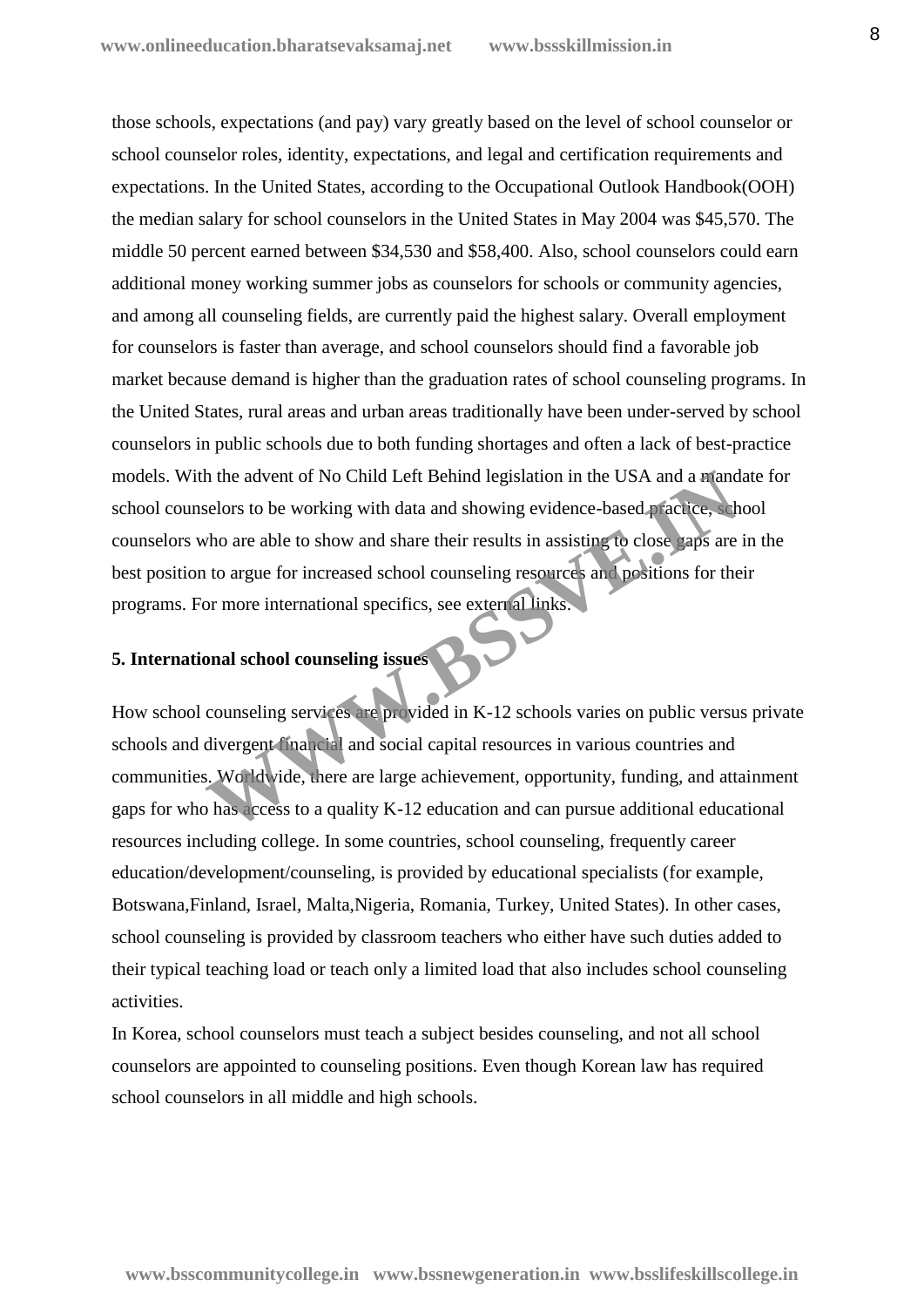those schools, expectations (and pay) vary greatly based on the level of school counselor or school counselor roles, identity, expectations, and legal and certification requirements and expectations. In the United States, according to the Occupational Outlook Handbook(OOH) the median salary for school counselors in the United States in May 2004 was $45,570. The middle 50 percent earned between $34,530 and $58,400. Also, school counselors could earn additional money working summer jobs as counselors for schools or community agencies, and among all counseling fields, are currently paid the highest salary. Overall employment for counselors is faster than average, and school counselors should find a favorable job market because demand is higher than the graduation rates of school counseling programs. In the United States, rural areas and urban areas traditionally have been under-served by school counselors in public schools due to both funding shortages and often a lack of best-practice models. With the advent of No Child Left Behind legislation in the USA and a mandate for school counselors to be working with data and showing evidence-based practice, school counselors who are able to show and share their results in assisting to close gaps are in the best position to argue for increased school counseling resources and positions for their programs. For more international specifics, see external links.

**5. International school counseling issues**

How school counseling services are provided in K-12 schools varies on public versus private schools and divergent financial and social capital resources in various countries and communities. Worldwide, there are large achievement, opportunity, funding, and attainment gaps for who has access to a quality K-12 education and can pursue additional educational resources including college. In some countries, school counseling, frequently career education/development/counseling, is provided by educational specialists (for example, Botswana,Finland, Israel, Malta,Nigeria, Romania, Turkey, United States). In other cases, school counseling is provided by classroom teachers who either have such duties added to their typical teaching load or teach only a limited load that also includes school counseling activities.

In Korea, school counselors must teach a subject besides counseling, and not all school counselors are appointed to counseling positions. Even though Korean law has required school counselors in all middle and high schools.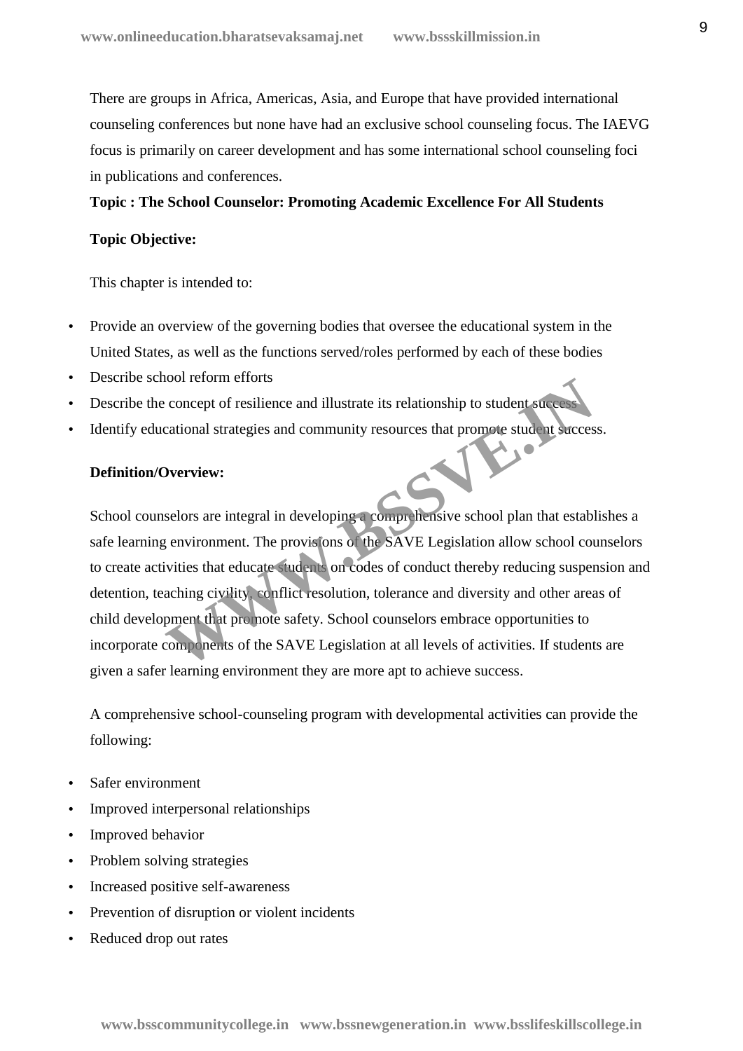There are groups in Africa, Americas, Asia, and Europe that have provided international counseling conferences but none have had an exclusive school counseling focus. The IAEVG focus is primarily on career development and has some international school counseling foci in publications and conferences.

**Topic : The School Counselor: Promoting Academic Excellence For All Students**

**Topic Objective:**

This chapter is intended to:

- Provide an overview of the governing bodies that oversee the educational system in the United States, as well as the functions served/roles performed by each of these bodies
- Describe school reform efforts
- Describe the concept of resilience and illustrate its relationship to student success
- Identify educational strategies and community resources that promote student success.

**Definition/Overview:**

School counselors are integral in developing a comprehensive school plan that establishes a safe learning environment. The provisions of the SAVE Legislation allow school counselors to create activities that educate students on codes of conduct thereby reducing suspension and detention, teaching civility, conflict resolution, tolerance and diversity and other areas of child development that promote safety. School counselors embrace opportunities to incorporate components of the SAVE Legislation at all levels of activities. If students are given a safer learning environment they are more apt to achieve success.

A comprehensive school-counseling program with developmental activities can provide the following:

- Safer environment
- Improved interpersonal relationships
- Improved behavior
- Problem solving strategies
- Increased positive self-awareness
- Prevention of disruption or violent incidents
- Reduced drop out rates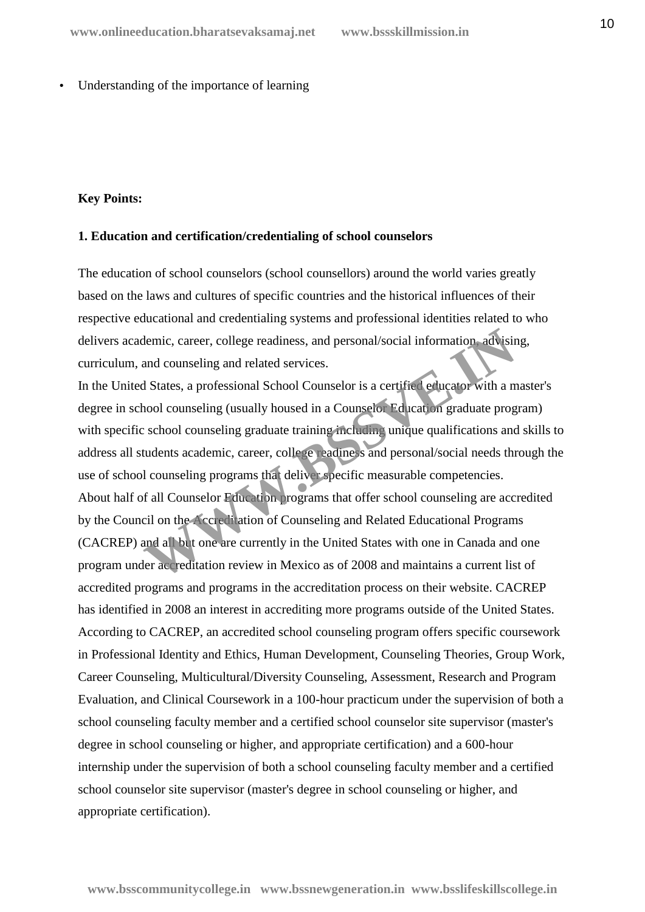- Understanding of the importance of learning

**Key Points:**

**1. Education and certification/credentialing of school counselors**

The education of school counselors (school counsellors) around the world varies greatly based on the laws and cultures of specific countries and the historical influences of their respective educational and credentialing systems and professional identities related to who delivers academic, career, college readiness, and personal/social information, advising, curriculum, and counseling and related services.

In the United States, a professional School Counselor is a certified educator with a master's degree in school counseling (usually housed in a Counselor Education graduate program) with specific school counseling graduate training including unique qualifications and skills to address all students academic, career, college readiness and personal/social needs through the use of school counseling programs that deliver specific measurable competencies.

About half of all Counselor Education programs that offer school counseling are accredited by the Council on the Accreditation of Counseling and Related Educational Programs (CACREP) and all but one are currently in the United States with one in Canada and one program under accreditation review in Mexico as of 2008 and maintains a current list of accredited programs and programs in the accreditation process on their website. CACREP has identified in 2008 an interest in accrediting more programs outside of the United States. According to CACREP, an accredited school counseling program offers specific coursework in Professional Identity and Ethics, Human Development, Counseling Theories, Group Work, Career Counseling, Multicultural/Diversity Counseling, Assessment, Research and Program Evaluation, and Clinical Coursework in a 100-hour practicum under the supervision of both a school counseling faculty member and a certified school counselor site supervisor (master's degree in school counseling or higher, and appropriate certification) and a 600-hour internship under the supervision of both a school counseling faculty member and a certified school counselor site supervisor (master's degree in school counseling or higher, and appropriate certification).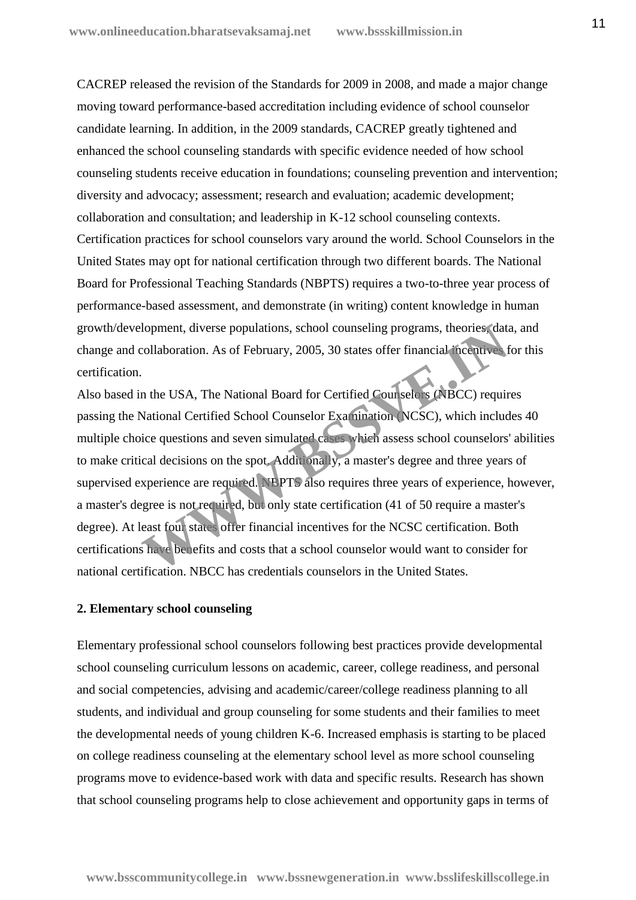CACREP released the revision of the Standards for 2009 in 2008, and made a major change moving toward performance-based accreditation including evidence of school counselor candidate learning. In addition, in the 2009 standards, CACREP greatly tightened and enhanced the school counseling standards with specific evidence needed of how school counseling students receive education in foundations; counseling prevention and intervention; diversity and advocacy; assessment; research and evaluation; academic development; collaboration and consultation; and leadership in K-12 school counseling contexts.
Certification practices for school counselors vary around the world. School Counselors in the United States may opt for national certification through two different boards. The National Board for Professional Teaching Standards (NBPTS) requires a two-to-three year process of performance-based assessment, and demonstrate (in writing) content knowledge in human growth/development, diverse populations, school counseling programs, theories, data, and change and collaboration. As of February, 2005, 30 states offer financial incentives for this certification.
Also based in the USA, The National Board for Certified Counselors (NBCC) requires passing the National Certified School Counselor Examination (NCSC), which includes 40 multiple choice questions and seven simulated cases which assess school counselors' abilities to make critical decisions on the spot. Additionally, a master's degree and three years of supervised experience are required. NBPTS also requires three years of experience, however, a master's degree is not required, but only state certification (41 of 50 require a master's degree). At least four states offer financial incentives for the NCSC certification. Both certifications have benefits and costs that a school counselor would want to consider for national certification. NBCC has credentials counselors in the United States.

**2. Elementary school counseling**

Elementary professional school counselors following best practices provide developmental school counseling curriculum lessons on academic, career, college readiness, and personal and social competencies, advising and academic/career/college readiness planning to all students, and individual and group counseling for some students and their families to meet the developmental needs of young children K-6. Increased emphasis is starting to be placed on college readiness counseling at the elementary school level as more school counseling programs move to evidence-based work with data and specific results. Research has shown that school counseling programs help to close achievement and opportunity gaps in terms of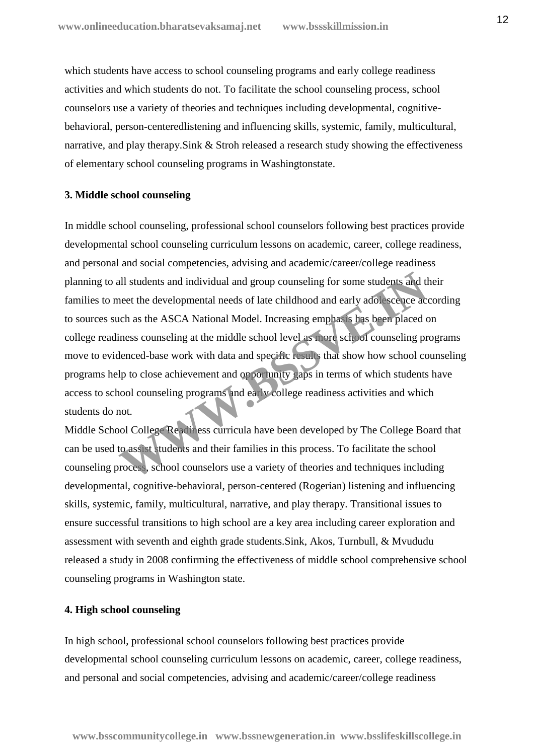which students have access to school counseling programs and early college readiness activities and which students do not. To facilitate the school counseling process, school counselors use a variety of theories and techniques including developmental, cognitive-behavioral, person-centeredlistening and influencing skills, systemic, family, multicultural, narrative, and play therapy.Sink & Stroh released a research study showing the effectiveness of elementary school counseling programs in Washingtonstate.

### 3. Middle school counseling

In middle school counseling, professional school counselors following best practices provide developmental school counseling curriculum lessons on academic, career, college readiness, and personal and social competencies, advising and academic/career/college readiness planning to all students and individual and group counseling for some students and their families to meet the developmental needs of late childhood and early adolescence according to sources such as the ASCA National Model. Increasing emphasis has been placed on college readiness counseling at the middle school level as more school counseling programs move to evidenced-base work with data and specific results that show how school counseling programs help to close achievement and opportunity gaps in terms of which students have access to school counseling programs and early college readiness activities and which students do not.

Middle School College Readiness curricula have been developed by The College Board that can be used to assist students and their families in this process. To facilitate the school counseling process, school counselors use a variety of theories and techniques including developmental, cognitive-behavioral, person-centered (Rogerian) listening and influencing skills, systemic, family, multicultural, narrative, and play therapy. Transitional issues to ensure successful transitions to high school are a key area including career exploration and assessment with seventh and eighth grade students.Sink, Akos, Turnbull, & Mvududu released a study in 2008 confirming the effectiveness of middle school comprehensive school counseling programs in Washington state.

### 4. High school counseling

In high school, professional school counselors following best practices provide developmental school counseling curriculum lessons on academic, career, college readiness, and personal and social competencies, advising and academic/career/college readiness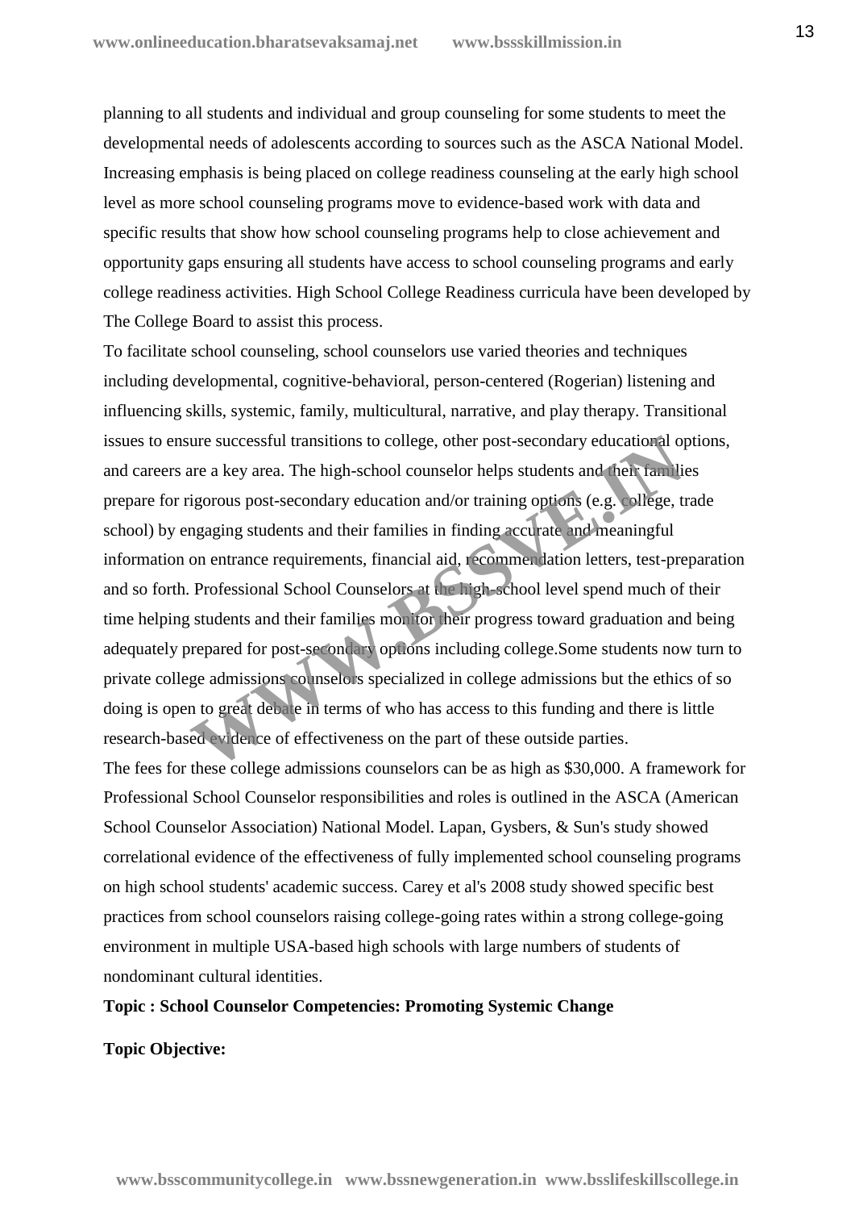planning to all students and individual and group counseling for some students to meet the developmental needs of adolescents according to sources such as the ASCA National Model. Increasing emphasis is being placed on college readiness counseling at the early high school level as more school counseling programs move to evidence-based work with data and specific results that show how school counseling programs help to close achievement and opportunity gaps ensuring all students have access to school counseling programs and early college readiness activities. High School College Readiness curricula have been developed by The College Board to assist this process.

To facilitate school counseling, school counselors use varied theories and techniques including developmental, cognitive-behavioral, person-centered (Rogerian) listening and influencing skills, systemic, family, multicultural, narrative, and play therapy. Transitional issues to ensure successful transitions to college, other post-secondary educational options, and careers are a key area. The high-school counselor helps students and their families prepare for rigorous post-secondary education and/or training options (e.g. college, trade school) by engaging students and their families in finding accurate and meaningful information on entrance requirements, financial aid, recommendation letters, test-preparation and so forth. Professional School Counselors at the high-school level spend much of their time helping students and their families monitor their progress toward graduation and being adequately prepared for post-secondary options including college.Some students now turn to private college admissions counselors specialized in college admissions but the ethics of so doing is open to great debate in terms of who has access to this funding and there is little research-based evidence of effectiveness on the part of these outside parties.

The fees for these college admissions counselors can be as high as $30,000. A framework for Professional School Counselor responsibilities and roles is outlined in the ASCA (American School Counselor Association) National Model. Lapan, Gysbers, & Sun's study showed correlational evidence of the effectiveness of fully implemented school counseling programs on high school students' academic success. Carey et al's 2008 study showed specific best practices from school counselors raising college-going rates within a strong college-going environment in multiple USA-based high schools with large numbers of students of nondominant cultural identities.

**Topic : School Counselor Competencies: Promoting Systemic Change**

**Topic Objective:**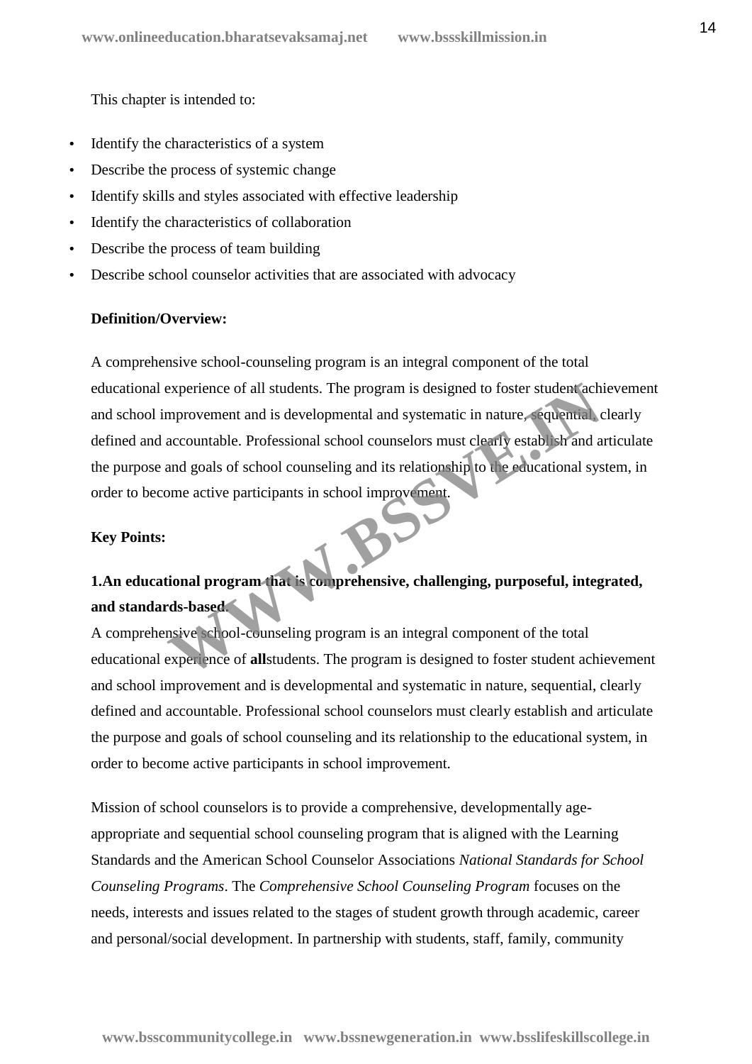This chapter is intended to:

- Identify the characteristics of a system
- Describe the process of systemic change
- Identify skills and styles associated with effective leadership
- Identify the characteristics of collaboration
- Describe the process of team building
- Describe school counselor activities that are associated with advocacy

**Definition/Overview:**

A comprehensive school-counseling program is an integral component of the total educational experience of all students. The program is designed to foster student achievement and school improvement and is developmental and systematic in nature, sequential, clearly defined and accountable. Professional school counselors must clearly establish and articulate the purpose and goals of school counseling and its relationship to the educational system, in order to become active participants in school improvement.

**Key Points:**

**1.An educational program that is comprehensive, challenging, purposeful, integrated, and standards-based.**

A comprehensive school-counseling program is an integral component of the total educational experience of **all**students. The program is designed to foster student achievement and school improvement and is developmental and systematic in nature, sequential, clearly defined and accountable. Professional school counselors must clearly establish and articulate the purpose and goals of school counseling and its relationship to the educational system, in order to become active participants in school improvement.

Mission of school counselors is to provide a comprehensive, developmentally age-appropriate and sequential school counseling program that is aligned with the Learning Standards and the American School Counselor Associations *National Standards for School Counseling Programs*. The *Comprehensive School Counseling Program* focuses on the needs, interests and issues related to the stages of student growth through academic, career and personal/social development. In partnership with students, staff, family, community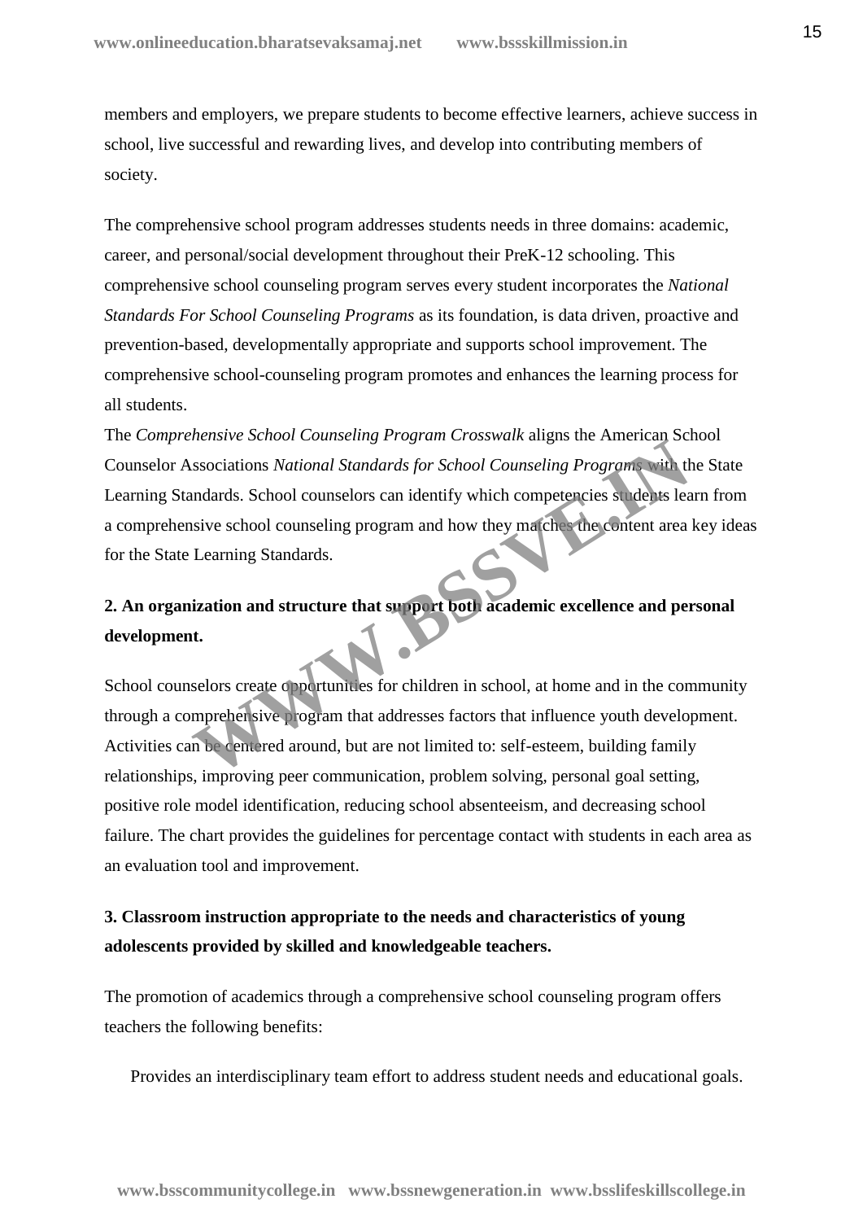members and employers, we prepare students to become effective learners, achieve success in school, live successful and rewarding lives, and develop into contributing members of society.

The comprehensive school program addresses students needs in three domains: academic, career, and personal/social development throughout their PreK-12 schooling. This comprehensive school counseling program serves every student incorporates the *National Standards For School Counseling Programs* as its foundation, is data driven, proactive and prevention-based, developmentally appropriate and supports school improvement. The comprehensive school-counseling program promotes and enhances the learning process for all students.

The *Comprehensive School Counseling Program Crosswalk* aligns the American School Counselor Associations *National Standards for School Counseling Programs* with the State Learning Standards. School counselors can identify which competencies students learn from a comprehensive school counseling program and how they matches the content area key ideas for the State Learning Standards.

**2. An organization and structure that support both academic excellence and personal development.**

School counselors create opportunities for children in school, at home and in the community through a comprehensive program that addresses factors that influence youth development. Activities can be centered around, but are not limited to: self-esteem, building family relationships, improving peer communication, problem solving, personal goal setting, positive role model identification, reducing school absenteeism, and decreasing school failure. The chart provides the guidelines for percentage contact with students in each area as an evaluation tool and improvement.

**3. Classroom instruction appropriate to the needs and characteristics of young adolescents provided by skilled and knowledgeable teachers.**

The promotion of academics through a comprehensive school counseling program offers teachers the following benefits:

Provides an interdisciplinary team effort to address student needs and educational goals.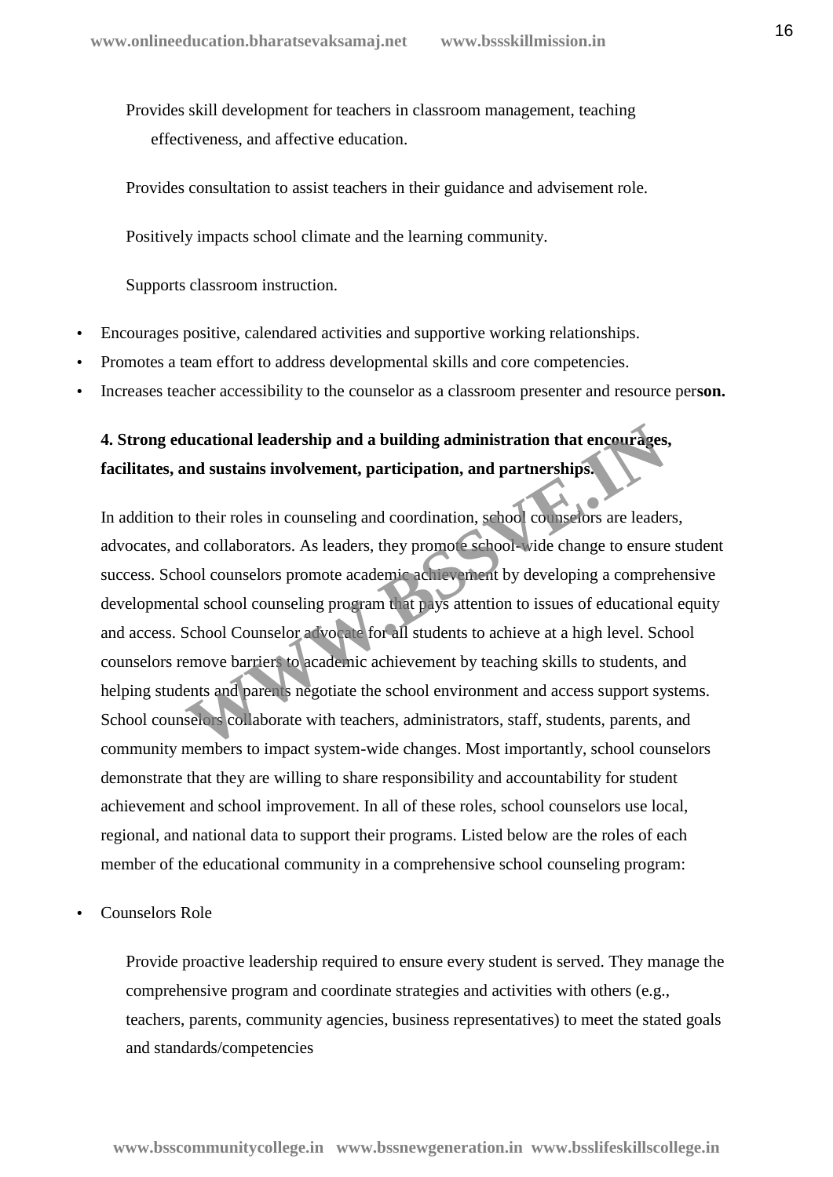Provides skill development for teachers in classroom management, teaching effectiveness, and affective education.

Provides consultation to assist teachers in their guidance and advisement role.

Positively impacts school climate and the learning community.

Supports classroom instruction.

- Encourages positive, calendared activities and supportive working relationships.
- Promotes a team effort to address developmental skills and core competencies.
- Increases teacher accessibility to the counselor as a classroom presenter and resource per**son.**

**4. Strong educational leadership and a building administration that encourages, facilitates, and sustains involvement, participation, and partnerships.**

In addition to their roles in counseling and coordination, school counselors are leaders, advocates, and collaborators. As leaders, they promote school-wide change to ensure student success. School counselors promote academic achievement by developing a comprehensive developmental school counseling program that pays attention to issues of educational equity and access. School Counselor advocate for all students to achieve at a high level. School counselors remove barriers to academic achievement by teaching skills to students, and helping students and parents negotiate the school environment and access support systems. School counselors collaborate with teachers, administrators, staff, students, parents, and community members to impact system-wide changes. Most importantly, school counselors demonstrate that they are willing to share responsibility and accountability for student achievement and school improvement. In all of these roles, school counselors use local, regional, and national data to support their programs. Listed below are the roles of each member of the educational community in a comprehensive school counseling program:

- Counselors Role

Provide proactive leadership required to ensure every student is served. They manage the comprehensive program and coordinate strategies and activities with others (e.g., teachers, parents, community agencies, business representatives) to meet the stated goals and standards/competencies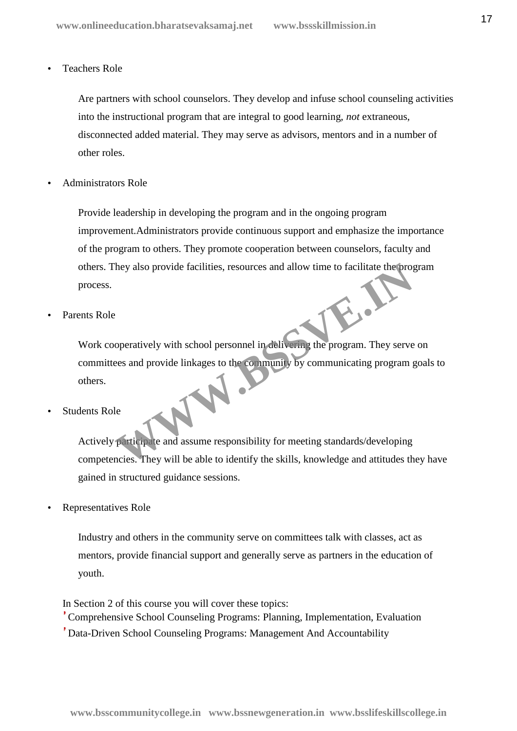- Teachers Role

  Are partners with school counselors. They develop and infuse school counseling activities into the instructional program that are integral to good learning, *not* extraneous, disconnected added material. They may serve as advisors, mentors and in a number of other roles.

- Administrators Role

  Provide leadership in developing the program and in the ongoing program improvement.Administrators provide continuous support and emphasize the importance of the program to others. They promote cooperation between counselors, faculty and others. They also provide facilities, resources and allow time to facilitate the program process.

- Parents Role

  Work cooperatively with school personnel in delivering the program. They serve on committees and provide linkages to the community by communicating program goals to others.

- Students Role

  Actively participate and assume responsibility for meeting standards/developing competencies. They will be able to identify the skills, knowledge and attitudes they have gained in structured guidance sessions.

- Representatives Role

  Industry and others in the community serve on committees talk with classes, act as mentors, provide financial support and generally serve as partners in the education of youth.

In Section 2 of this course you will cover these topics:

- Comprehensive School Counseling Programs: Planning, Implementation, Evaluation
- Data-Driven School Counseling Programs: Management And Accountability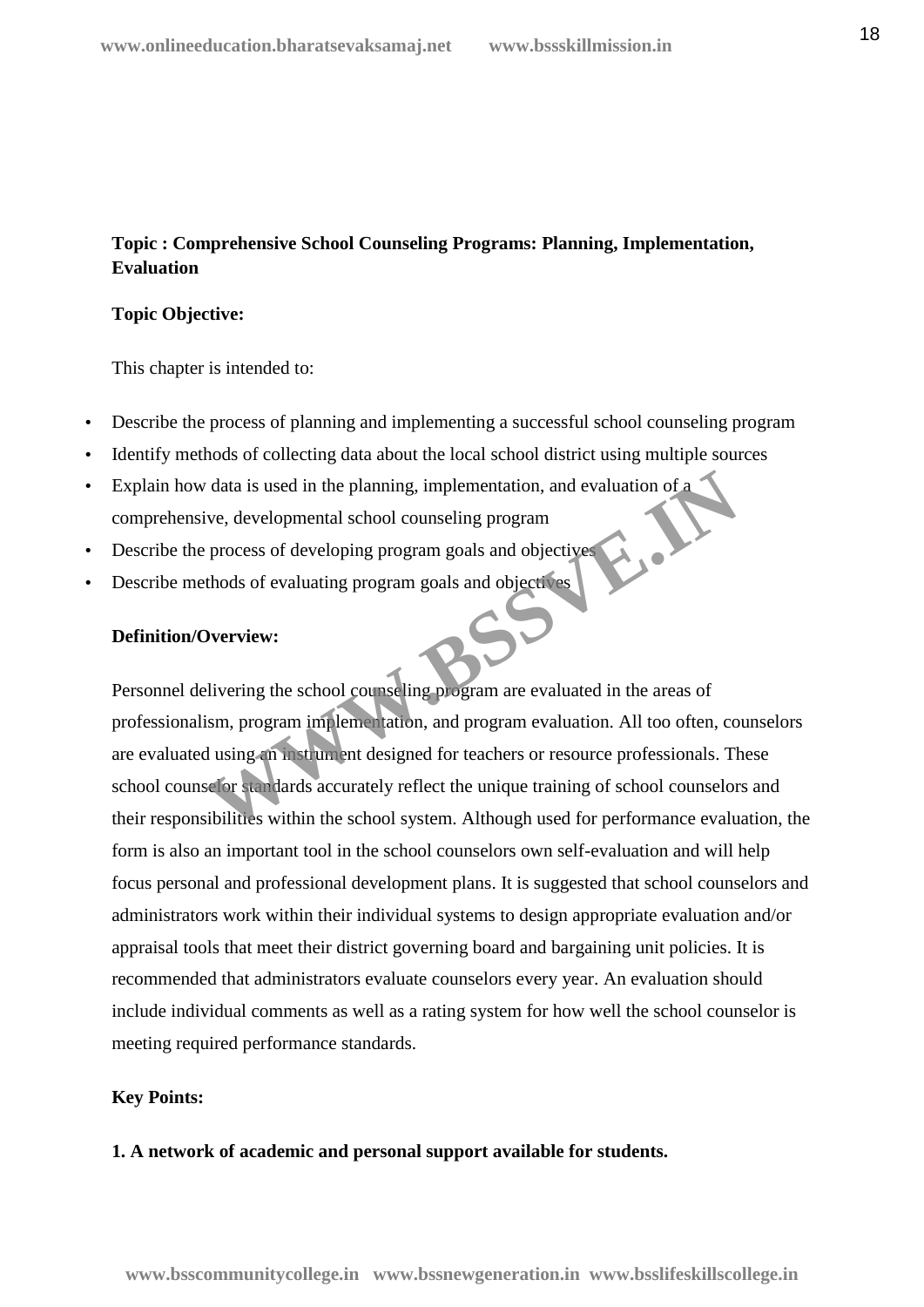**Topic : Comprehensive School Counseling Programs: Planning, Implementation, Evaluation**

**Topic Objective:**

This chapter is intended to:

- Describe the process of planning and implementing a successful school counseling program
- Identify methods of collecting data about the local school district using multiple sources
- Explain how data is used in the planning, implementation, and evaluation of a comprehensive, developmental school counseling program
- Describe the process of developing program goals and objectives
- Describe methods of evaluating program goals and objectives

**Definition/Overview:**

Personnel delivering the school counseling program are evaluated in the areas of professionalism, program implementation, and program evaluation. All too often, counselors are evaluated using an instrument designed for teachers or resource professionals. These school counselor standards accurately reflect the unique training of school counselors and their responsibilities within the school system. Although used for performance evaluation, the form is also an important tool in the school counselors own self-evaluation and will help focus personal and professional development plans. It is suggested that school counselors and administrators work within their individual systems to design appropriate evaluation and/or appraisal tools that meet their district governing board and bargaining unit policies. It is recommended that administrators evaluate counselors every year. An evaluation should include individual comments as well as a rating system for how well the school counselor is meeting required performance standards.

**Key Points:**

**1. A network of academic and personal support available for students.**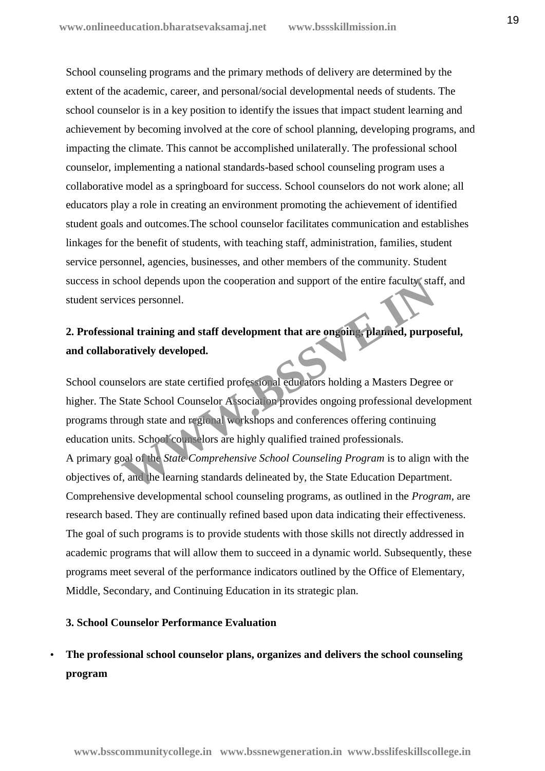School counseling programs and the primary methods of delivery are determined by the extent of the academic, career, and personal/social developmental needs of students. The school counselor is in a key position to identify the issues that impact student learning and achievement by becoming involved at the core of school planning, developing programs, and impacting the climate. This cannot be accomplished unilaterally. The professional school counselor, implementing a national standards-based school counseling program uses a collaborative model as a springboard for success. School counselors do not work alone; all educators play a role in creating an environment promoting the achievement of identified student goals and outcomes.The school counselor facilitates communication and establishes linkages for the benefit of students, with teaching staff, administration, families, student service personnel, agencies, businesses, and other members of the community. Student success in school depends upon the cooperation and support of the entire faculty, staff, and student services personnel.

**2. Professional training and staff development that are ongoing, planned, purposeful, and collaboratively developed.**

School counselors are state certified professional educators holding a Masters Degree or higher. The State School Counselor Association provides ongoing professional development programs through state and regional workshops and conferences offering continuing education units. School counselors are highly qualified trained professionals.
A primary goal of the *State Comprehensive School Counseling Program* is to align with the objectives of, and the learning standards delineated by, the State Education Department. Comprehensive developmental school counseling programs, as outlined in the *Program*, are research based. They are continually refined based upon data indicating their effectiveness. The goal of such programs is to provide students with those skills not directly addressed in academic programs that will allow them to succeed in a dynamic world. Subsequently, these programs meet several of the performance indicators outlined by the Office of Elementary, Middle, Secondary, and Continuing Education in its strategic plan.

**3. School Counselor Performance Evaluation**

- **The professional school counselor plans, organizes and delivers the school counseling program**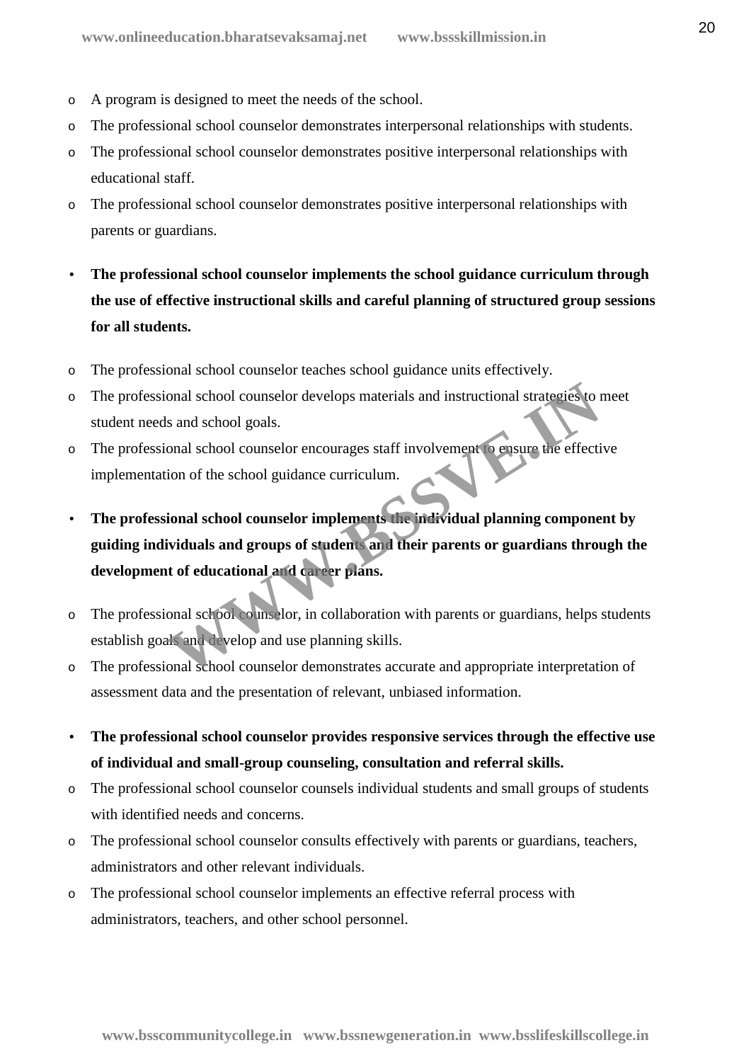- A program is designed to meet the needs of the school.
- The professional school counselor demonstrates interpersonal relationships with students.
- The professional school counselor demonstrates positive interpersonal relationships with educational staff.
- The professional school counselor demonstrates positive interpersonal relationships with parents or guardians.

- **The professional school counselor implements the school guidance curriculum through the use of effective instructional skills and careful planning of structured group sessions for all students.**

  - The professional school counselor teaches school guidance units effectively.
  - The professional school counselor develops materials and instructional strategies to meet student needs and school goals.
  - The professional school counselor encourages staff involvement to ensure the effective implementation of the school guidance curriculum.

- **The professional school counselor implements the individual planning component by guiding individuals and groups of students and their parents or guardians through the development of educational and career plans.**

  - The professional school counselor, in collaboration with parents or guardians, helps students establish goals and develop and use planning skills.
  - The professional school counselor demonstrates accurate and appropriate interpretation of assessment data and the presentation of relevant, unbiased information.

- **The professional school counselor provides responsive services through the effective use of individual and small-group counseling, consultation and referral skills.**
  - The professional school counselor counsels individual students and small groups of students with identified needs and concerns.
  - The professional school counselor consults effectively with parents or guardians, teachers, administrators and other relevant individuals.
  - The professional school counselor implements an effective referral process with administrators, teachers, and other school personnel.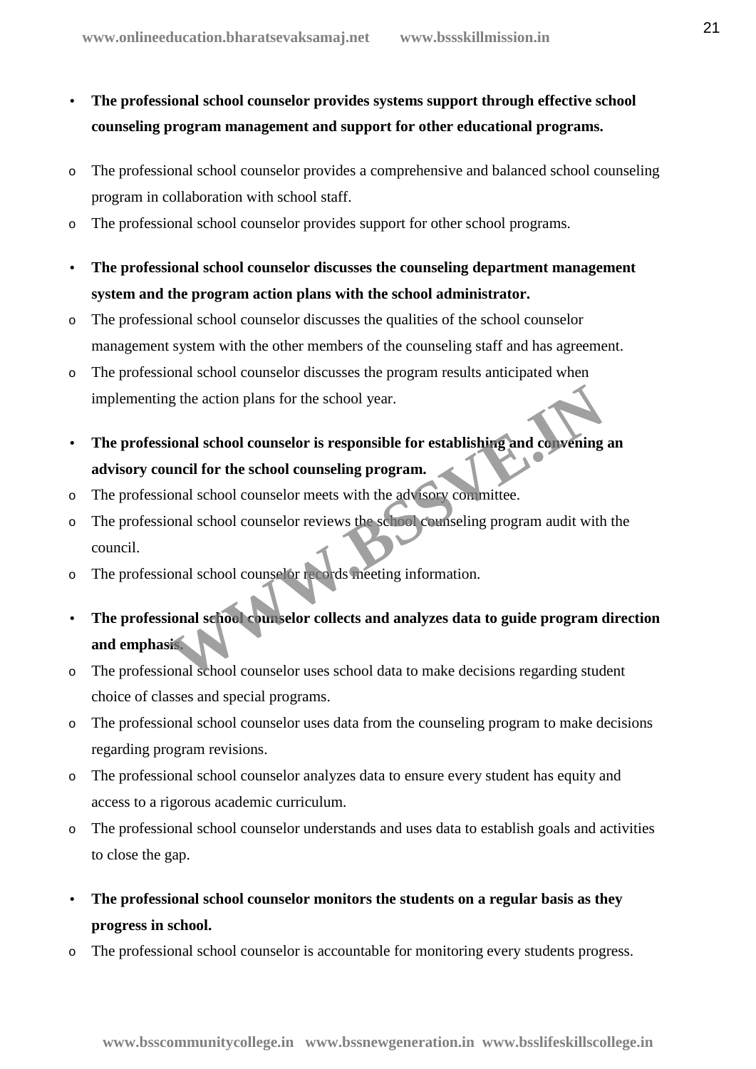- **The professional school counselor provides systems support through effective school counseling program management and support for other educational programs.**
  - The professional school counselor provides a comprehensive and balanced school counseling program in collaboration with school staff.
  - The professional school counselor provides support for other school programs.

- **The professional school counselor discusses the counseling department management system and the program action plans with the school administrator.**
  - The professional school counselor discusses the qualities of the school counselor management system with the other members of the counseling staff and has agreement.
  - The professional school counselor discusses the program results anticipated when implementing the action plans for the school year.

- **The professional school counselor is responsible for establishing and convening an advisory council for the school counseling program.**
  - The professional school counselor meets with the advisory committee.
  - The professional school counselor reviews the school counseling program audit with the council.
  - The professional school counselor records meeting information.

- **The professional school counselor collects and analyzes data to guide program direction and emphasis.**
  - The professional school counselor uses school data to make decisions regarding student choice of classes and special programs.
  - The professional school counselor uses data from the counseling program to make decisions regarding program revisions.
  - The professional school counselor analyzes data to ensure every student has equity and access to a rigorous academic curriculum.
  - The professional school counselor understands and uses data to establish goals and activities to close the gap.

- **The professional school counselor monitors the students on a regular basis as they progress in school.**
  - The professional school counselor is accountable for monitoring every students progress.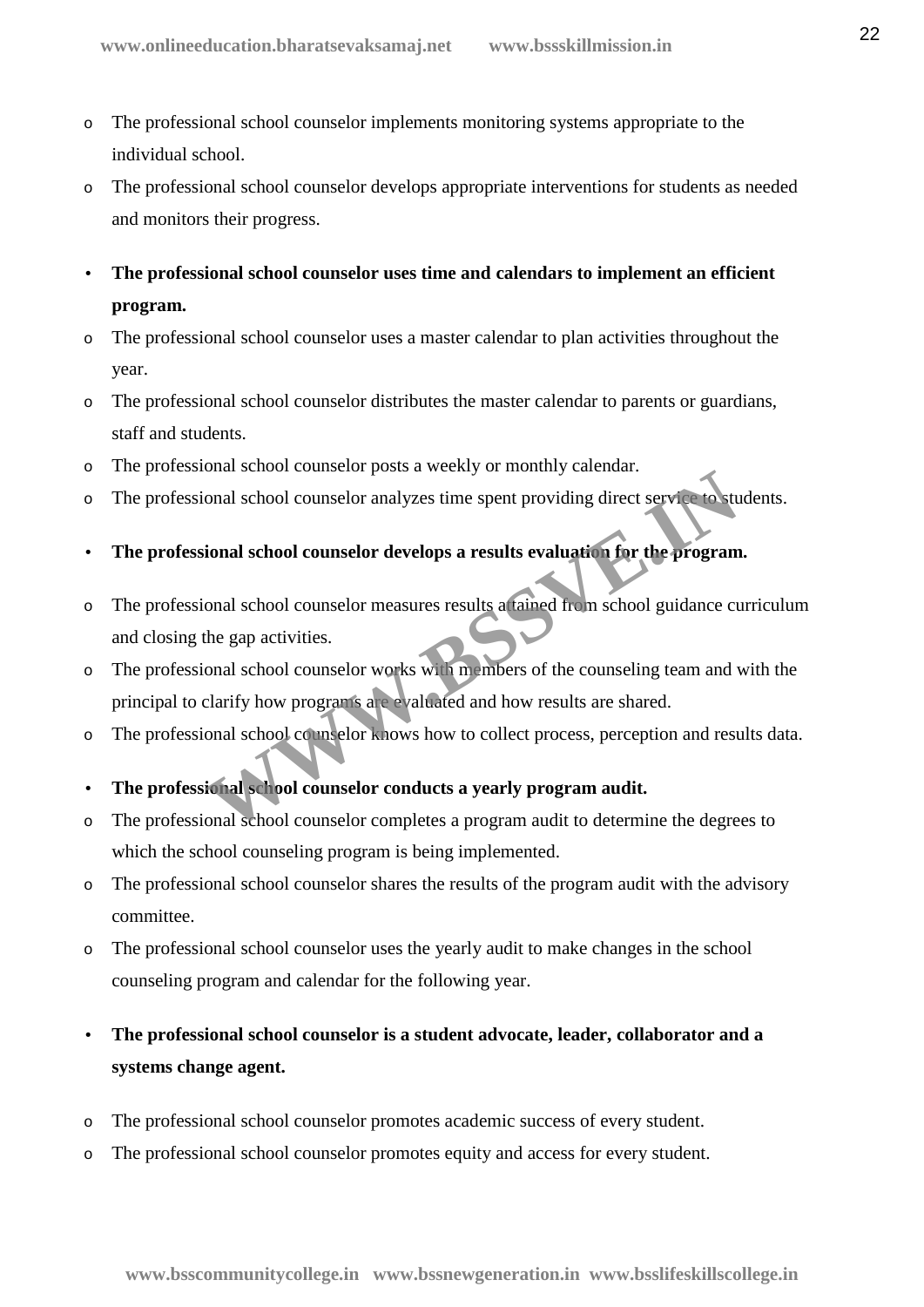- The professional school counselor implements monitoring systems appropriate to the individual school.
- The professional school counselor develops appropriate interventions for students as needed and monitors their progress.

- **The professional school counselor uses time and calendars to implement an efficient program.**
  - The professional school counselor uses a master calendar to plan activities throughout the year.
  - The professional school counselor distributes the master calendar to parents or guardians, staff and students.
  - The professional school counselor posts a weekly or monthly calendar.
  - The professional school counselor analyzes time spent providing direct service to students.

- **The professional school counselor develops a results evaluation for the program.**
  - The professional school counselor measures results attained from school guidance curriculum and closing the gap activities.
  - The professional school counselor works with members of the counseling team and with the principal to clarify how programs are evaluated and how results are shared.
  - The professional school counselor knows how to collect process, perception and results data.

- **The professional school counselor conducts a yearly program audit.**
  - The professional school counselor completes a program audit to determine the degrees to which the school counseling program is being implemented.
  - The professional school counselor shares the results of the program audit with the advisory committee.
  - The professional school counselor uses the yearly audit to make changes in the school counseling program and calendar for the following year.

- **The professional school counselor is a student advocate, leader, collaborator and a systems change agent.**
  - The professional school counselor promotes academic success of every student.
  - The professional school counselor promotes equity and access for every student.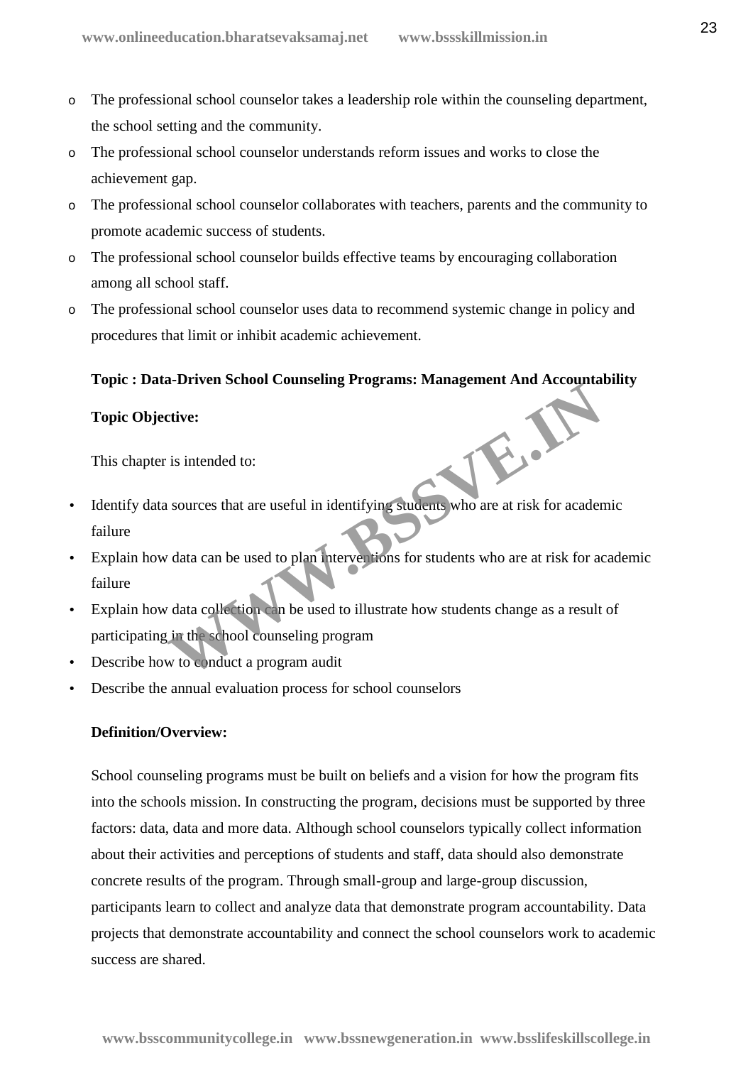- The professional school counselor takes a leadership role within the counseling department, the school setting and the community.
- The professional school counselor understands reform issues and works to close the achievement gap.
- The professional school counselor collaborates with teachers, parents and the community to promote academic success of students.
- The professional school counselor builds effective teams by encouraging collaboration among all school staff.
- The professional school counselor uses data to recommend systemic change in policy and procedures that limit or inhibit academic achievement.

**Topic : Data-Driven School Counseling Programs: Management And Accountability**

**Topic Objective:**

This chapter is intended to:

- Identify data sources that are useful in identifying students who are at risk for academic failure
- Explain how data can be used to plan interventions for students who are at risk for academic failure
- Explain how data collection can be used to illustrate how students change as a result of participating in the school counseling program
- Describe how to conduct a program audit
- Describe the annual evaluation process for school counselors

**Definition/Overview:**

School counseling programs must be built on beliefs and a vision for how the program fits into the schools mission. In constructing the program, decisions must be supported by three factors: data, data and more data. Although school counselors typically collect information about their activities and perceptions of students and staff, data should also demonstrate concrete results of the program. Through small-group and large-group discussion, participants learn to collect and analyze data that demonstrate program accountability. Data projects that demonstrate accountability and connect the school counselors work to academic success are shared.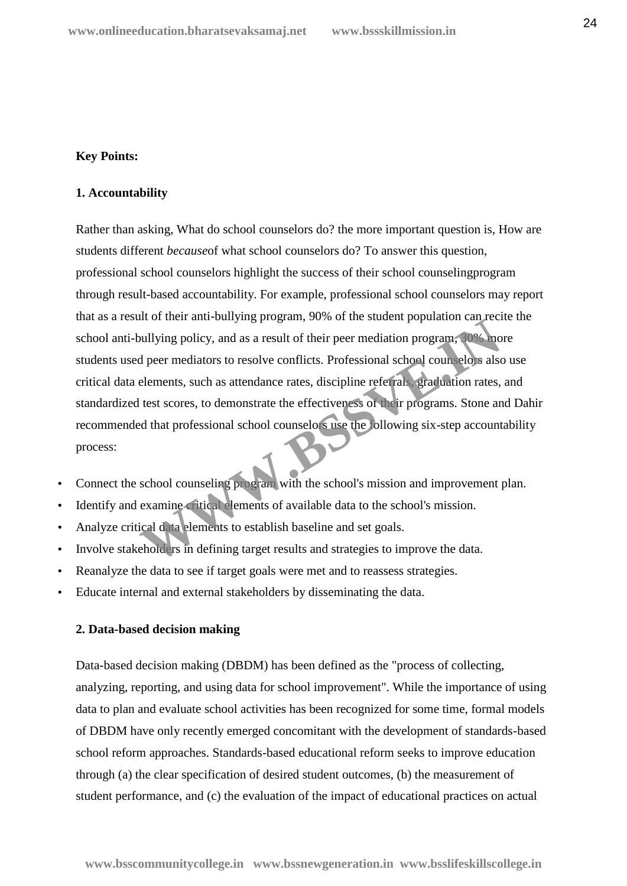**Key Points:**

**1. Accountability**

Rather than asking, What do school counselors do? the more important question is, How are students different *because*of what school counselors do? To answer this question, professional school counselors highlight the success of their school counselingprogram through result-based accountability. For example, professional school counselors may report that as a result of their anti-bullying program, 90% of the student population can recite the school anti-bullying policy, and as a result of their peer mediation program, 30% more students used peer mediators to resolve conflicts. Professional school counselors also use critical data elements, such as attendance rates, discipline referrals, graduation rates, and standardized test scores, to demonstrate the effectiveness of their programs. Stone and Dahir recommended that professional school counselors use the following six-step accountability process:

- Connect the school counseling program with the school's mission and improvement plan.
- Identify and examine critical elements of available data to the school's mission.
- Analyze critical data elements to establish baseline and set goals.
- Involve stakeholders in defining target results and strategies to improve the data.
- Reanalyze the data to see if target goals were met and to reassess strategies.
- Educate internal and external stakeholders by disseminating the data.

**2. Data-based decision making**

Data-based decision making (DBDM) has been defined as the "process of collecting, analyzing, reporting, and using data for school improvement". While the importance of using data to plan and evaluate school activities has been recognized for some time, formal models of DBDM have only recently emerged concomitant with the development of standards-based school reform approaches. Standards-based educational reform seeks to improve education through (a) the clear specification of desired student outcomes, (b) the measurement of student performance, and (c) the evaluation of the impact of educational practices on actual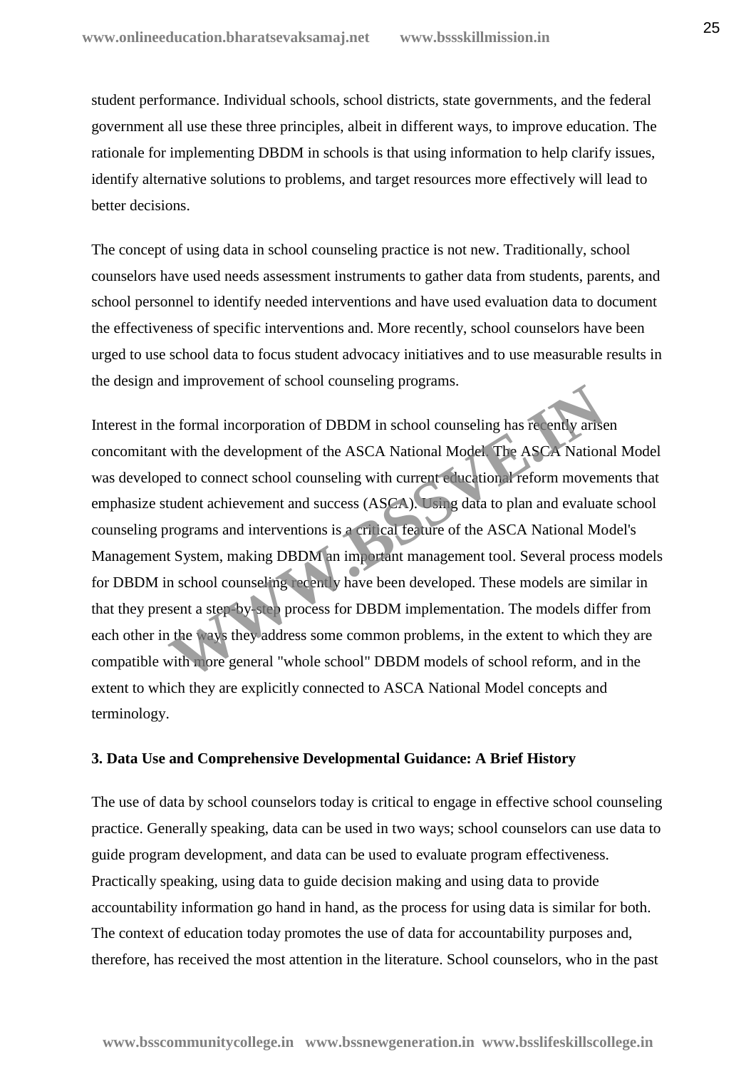student performance. Individual schools, school districts, state governments, and the federal government all use these three principles, albeit in different ways, to improve education. The rationale for implementing DBDM in schools is that using information to help clarify issues, identify alternative solutions to problems, and target resources more effectively will lead to better decisions.

The concept of using data in school counseling practice is not new. Traditionally, school counselors have used needs assessment instruments to gather data from students, parents, and school personnel to identify needed interventions and have used evaluation data to document the effectiveness of specific interventions and. More recently, school counselors have been urged to use school data to focus student advocacy initiatives and to use measurable results in the design and improvement of school counseling programs.

Interest in the formal incorporation of DBDM in school counseling has recently arisen concomitant with the development of the ASCA National Model. The ASCA National Model was developed to connect school counseling with current educational reform movements that emphasize student achievement and success (ASCA). Using data to plan and evaluate school counseling programs and interventions is a critical feature of the ASCA National Model's Management System, making DBDM an important management tool. Several process models for DBDM in school counseling recently have been developed. These models are similar in that they present a step-by-step process for DBDM implementation. The models differ from each other in the ways they address some common problems, in the extent to which they are compatible with more general "whole school" DBDM models of school reform, and in the extent to which they are explicitly connected to ASCA National Model concepts and terminology.

**3. Data Use and Comprehensive Developmental Guidance: A Brief History**

The use of data by school counselors today is critical to engage in effective school counseling practice. Generally speaking, data can be used in two ways; school counselors can use data to guide program development, and data can be used to evaluate program effectiveness. Practically speaking, using data to guide decision making and using data to provide accountability information go hand in hand, as the process for using data is similar for both. The context of education today promotes the use of data for accountability purposes and, therefore, has received the most attention in the literature. School counselors, who in the past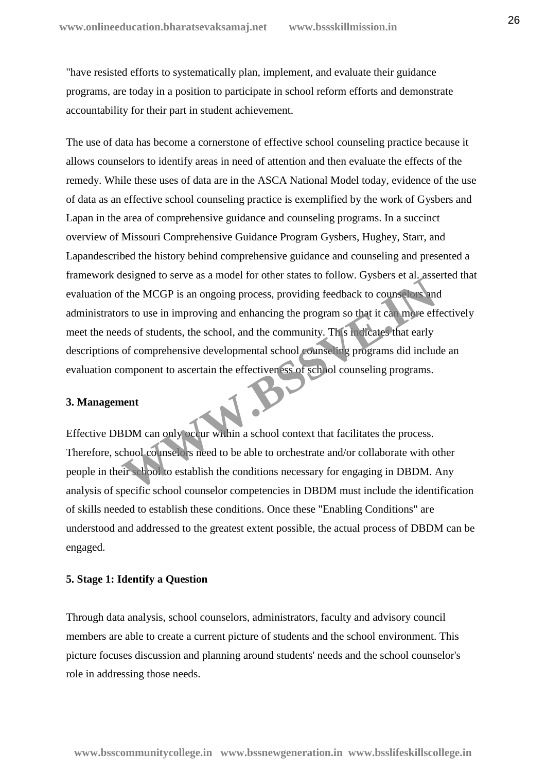"have resisted efforts to systematically plan, implement, and evaluate their guidance programs, are today in a position to participate in school reform efforts and demonstrate accountability for their part in student achievement.

The use of data has become a cornerstone of effective school counseling practice because it allows counselors to identify areas in need of attention and then evaluate the effects of the remedy. While these uses of data are in the ASCA National Model today, evidence of the use of data as an effective school counseling practice is exemplified by the work of Gysbers and Lapan in the area of comprehensive guidance and counseling programs. In a succinct overview of Missouri Comprehensive Guidance Program Gysbers, Hughey, Starr, and Lapandescribed the history behind comprehensive guidance and counseling and presented a framework designed to serve as a model for other states to follow. Gysbers et al. asserted that evaluation of the MCGP is an ongoing process, providing feedback to counselors and administrators to use in improving and enhancing the program so that it can more effectively meet the needs of students, the school, and the community. This indicates that early descriptions of comprehensive developmental school counseling programs did include an evaluation component to ascertain the effectiveness of school counseling programs.

**3. Management**

Effective DBDM can only occur within a school context that facilitates the process. Therefore, school counselors need to be able to orchestrate and/or collaborate with other people in their school to establish the conditions necessary for engaging in DBDM. Any analysis of specific school counselor competencies in DBDM must include the identification of skills needed to establish these conditions. Once these "Enabling Conditions" are understood and addressed to the greatest extent possible, the actual process of DBDM can be engaged.

**5. Stage 1: Identify a Question**

Through data analysis, school counselors, administrators, faculty and advisory council members are able to create a current picture of students and the school environment. This picture focuses discussion and planning around students' needs and the school counselor's role in addressing those needs.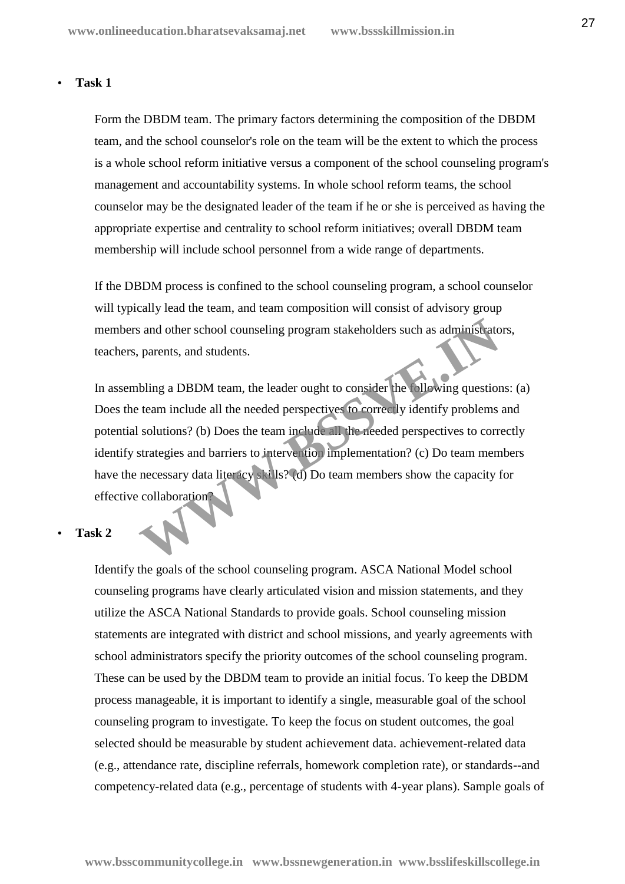- **Task 1**

  Form the DBDM team. The primary factors determining the composition of the DBDM team, and the school counselor's role on the team will be the extent to which the process is a whole school reform initiative versus a component of the school counseling program's management and accountability systems. In whole school reform teams, the school counselor may be the designated leader of the team if he or she is perceived as having the appropriate expertise and centrality to school reform initiatives; overall DBDM team membership will include school personnel from a wide range of departments.

  If the DBDM process is confined to the school counseling program, a school counselor will typically lead the team, and team composition will consist of advisory group members and other school counseling program stakeholders such as administrators, teachers, parents, and students.

  In assembling a DBDM team, the leader ought to consider the following questions: (a) Does the team include all the needed perspectives to correctly identify problems and potential solutions? (b) Does the team include all the needed perspectives to correctly identify strategies and barriers to intervention implementation? (c) Do team members have the necessary data literacy skills? (d) Do team members show the capacity for effective collaboration?

- **Task 2**

  Identify the goals of the school counseling program. ASCA National Model school counseling programs have clearly articulated vision and mission statements, and they utilize the ASCA National Standards to provide goals. School counseling mission statements are integrated with district and school missions, and yearly agreements with school administrators specify the priority outcomes of the school counseling program. These can be used by the DBDM team to provide an initial focus. To keep the DBDM process manageable, it is important to identify a single, measurable goal of the school counseling program to investigate. To keep the focus on student outcomes, the goal selected should be measurable by student achievement data. achievement-related data (e.g., attendance rate, discipline referrals, homework completion rate), or standards--and competency-related data (e.g., percentage of students with 4-year plans). Sample goals of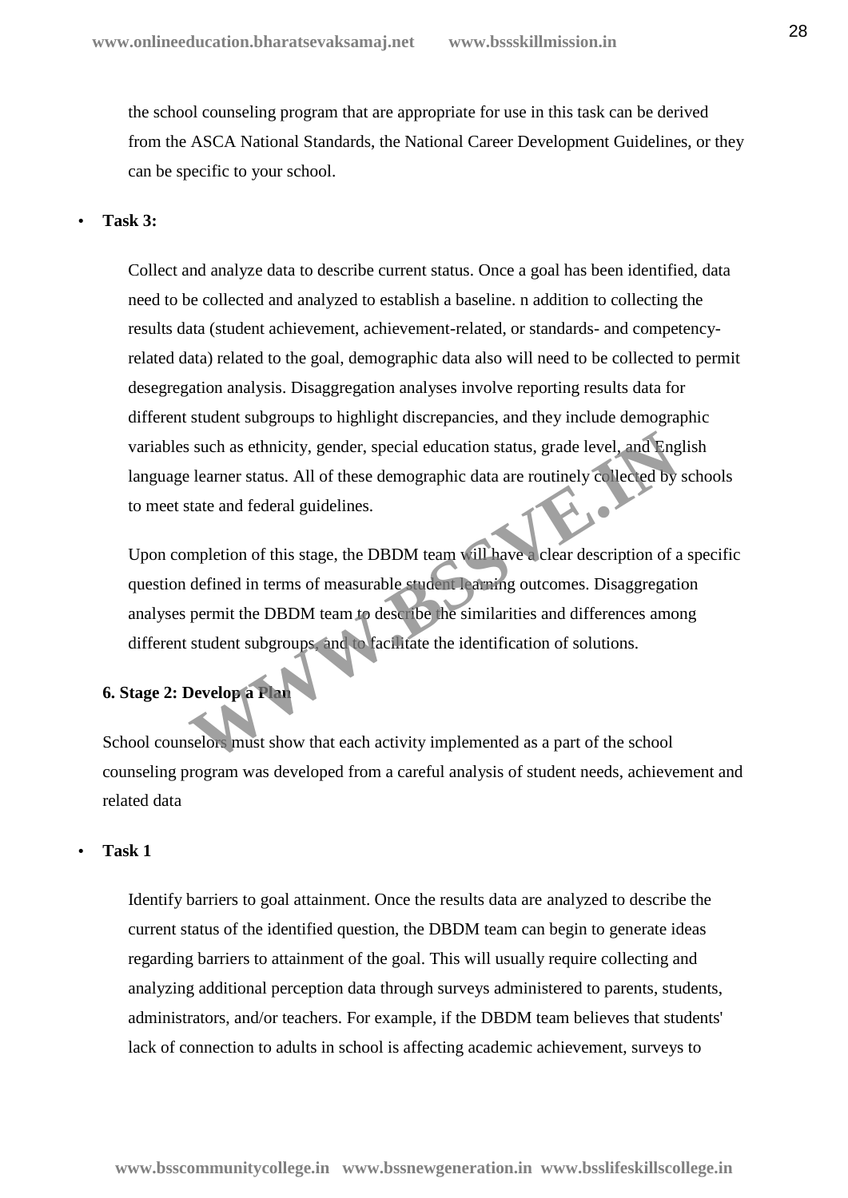the school counseling program that are appropriate for use in this task can be derived from the ASCA National Standards, the National Career Development Guidelines, or they can be specific to your school.

- **Task 3:**

  Collect and analyze data to describe current status. Once a goal has been identified, data need to be collected and analyzed to establish a baseline. n addition to collecting the results data (student achievement, achievement-related, or standards- and competency-related data) related to the goal, demographic data also will need to be collected to permit desegregation analysis. Disaggregation analyses involve reporting results data for different student subgroups to highlight discrepancies, and they include demographic variables such as ethnicity, gender, special education status, grade level, and English language learner status. All of these demographic data are routinely collected by schools to meet state and federal guidelines.

  Upon completion of this stage, the DBDM team will have a clear description of a specific question defined in terms of measurable student learning outcomes. Disaggregation analyses permit the DBDM team to describe the similarities and differences among different student subgroups, and to facilitate the identification of solutions.

**6. Stage 2: Develop a Plan**

School counselors must show that each activity implemented as a part of the school counseling program was developed from a careful analysis of student needs, achievement and related data

- **Task 1**

  Identify barriers to goal attainment. Once the results data are analyzed to describe the current status of the identified question, the DBDM team can begin to generate ideas regarding barriers to attainment of the goal. This will usually require collecting and analyzing additional perception data through surveys administered to parents, students, administrators, and/or teachers. For example, if the DBDM team believes that students' lack of connection to adults in school is affecting academic achievement, surveys to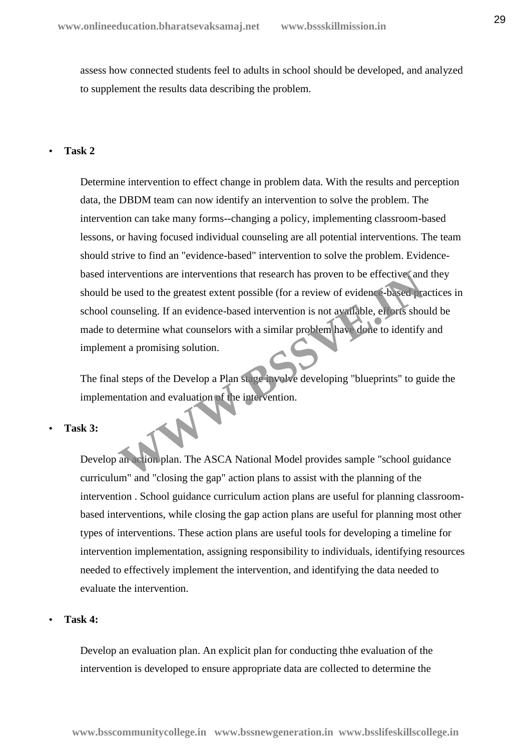assess how connected students feel to adults in school should be developed, and analyzed to supplement the results data describing the problem.

- **Task 2**

Determine intervention to effect change in problem data. With the results and perception data, the DBDM team can now identify an intervention to solve the problem. The intervention can take many forms--changing a policy, implementing classroom-based lessons, or having focused individual counseling are all potential interventions. The team should strive to find an "evidence-based" intervention to solve the problem. Evidence-based interventions are interventions that research has proven to be effective, and they should be used to the greatest extent possible (for a review of evidence-based practices in school counseling. If an evidence-based intervention is not available, efforts should be made to determine what counselors with a similar problem have done to identify and implement a promising solution.

The final steps of the Develop a Plan stage involve developing "blueprints" to guide the implementation and evaluation of the intervention.

- **Task 3:**

Develop an action plan. The ASCA National Model provides sample "school guidance curriculum" and "closing the gap" action plans to assist with the planning of the intervention . School guidance curriculum action plans are useful for planning classroom-based interventions, while closing the gap action plans are useful for planning most other types of interventions. These action plans are useful tools for developing a timeline for intervention implementation, assigning responsibility to individuals, identifying resources needed to effectively implement the intervention, and identifying the data needed to evaluate the intervention.

- **Task 4:**

Develop an evaluation plan. An explicit plan for conducting thhe evaluation of the intervention is developed to ensure appropriate data are collected to determine the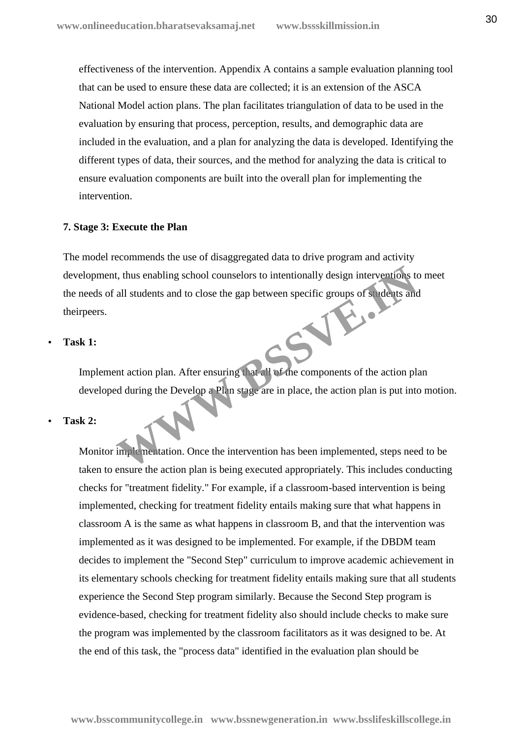effectiveness of the intervention. Appendix A contains a sample evaluation planning tool that can be used to ensure these data are collected; it is an extension of the ASCA National Model action plans. The plan facilitates triangulation of data to be used in the evaluation by ensuring that process, perception, results, and demographic data are included in the evaluation, and a plan for analyzing the data is developed. Identifying the different types of data, their sources, and the method for analyzing the data is critical to ensure evaluation components are built into the overall plan for implementing the intervention.

**7. Stage 3: Execute the Plan**

The model recommends the use of disaggregated data to drive program and activity development, thus enabling school counselors to intentionally design interventions to meet the needs of all students and to close the gap between specific groups of students and theirpeers.

- **Task 1:**

  Implement action plan. After ensuring that all of the components of the action plan developed during the Develop a Plan stage are in place, the action plan is put into motion.

- **Task 2:**

  Monitor implementation. Once the intervention has been implemented, steps need to be taken to ensure the action plan is being executed appropriately. This includes conducting checks for "treatment fidelity." For example, if a classroom-based intervention is being implemented, checking for treatment fidelity entails making sure that what happens in classroom A is the same as what happens in classroom B, and that the intervention was implemented as it was designed to be implemented. For example, if the DBDM team decides to implement the "Second Step" curriculum to improve academic achievement in its elementary schools checking for treatment fidelity entails making sure that all students experience the Second Step program similarly. Because the Second Step program is evidence-based, checking for treatment fidelity also should include checks to make sure the program was implemented by the classroom facilitators as it was designed to be. At the end of this task, the "process data" identified in the evaluation plan should be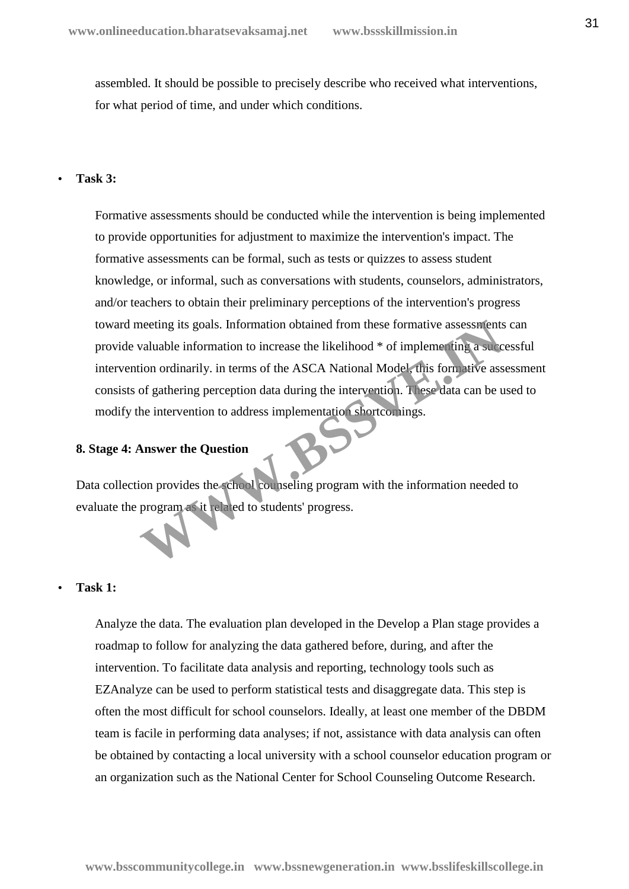assembled. It should be possible to precisely describe who received what interventions, for what period of time, and under which conditions.

- **Task 3:**

  Formative assessments should be conducted while the intervention is being implemented to provide opportunities for adjustment to maximize the intervention's impact. The formative assessments can be formal, such as tests or quizzes to assess student knowledge, or informal, such as conversations with students, counselors, administrators, and/or teachers to obtain their preliminary perceptions of the intervention's progress toward meeting its goals. Information obtained from these formative assessments can provide valuable information to increase the likelihood * of implementing a successful intervention ordinarily. in terms of the ASCA National Model, this formative assessment consists of gathering perception data during the intervention. These data can be used to modify the intervention to address implementation shortcomings.

### 8. Stage 4: Answer the Question

Data collection provides the school counseling program with the information needed to evaluate the program as it related to students' progress.

- **Task 1:**

  Analyze the data. The evaluation plan developed in the Develop a Plan stage provides a roadmap to follow for analyzing the data gathered before, during, and after the intervention. To facilitate data analysis and reporting, technology tools such as EZAnalyze can be used to perform statistical tests and disaggregate data. This step is often the most difficult for school counselors. Ideally, at least one member of the DBDM team is facile in performing data analyses; if not, assistance with data analysis can often be obtained by contacting a local university with a school counselor education program or an organization such as the National Center for School Counseling Outcome Research.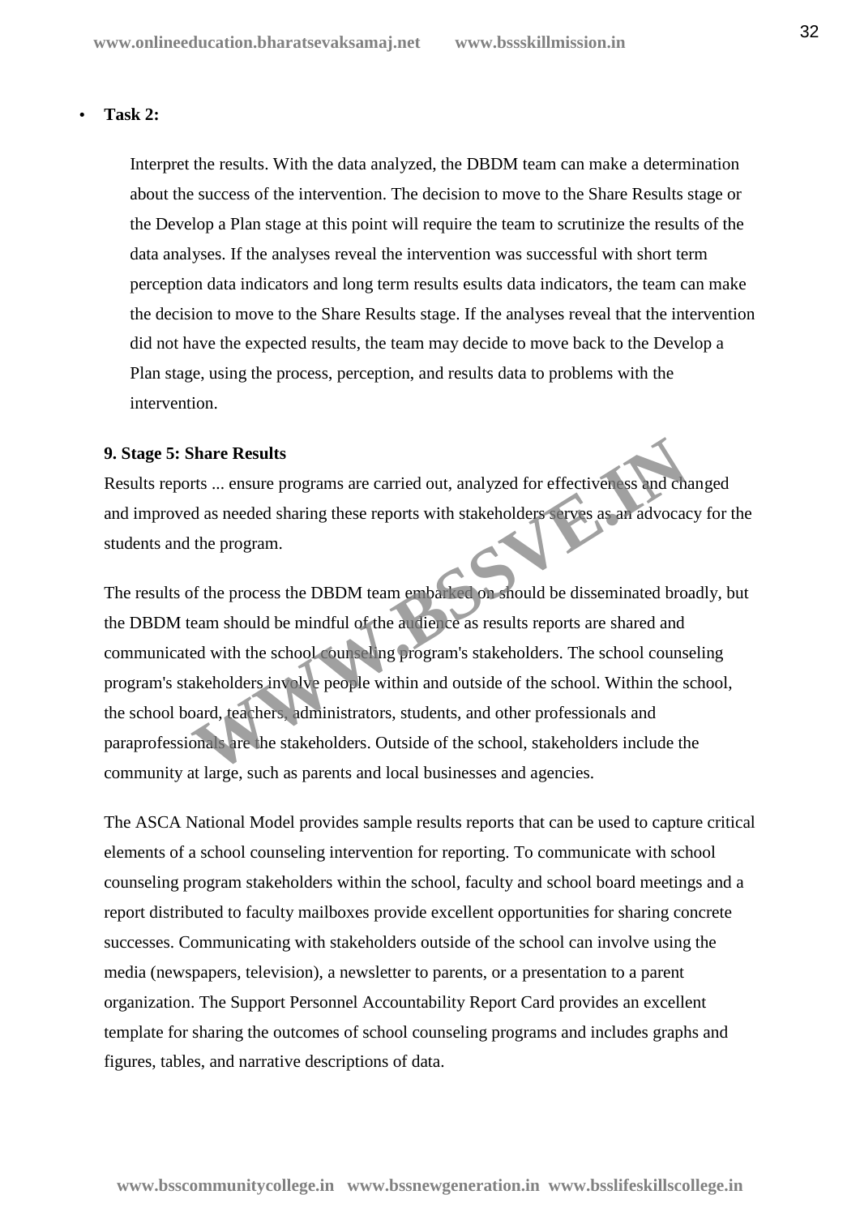- **Task 2:**

  Interpret the results. With the data analyzed, the DBDM team can make a determination about the success of the intervention. The decision to move to the Share Results stage or the Develop a Plan stage at this point will require the team to scrutinize the results of the data analyses. If the analyses reveal the intervention was successful with short term perception data indicators and long term results esults data indicators, the team can make the decision to move to the Share Results stage. If the analyses reveal that the intervention did not have the expected results, the team may decide to move back to the Develop a Plan stage, using the process, perception, and results data to problems with the intervention.

**9. Stage 5: Share Results**

Results reports ... ensure programs are carried out, analyzed for effectiveness and changed and improved as needed sharing these reports with stakeholders serves as an advocacy for the students and the program.

The results of the process the DBDM team embarked on should be disseminated broadly, but the DBDM team should be mindful of the audience as results reports are shared and communicated with the school counseling program's stakeholders. The school counseling program's stakeholders involve people within and outside of the school. Within the school, the school board, teachers, administrators, students, and other professionals and paraprofessionals are the stakeholders. Outside of the school, stakeholders include the community at large, such as parents and local businesses and agencies.

The ASCA National Model provides sample results reports that can be used to capture critical elements of a school counseling intervention for reporting. To communicate with school counseling program stakeholders within the school, faculty and school board meetings and a report distributed to faculty mailboxes provide excellent opportunities for sharing concrete successes. Communicating with stakeholders outside of the school can involve using the media (newspapers, television), a newsletter to parents, or a presentation to a parent organization. The Support Personnel Accountability Report Card provides an excellent template for sharing the outcomes of school counseling programs and includes graphs and figures, tables, and narrative descriptions of data.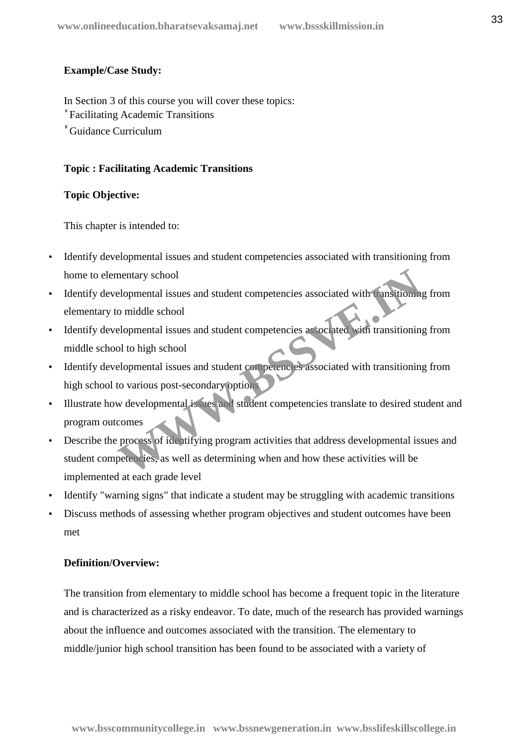**Example/Case Study:**

In Section 3 of this course you will cover these topics:

- Facilitating Academic Transitions
- Guidance Curriculum

**Topic : Facilitating Academic Transitions**

**Topic Objective:**

This chapter is intended to:

- Identify developmental issues and student competencies associated with transitioning from home to elementary school
- Identify developmental issues and student competencies associated with transitioning from elementary to middle school
- Identify developmental issues and student competencies associated with transitioning from middle school to high school
- Identify developmental issues and student competencies associated with transitioning from high school to various post-secondary options
- Illustrate how developmental issues and student competencies translate to desired student and program outcomes
- Describe the process of identifying program activities that address developmental issues and student competencies, as well as determining when and how these activities will be implemented at each grade level
- Identify "warning signs" that indicate a student may be struggling with academic transitions
- Discuss methods of assessing whether program objectives and student outcomes have been met

**Definition/Overview:**

The transition from elementary to middle school has become a frequent topic in the literature and is characterized as a risky endeavor. To date, much of the research has provided warnings about the influence and outcomes associated with the transition. The elementary to middle/junior high school transition has been found to be associated with a variety of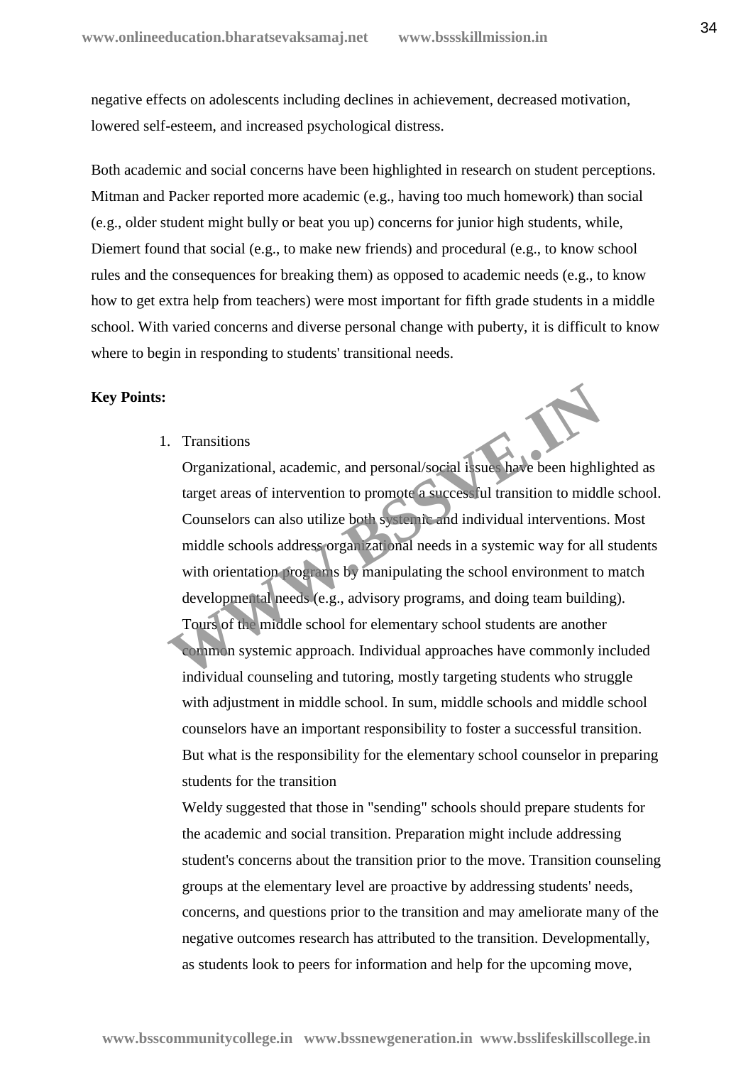negative effects on adolescents including declines in achievement, decreased motivation, lowered self-esteem, and increased psychological distress.

Both academic and social concerns have been highlighted in research on student perceptions. Mitman and Packer reported more academic (e.g., having too much homework) than social (e.g., older student might bully or beat you up) concerns for junior high students, while, Diemert found that social (e.g., to make new friends) and procedural (e.g., to know school rules and the consequences for breaking them) as opposed to academic needs (e.g., to know how to get extra help from teachers) were most important for fifth grade students in a middle school. With varied concerns and diverse personal change with puberty, it is difficult to know where to begin in responding to students' transitional needs.

**Key Points:**

1. Transitions

   Organizational, academic, and personal/social issues have been highlighted as target areas of intervention to promote a successful transition to middle school. Counselors can also utilize both systemic and individual interventions. Most middle schools address organizational needs in a systemic way for all students with orientation programs by manipulating the school environment to match developmental needs (e.g., advisory programs, and doing team building). Tours of the middle school for elementary school students are another common systemic approach. Individual approaches have commonly included individual counseling and tutoring, mostly targeting students who struggle with adjustment in middle school. In sum, middle schools and middle school counselors have an important responsibility to foster a successful transition. But what is the responsibility for the elementary school counselor in preparing students for the transition

   Weldy suggested that those in "sending" schools should prepare students for the academic and social transition. Preparation might include addressing student's concerns about the transition prior to the move. Transition counseling groups at the elementary level are proactive by addressing students' needs, concerns, and questions prior to the transition and may ameliorate many of the negative outcomes research has attributed to the transition. Developmentally, as students look to peers for information and help for the upcoming move,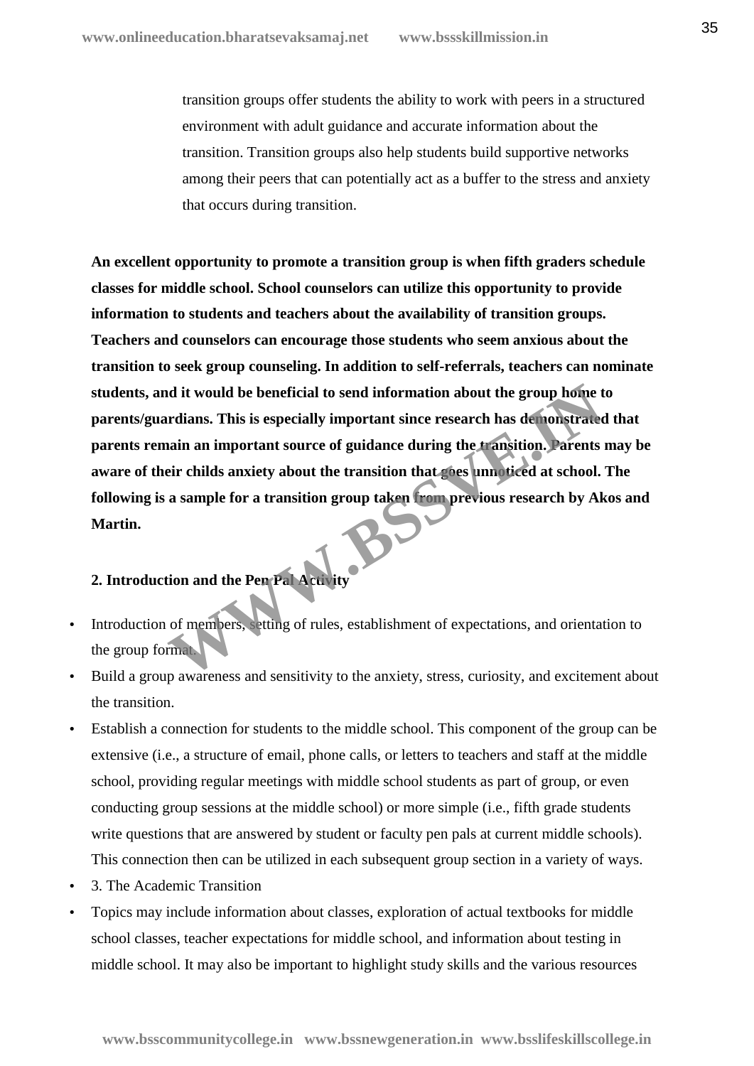transition groups offer students the ability to work with peers in a structured environment with adult guidance and accurate information about the transition. Transition groups also help students build supportive networks among their peers that can potentially act as a buffer to the stress and anxiety that occurs during transition.

**An excellent opportunity to promote a transition group is when fifth graders schedule classes for middle school. School counselors can utilize this opportunity to provide information to students and teachers about the availability of transition groups. Teachers and counselors can encourage those students who seem anxious about the transition to seek group counseling. In addition to self-referrals, teachers can nominate students, and it would be beneficial to send information about the group home to parents/guardians. This is especially important since research has demonstrated that parents remain an important source of guidance during the transition. Parents may be aware of their childs anxiety about the transition that goes unnoticed at school. The following is a sample for a transition group taken from previous research by Akos and Martin.**

**2. Introduction and the Pen Pal Activity**

- Introduction of members, setting of rules, establishment of expectations, and orientation to the group format.
- Build a group awareness and sensitivity to the anxiety, stress, curiosity, and excitement about the transition.
- Establish a connection for students to the middle school. This component of the group can be extensive (i.e., a structure of email, phone calls, or letters to teachers and staff at the middle school, providing regular meetings with middle school students as part of group, or even conducting group sessions at the middle school) or more simple (i.e., fifth grade students write questions that are answered by student or faculty pen pals at current middle schools). This connection then can be utilized in each subsequent group section in a variety of ways.
- 3. The Academic Transition
- Topics may include information about classes, exploration of actual textbooks for middle school classes, teacher expectations for middle school, and information about testing in middle school. It may also be important to highlight study skills and the various resources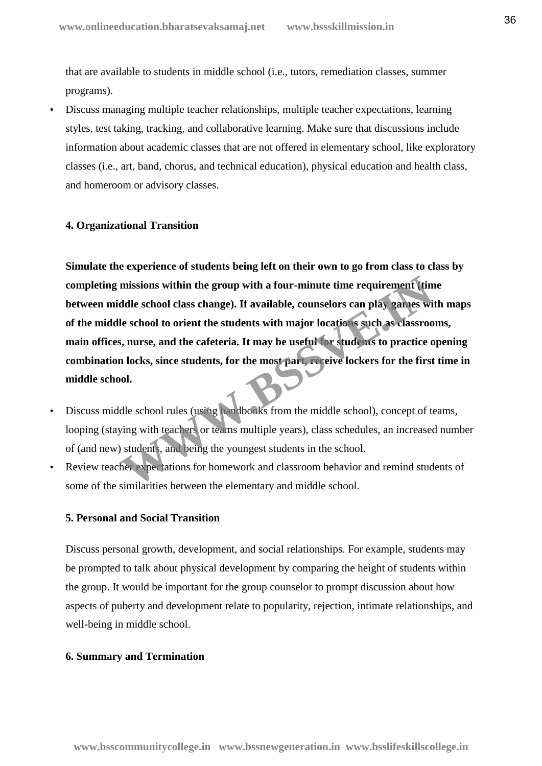that are available to students in middle school (i.e., tutors, remediation classes, summer programs).

- Discuss managing multiple teacher relationships, multiple teacher expectations, learning styles, test taking, tracking, and collaborative learning. Make sure that discussions include information about academic classes that are not offered in elementary school, like exploratory classes (i.e., art, band, chorus, and technical education), physical education and health class, and homeroom or advisory classes.

#### 4. Organizational Transition

**Simulate the experience of students being left on their own to go from class to class by completing missions within the group with a four-minute time requirement (time between middle school class change). If available, counselors can play games with maps of the middle school to orient the students with major locations such as classrooms, main offices, nurse, and the cafeteria. It may be useful for students to practice opening combination locks, since students, for the most part, receive lockers for the first time in middle school.**

- Discuss middle school rules (using handbooks from the middle school), concept of teams, looping (staying with teachers or teams multiple years), class schedules, an increased number of (and new) students, and being the youngest students in the school.
- Review teacher expectations for homework and classroom behavior and remind students of some of the similarities between the elementary and middle school.

#### 5. Personal and Social Transition

Discuss personal growth, development, and social relationships. For example, students may be prompted to talk about physical development by comparing the height of students within the group. It would be important for the group counselor to prompt discussion about how aspects of puberty and development relate to popularity, rejection, intimate relationships, and well-being in middle school.

#### 6. Summary and Termination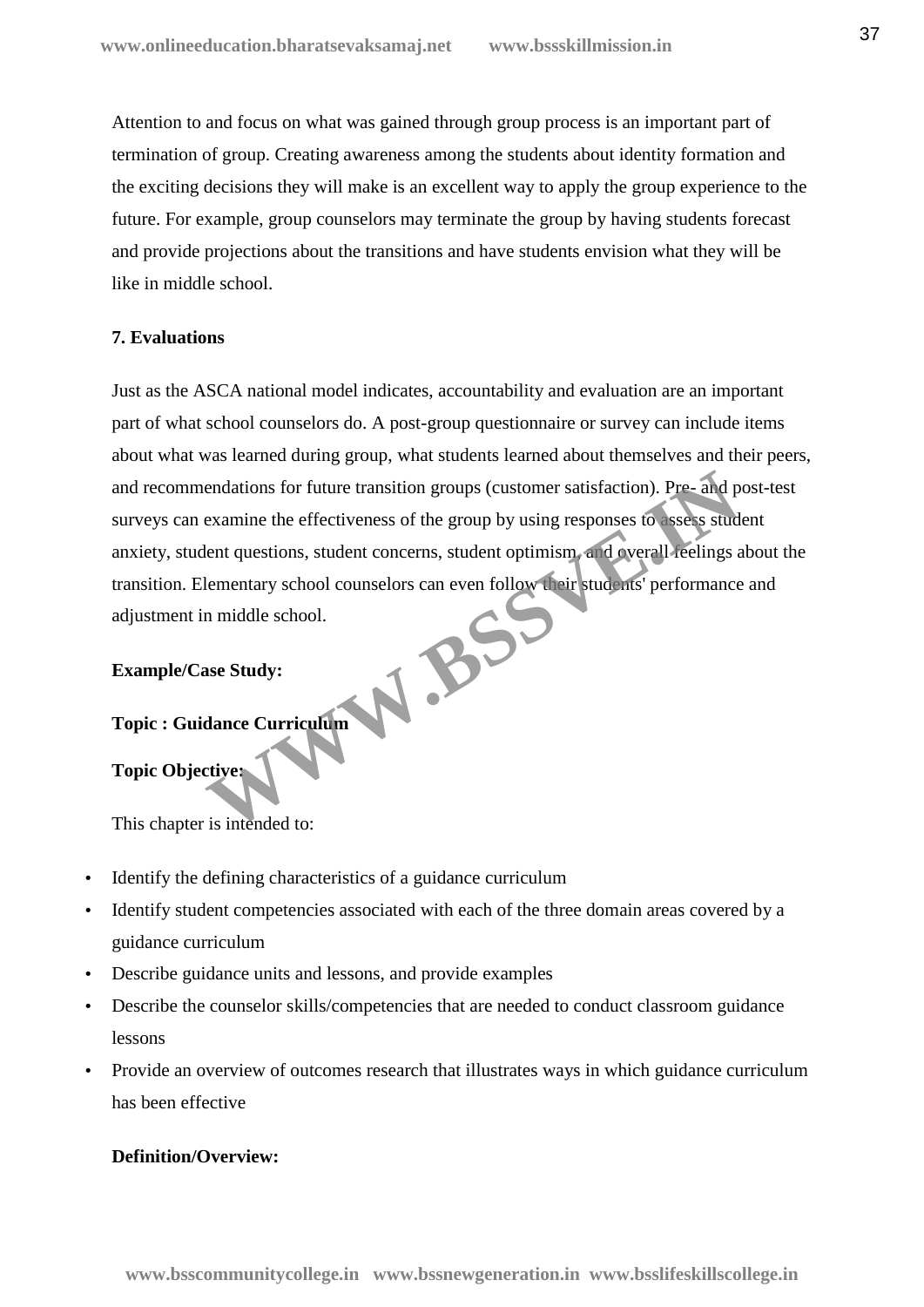Attention to and focus on what was gained through group process is an important part of termination of group. Creating awareness among the students about identity formation and the exciting decisions they will make is an excellent way to apply the group experience to the future. For example, group counselors may terminate the group by having students forecast and provide projections about the transitions and have students envision what they will be like in middle school.

**7. Evaluations**

Just as the ASCA national model indicates, accountability and evaluation are an important part of what school counselors do. A post-group questionnaire or survey can include items about what was learned during group, what students learned about themselves and their peers, and recommendations for future transition groups (customer satisfaction). Pre- and post-test surveys can examine the effectiveness of the group by using responses to assess student anxiety, student questions, student concerns, student optimism, and overall feelings about the transition. Elementary school counselors can even follow their students' performance and adjustment in middle school.

**Example/Case Study:**

**Topic : Guidance Curriculum**

**Topic Objective:**

This chapter is intended to:

- Identify the defining characteristics of a guidance curriculum
- Identify student competencies associated with each of the three domain areas covered by a guidance curriculum
- Describe guidance units and lessons, and provide examples
- Describe the counselor skills/competencies that are needed to conduct classroom guidance lessons
- Provide an overview of outcomes research that illustrates ways in which guidance curriculum has been effective

**Definition/Overview:**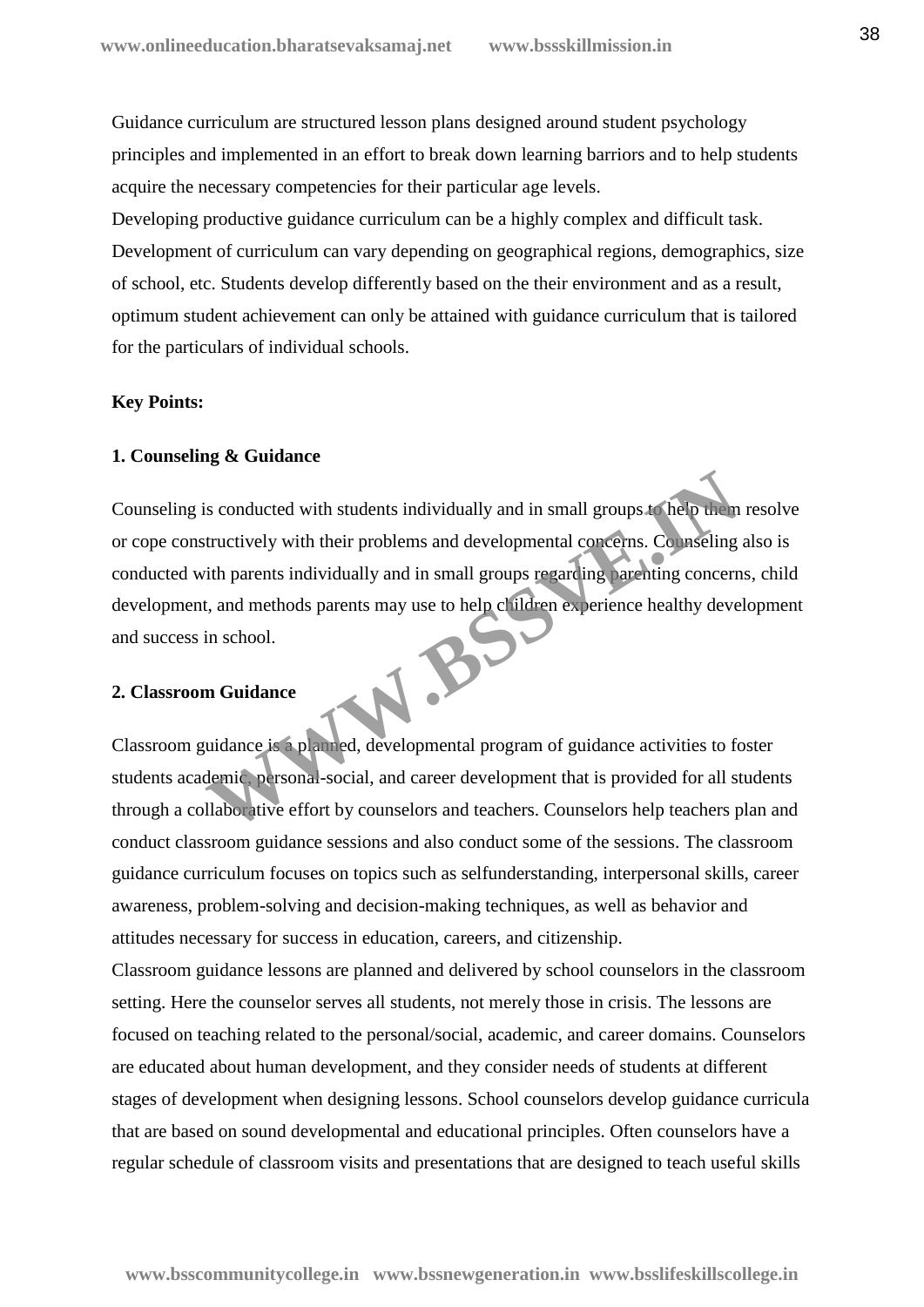Guidance curriculum are structured lesson plans designed around student psychology principles and implemented in an effort to break down learning barriors and to help students acquire the necessary competencies for their particular age levels.

Developing productive guidance curriculum can be a highly complex and difficult task. Development of curriculum can vary depending on geographical regions, demographics, size of school, etc. Students develop differently based on the their environment and as a result, optimum student achievement can only be attained with guidance curriculum that is tailored for the particulars of individual schools.

**Key Points:**

**1. Counseling & Guidance**

Counseling is conducted with students individually and in small groups to help them resolve or cope constructively with their problems and developmental concerns. Counseling also is conducted with parents individually and in small groups regarding parenting concerns, child development, and methods parents may use to help children experience healthy development and success in school.

**2. Classroom Guidance**

Classroom guidance is a planned, developmental program of guidance activities to foster students academic, personal-social, and career development that is provided for all students through a collaborative effort by counselors and teachers. Counselors help teachers plan and conduct classroom guidance sessions and also conduct some of the sessions. The classroom guidance curriculum focuses on topics such as selfunderstanding, interpersonal skills, career awareness, problem-solving and decision-making techniques, as well as behavior and attitudes necessary for success in education, careers, and citizenship.

Classroom guidance lessons are planned and delivered by school counselors in the classroom setting. Here the counselor serves all students, not merely those in crisis. The lessons are focused on teaching related to the personal/social, academic, and career domains. Counselors are educated about human development, and they consider needs of students at different stages of development when designing lessons. School counselors develop guidance curricula that are based on sound developmental and educational principles. Often counselors have a regular schedule of classroom visits and presentations that are designed to teach useful skills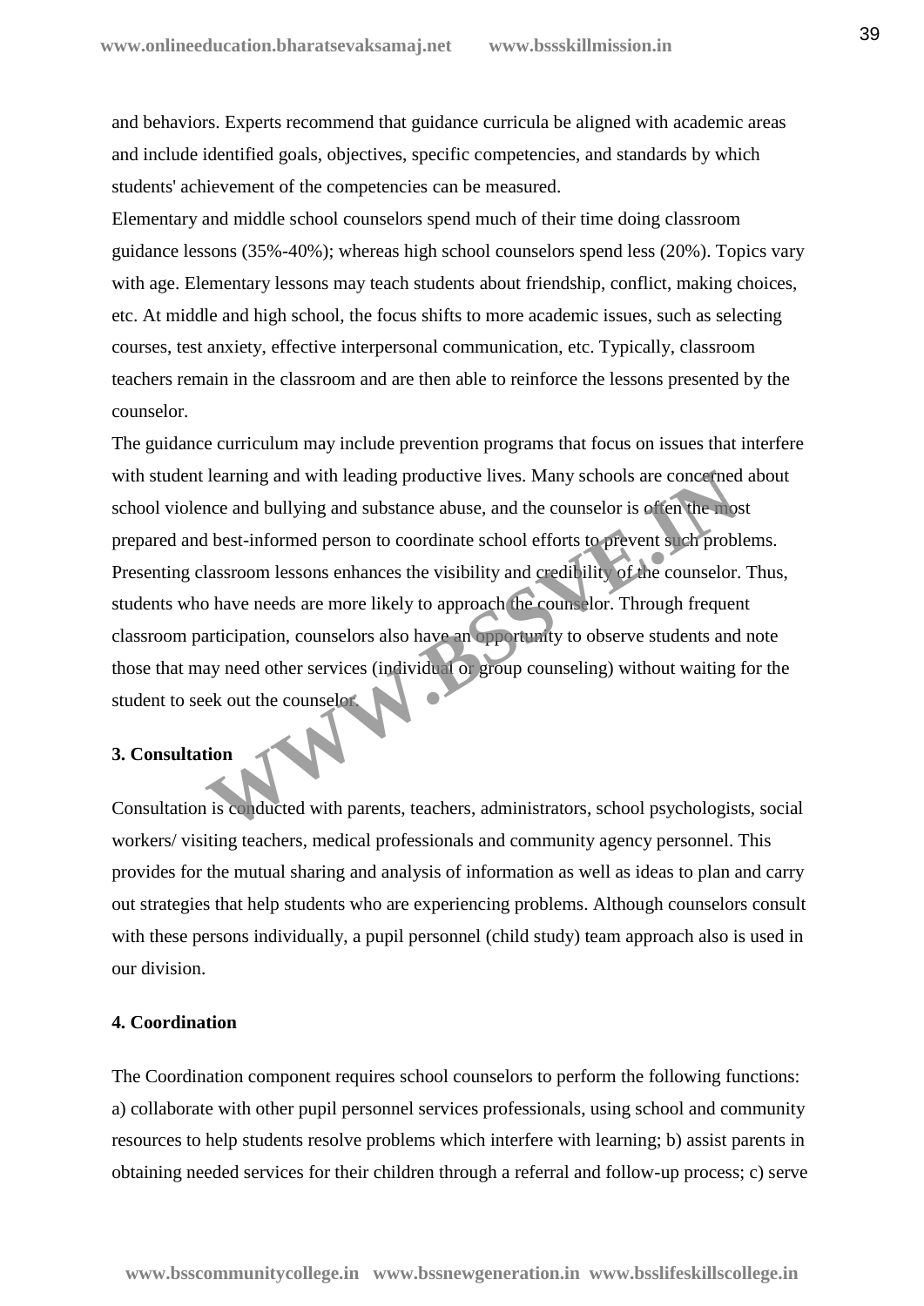and behaviors. Experts recommend that guidance curricula be aligned with academic areas and include identified goals, objectives, specific competencies, and standards by which students' achievement of the competencies can be measured.

Elementary and middle school counselors spend much of their time doing classroom guidance lessons (35%-40%); whereas high school counselors spend less (20%). Topics vary with age. Elementary lessons may teach students about friendship, conflict, making choices, etc. At middle and high school, the focus shifts to more academic issues, such as selecting courses, test anxiety, effective interpersonal communication, etc. Typically, classroom teachers remain in the classroom and are then able to reinforce the lessons presented by the counselor.

The guidance curriculum may include prevention programs that focus on issues that interfere with student learning and with leading productive lives. Many schools are concerned about school violence and bullying and substance abuse, and the counselor is often the most prepared and best-informed person to coordinate school efforts to prevent such problems. Presenting classroom lessons enhances the visibility and credibility of the counselor. Thus, students who have needs are more likely to approach the counselor. Through frequent classroom participation, counselors also have an opportunity to observe students and note those that may need other services (individual or group counseling) without waiting for the student to seek out the counselor.

### 3. Consultation

Consultation is conducted with parents, teachers, administrators, school psychologists, social workers/ visiting teachers, medical professionals and community agency personnel. This provides for the mutual sharing and analysis of information as well as ideas to plan and carry out strategies that help students who are experiencing problems. Although counselors consult with these persons individually, a pupil personnel (child study) team approach also is used in our division.

### 4. Coordination

The Coordination component requires school counselors to perform the following functions: a) collaborate with other pupil personnel services professionals, using school and community resources to help students resolve problems which interfere with learning; b) assist parents in obtaining needed services for their children through a referral and follow-up process; c) serve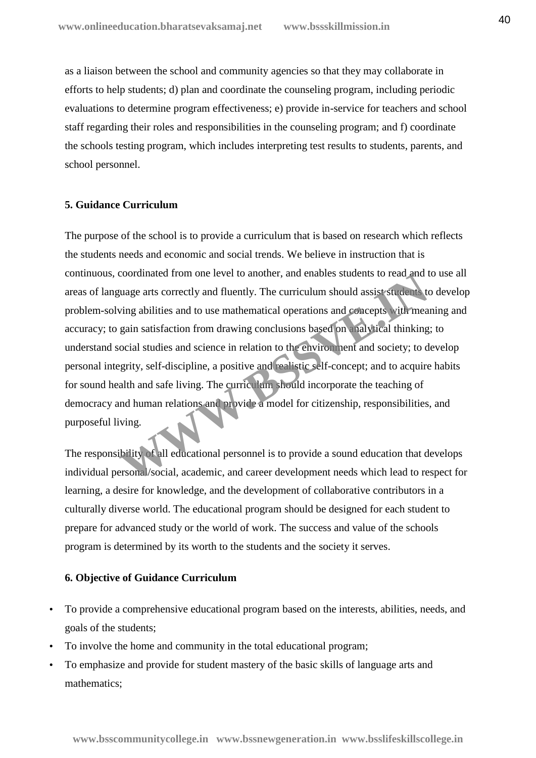as a liaison between the school and community agencies so that they may collaborate in efforts to help students; d) plan and coordinate the counseling program, including periodic evaluations to determine program effectiveness; e) provide in-service for teachers and school staff regarding their roles and responsibilities in the counseling program; and f) coordinate the schools testing program, which includes interpreting test results to students, parents, and school personnel.

### 5. Guidance Curriculum

The purpose of the school is to provide a curriculum that is based on research which reflects the students needs and economic and social trends. We believe in instruction that is continuous, coordinated from one level to another, and enables students to read and to use all areas of language arts correctly and fluently. The curriculum should assist students to develop problem-solving abilities and to use mathematical operations and concepts with meaning and accuracy; to gain satisfaction from drawing conclusions based on analytical thinking; to understand social studies and science in relation to the environment and society; to develop personal integrity, self-discipline, a positive and realistic self-concept; and to acquire habits for sound health and safe living. The curriculum should incorporate the teaching of democracy and human relations and provide a model for citizenship, responsibilities, and purposeful living.

The responsibility of all educational personnel is to provide a sound education that develops individual personal/social, academic, and career development needs which lead to respect for learning, a desire for knowledge, and the development of collaborative contributors in a culturally diverse world. The educational program should be designed for each student to prepare for advanced study or the world of work. The success and value of the schools program is determined by its worth to the students and the society it serves.

### 6. Objective of Guidance Curriculum

- To provide a comprehensive educational program based on the interests, abilities, needs, and goals of the students;
- To involve the home and community in the total educational program;
- To emphasize and provide for student mastery of the basic skills of language arts and mathematics;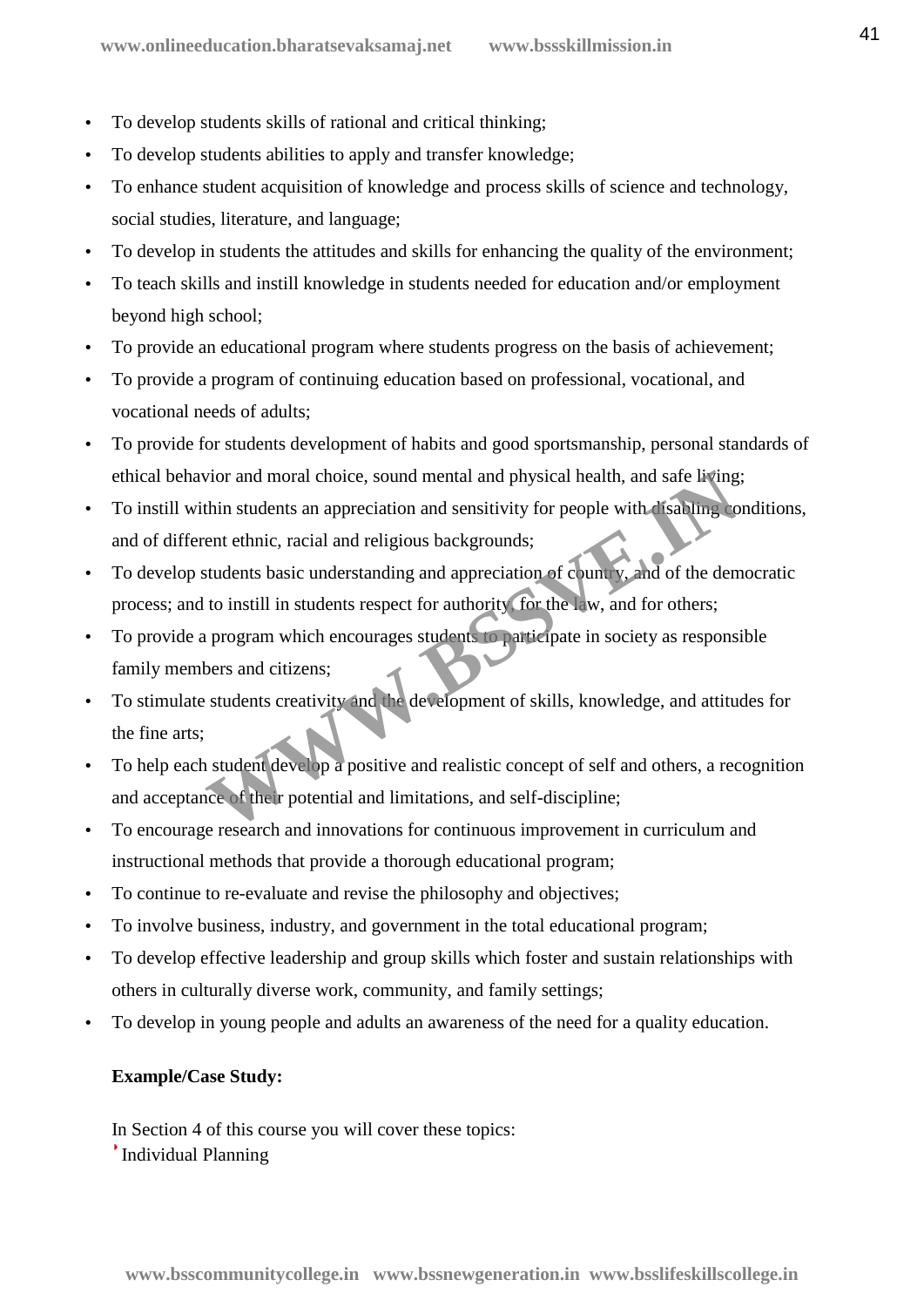- To develop students skills of rational and critical thinking;
- To develop students abilities to apply and transfer knowledge;
- To enhance student acquisition of knowledge and process skills of science and technology, social studies, literature, and language;
- To develop in students the attitudes and skills for enhancing the quality of the environment;
- To teach skills and instill knowledge in students needed for education and/or employment beyond high school;
- To provide an educational program where students progress on the basis of achievement;
- To provide a program of continuing education based on professional, vocational, and vocational needs of adults;
- To provide for students development of habits and good sportsmanship, personal standards of ethical behavior and moral choice, sound mental and physical health, and safe living;
- To instill within students an appreciation and sensitivity for people with disabling conditions, and of different ethnic, racial and religious backgrounds;
- To develop students basic understanding and appreciation of country, and of the democratic process; and to instill in students respect for authority, for the law, and for others;
- To provide a program which encourages students to participate in society as responsible family members and citizens;
- To stimulate students creativity and the development of skills, knowledge, and attitudes for the fine arts;
- To help each student develop a positive and realistic concept of self and others, a recognition and acceptance of their potential and limitations, and self-discipline;
- To encourage research and innovations for continuous improvement in curriculum and instructional methods that provide a thorough educational program;
- To continue to re-evaluate and revise the philosophy and objectives;
- To involve business, industry, and government in the total educational program;
- To develop effective leadership and group skills which foster and sustain relationships with others in culturally diverse work, community, and family settings;
- To develop in young people and adults an awareness of the need for a quality education.

**Example/Case Study:**

In Section 4 of this course you will cover these topics:

- Individual Planning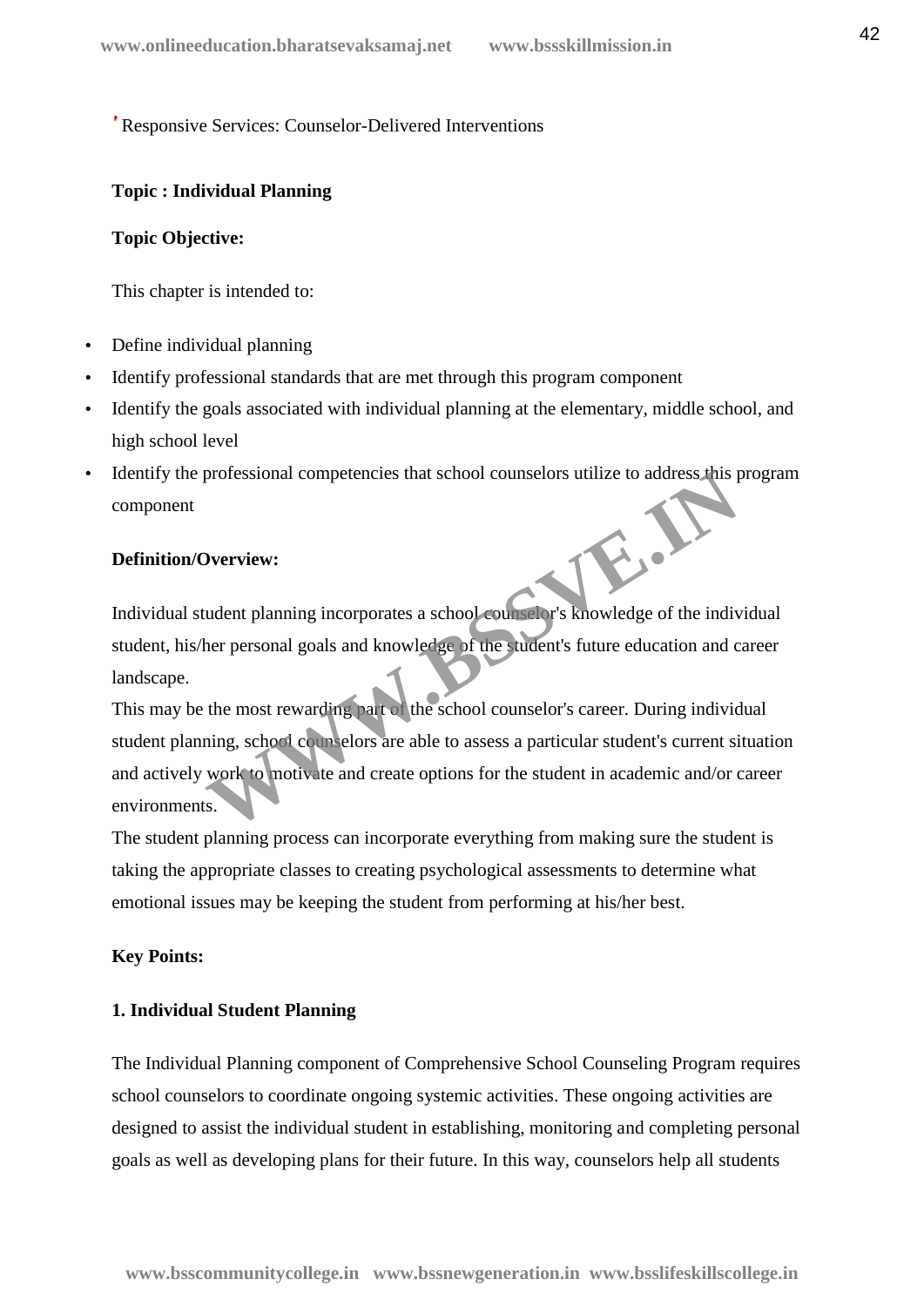' Responsive Services: Counselor-Delivered Interventions

**Topic : Individual Planning**

**Topic Objective:**

This chapter is intended to:

- Define individual planning
- Identify professional standards that are met through this program component
- Identify the goals associated with individual planning at the elementary, middle school, and high school level
- Identify the professional competencies that school counselors utilize to address this program component

**Definition/Overview:**

Individual student planning incorporates a school counselor's knowledge of the individual student, his/her personal goals and knowledge of the student's future education and career landscape.

This may be the most rewarding part of the school counselor's career. During individual student planning, school counselors are able to assess a particular student's current situation and actively work to motivate and create options for the student in academic and/or career environments.

The student planning process can incorporate everything from making sure the student is taking the appropriate classes to creating psychological assessments to determine what emotional issues may be keeping the student from performing at his/her best.

**Key Points:**

**1. Individual Student Planning**

The Individual Planning component of Comprehensive School Counseling Program requires school counselors to coordinate ongoing systemic activities. These ongoing activities are designed to assist the individual student in establishing, monitoring and completing personal goals as well as developing plans for their future. In this way, counselors help all students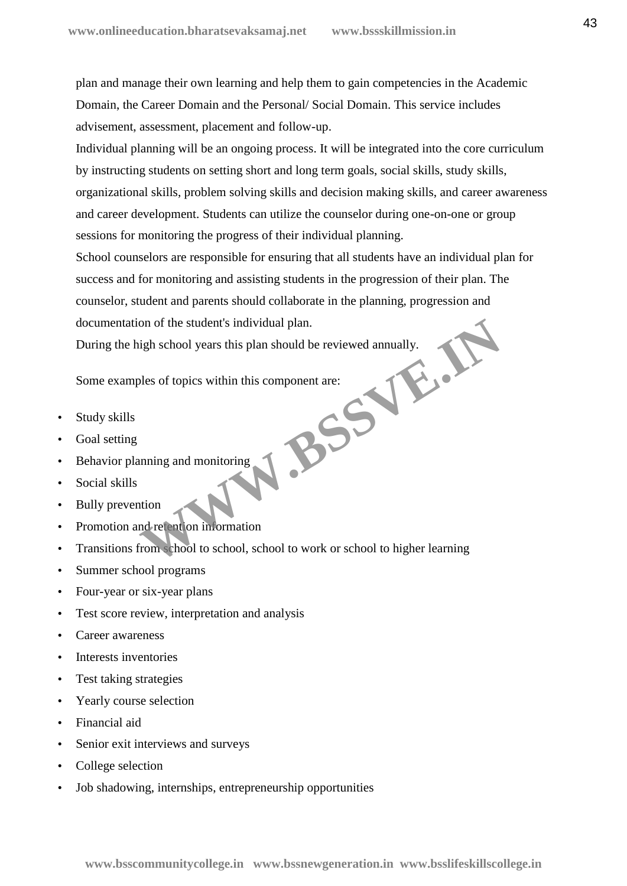plan and manage their own learning and help them to gain competencies in the Academic Domain, the Career Domain and the Personal/ Social Domain. This service includes advisement, assessment, placement and follow-up.

Individual planning will be an ongoing process. It will be integrated into the core curriculum by instructing students on setting short and long term goals, social skills, study skills, organizational skills, problem solving skills and decision making skills, and career awareness and career development. Students can utilize the counselor during one-on-one or group sessions for monitoring the progress of their individual planning.

School counselors are responsible for ensuring that all students have an individual plan for success and for monitoring and assisting students in the progression of their plan. The counselor, student and parents should collaborate in the planning, progression and documentation of the student's individual plan.

During the high school years this plan should be reviewed annually.

Some examples of topics within this component are:

- Study skills
- Goal setting
- Behavior planning and monitoring
- Social skills
- Bully prevention
- Promotion and retention information
- Transitions from school to school, school to work or school to higher learning
- Summer school programs
- Four-year or six-year plans
- Test score review, interpretation and analysis
- Career awareness
- Interests inventories
- Test taking strategies
- Yearly course selection
- Financial aid
- Senior exit interviews and surveys
- College selection
- Job shadowing, internships, entrepreneurship opportunities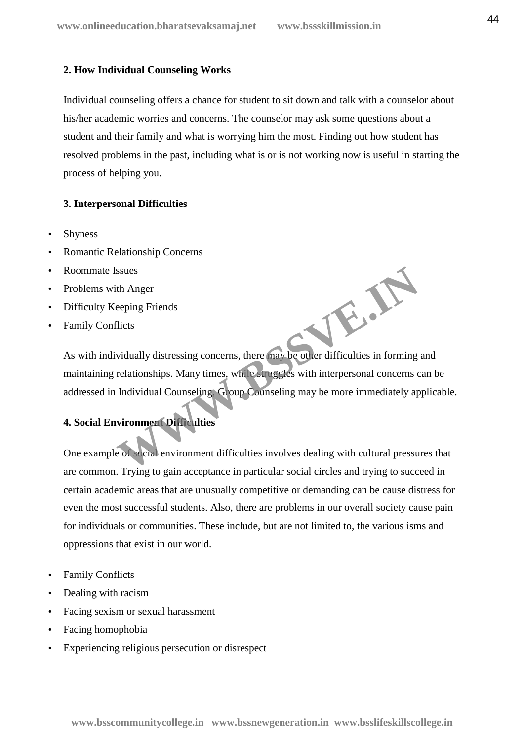### 2. How Individual Counseling Works

Individual counseling offers a chance for student to sit down and talk with a counselor about his/her academic worries and concerns. The counselor may ask some questions about a student and their family and what is worrying him the most. Finding out how student has resolved problems in the past, including what is or is not working now is useful in starting the process of helping you.

### 3. Interpersonal Difficulties

- Shyness
- Romantic Relationship Concerns
- Roommate Issues
- Problems with Anger
- Difficulty Keeping Friends
- Family Conflicts

As with individually distressing concerns, there may be other difficulties in forming and maintaining relationships. Many times, while struggles with interpersonal concerns can be addressed in Individual Counseling, Group Counseling may be more immediately applicable.

### 4. Social Environment Difficulties

One example of social environment difficulties involves dealing with cultural pressures that are common. Trying to gain acceptance in particular social circles and trying to succeed in certain academic areas that are unusually competitive or demanding can be cause distress for even the most successful students. Also, there are problems in our overall society cause pain for individuals or communities. These include, but are not limited to, the various isms and oppressions that exist in our world.

- Family Conflicts
- Dealing with racism
- Facing sexism or sexual harassment
- Facing homophobia
- Experiencing religious persecution or disrespect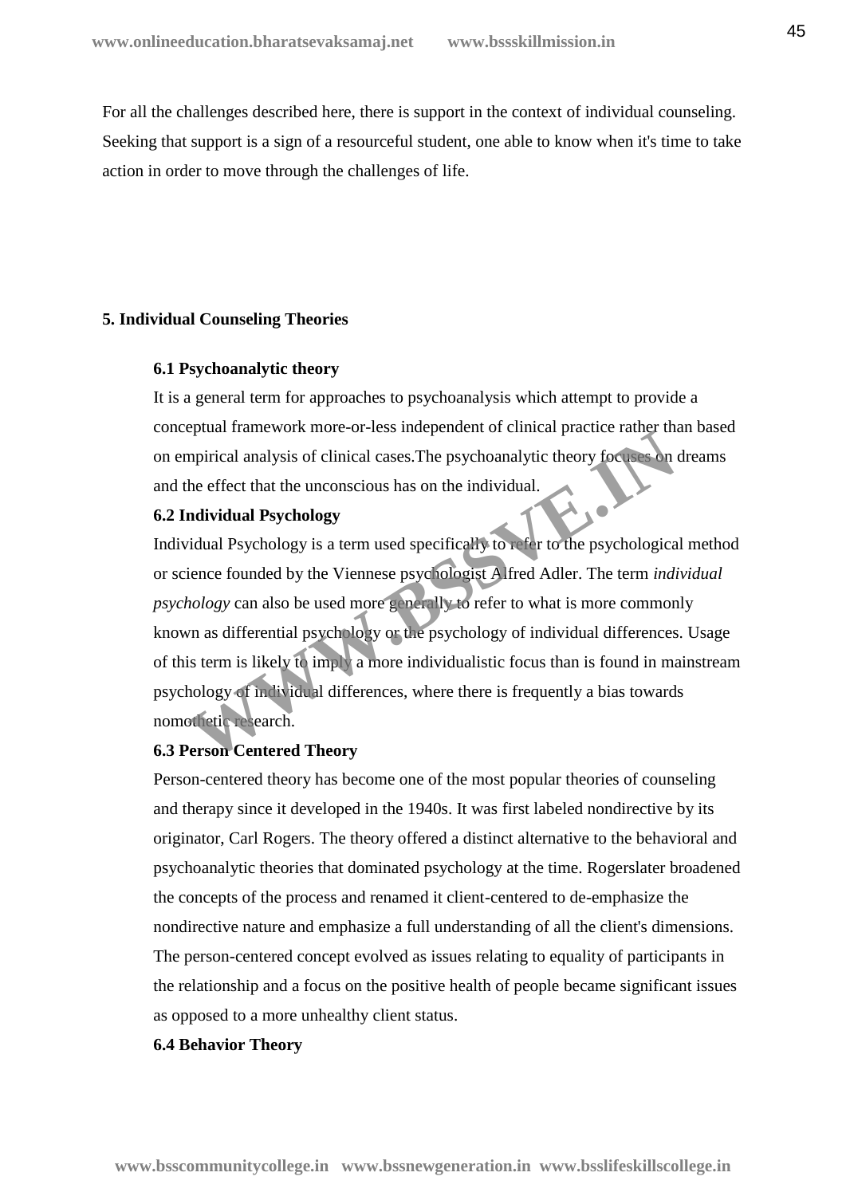For all the challenges described here, there is support in the context of individual counseling. Seeking that support is a sign of a resourceful student, one able to know when it's time to take action in order to move through the challenges of life.

## 5. Individual Counseling Theories

### 6.1 Psychoanalytic theory

It is a general term for approaches to psychoanalysis which attempt to provide a conceptual framework more-or-less independent of clinical practice rather than based on empirical analysis of clinical cases.The psychoanalytic theory focuses on dreams and the effect that the unconscious has on the individual.

### 6.2 Individual Psychology

Individual Psychology is a term used specifically to refer to the psychological method or science founded by the Viennese psychologist Alfred Adler. The term *individual psychology* can also be used more generally to refer to what is more commonly known as differential psychology or the psychology of individual differences. Usage of this term is likely to imply a more individualistic focus than is found in mainstream psychology of individual differences, where there is frequently a bias towards nomothetic research.

### 6.3 Person Centered Theory

Person-centered theory has become one of the most popular theories of counseling and therapy since it developed in the 1940s. It was first labeled nondirective by its originator, Carl Rogers. The theory offered a distinct alternative to the behavioral and psychoanalytic theories that dominated psychology at the time. Rogerslater broadened the concepts of the process and renamed it client-centered to de-emphasize the nondirective nature and emphasize a full understanding of all the client's dimensions. The person-centered concept evolved as issues relating to equality of participants in the relationship and a focus on the positive health of people became significant issues as opposed to a more unhealthy client status.

### 6.4 Behavior Theory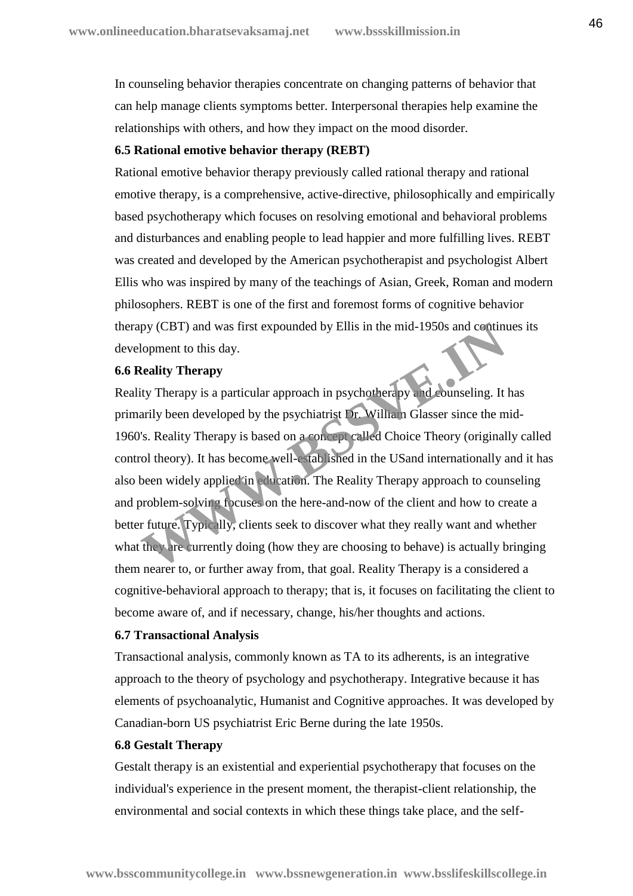In counseling behavior therapies concentrate on changing patterns of behavior that can help manage clients symptoms better. Interpersonal therapies help examine the relationships with others, and how they impact on the mood disorder.

### 6.5 Rational emotive behavior therapy (REBT)

Rational emotive behavior therapy previously called rational therapy and rational emotive therapy, is a comprehensive, active-directive, philosophically and empirically based psychotherapy which focuses on resolving emotional and behavioral problems and disturbances and enabling people to lead happier and more fulfilling lives. REBT was created and developed by the American psychotherapist and psychologist Albert Ellis who was inspired by many of the teachings of Asian, Greek, Roman and modern philosophers. REBT is one of the first and foremost forms of cognitive behavior therapy (CBT) and was first expounded by Ellis in the mid-1950s and continues its development to this day.

### 6.6 Reality Therapy

Reality Therapy is a particular approach in psychotherapy and counseling. It has primarily been developed by the psychiatrist Dr. William Glasser since the mid-1960's. Reality Therapy is based on a concept called Choice Theory (originally called control theory). It has become well-established in the USand internationally and it has also been widely applied in education. The Reality Therapy approach to counseling and problem-solving focuses on the here-and-now of the client and how to create a better future. Typically, clients seek to discover what they really want and whether what they are currently doing (how they are choosing to behave) is actually bringing them nearer to, or further away from, that goal. Reality Therapy is a considered a cognitive-behavioral approach to therapy; that is, it focuses on facilitating the client to become aware of, and if necessary, change, his/her thoughts and actions.

### 6.7 Transactional Analysis

Transactional analysis, commonly known as TA to its adherents, is an integrative approach to the theory of psychology and psychotherapy. Integrative because it has elements of psychoanalytic, Humanist and Cognitive approaches. It was developed by Canadian-born US psychiatrist Eric Berne during the late 1950s.

### 6.8 Gestalt Therapy

Gestalt therapy is an existential and experiential psychotherapy that focuses on the individual's experience in the present moment, the therapist-client relationship, the environmental and social contexts in which these things take place, and the self-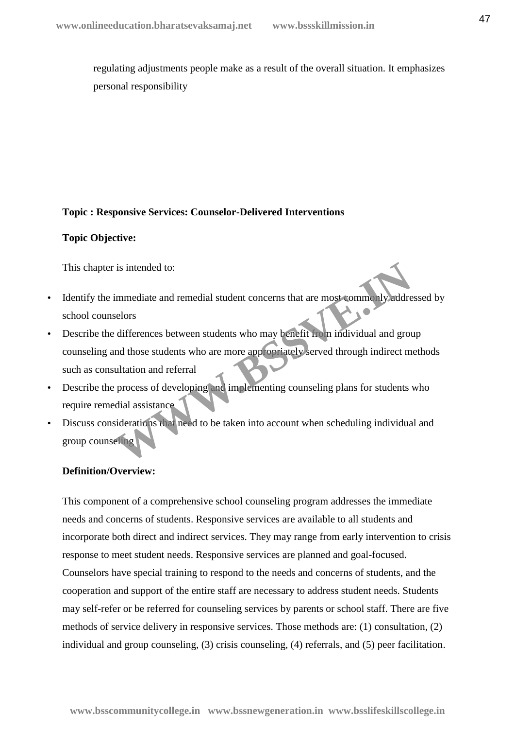regulating adjustments people make as a result of the overall situation. It emphasizes personal responsibility

**Topic : Responsive Services: Counselor-Delivered Interventions**

**Topic Objective:**

This chapter is intended to:

- Identify the immediate and remedial student concerns that are most commonly addressed by school counselors
- Describe the differences between students who may benefit from individual and group counseling and those students who are more appropriately served through indirect methods such as consultation and referral
- Describe the process of developing and implementing counseling plans for students who require remedial assistance
- Discuss considerations that need to be taken into account when scheduling individual and group counseling

**Definition/Overview:**

This component of a comprehensive school counseling program addresses the immediate needs and concerns of students. Responsive services are available to all students and incorporate both direct and indirect services. They may range from early intervention to crisis response to meet student needs. Responsive services are planned and goal-focused. Counselors have special training to respond to the needs and concerns of students, and the cooperation and support of the entire staff are necessary to address student needs. Students may self-refer or be referred for counseling services by parents or school staff. There are five methods of service delivery in responsive services. Those methods are: (1) consultation, (2) individual and group counseling, (3) crisis counseling, (4) referrals, and (5) peer facilitation.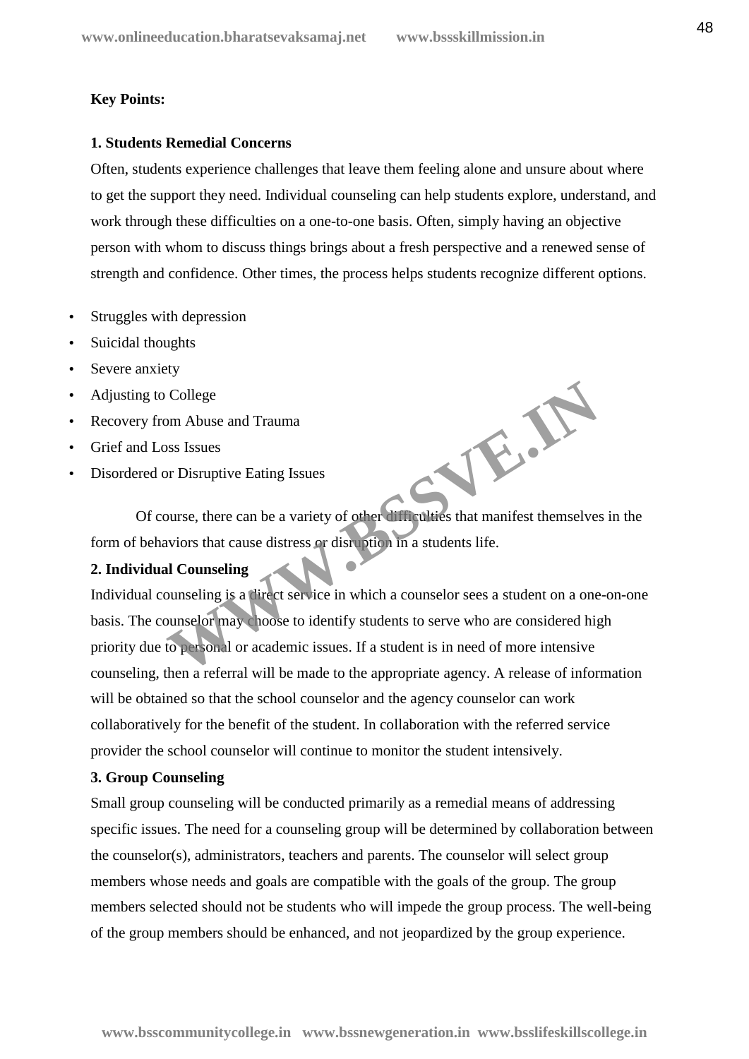**Key Points:**

**1. Students Remedial Concerns**

Often, students experience challenges that leave them feeling alone and unsure about where to get the support they need. Individual counseling can help students explore, understand, and work through these difficulties on a one-to-one basis. Often, simply having an objective person with whom to discuss things brings about a fresh perspective and a renewed sense of strength and confidence. Other times, the process helps students recognize different options.

- Struggles with depression
- Suicidal thoughts
- Severe anxiety
- Adjusting to College
- Recovery from Abuse and Trauma
- Grief and Loss Issues
- Disordered or Disruptive Eating Issues

Of course, there can be a variety of other difficulties that manifest themselves in the form of behaviors that cause distress or disruption in a students life.

**2. Individual Counseling**

Individual counseling is a direct service in which a counselor sees a student on a one-on-one basis. The counselor may choose to identify students to serve who are considered high priority due to personal or academic issues. If a student is in need of more intensive counseling, then a referral will be made to the appropriate agency. A release of information will be obtained so that the school counselor and the agency counselor can work collaboratively for the benefit of the student. In collaboration with the referred service provider the school counselor will continue to monitor the student intensively.

**3. Group Counseling**

Small group counseling will be conducted primarily as a remedial means of addressing specific issues. The need for a counseling group will be determined by collaboration between the counselor(s), administrators, teachers and parents. The counselor will select group members whose needs and goals are compatible with the goals of the group. The group members selected should not be students who will impede the group process. The well-being of the group members should be enhanced, and not jeopardized by the group experience.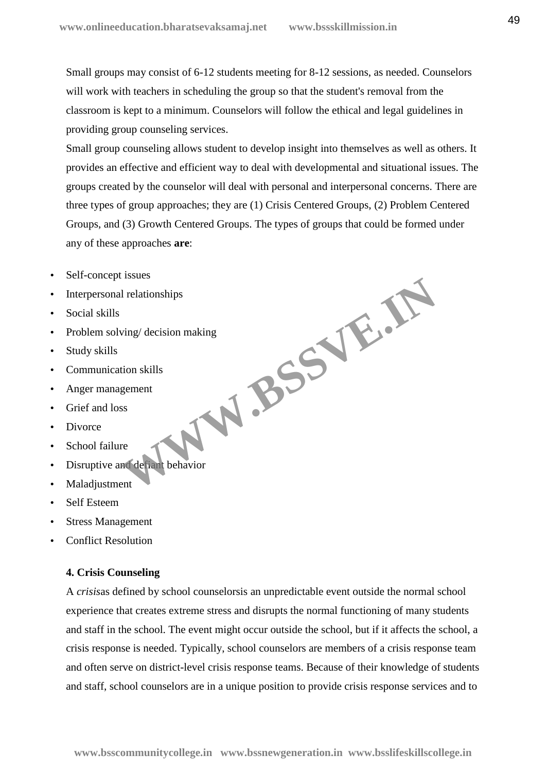Small groups may consist of 6-12 students meeting for 8-12 sessions, as needed. Counselors will work with teachers in scheduling the group so that the student's removal from the classroom is kept to a minimum. Counselors will follow the ethical and legal guidelines in providing group counseling services.

Small group counseling allows student to develop insight into themselves as well as others. It provides an effective and efficient way to deal with developmental and situational issues. The groups created by the counselor will deal with personal and interpersonal concerns. There are three types of group approaches; they are (1) Crisis Centered Groups, (2) Problem Centered Groups, and (3) Growth Centered Groups. The types of groups that could be formed under any of these approaches **are**:

- Self-concept issues
- Interpersonal relationships
- Social skills
- Problem solving/ decision making
- Study skills
- Communication skills
- Anger management
- Grief and loss
- Divorce
- School failure
- Disruptive and defiant behavior
- Maladjustment
- Self Esteem
- Stress Management
- Conflict Resolution

**4. Crisis Counseling**

A *crisis*as defined by school counselorsis an unpredictable event outside the normal school experience that creates extreme stress and disrupts the normal functioning of many students and staff in the school. The event might occur outside the school, but if it affects the school, a crisis response is needed. Typically, school counselors are members of a crisis response team and often serve on district-level crisis response teams. Because of their knowledge of students and staff, school counselors are in a unique position to provide crisis response services and to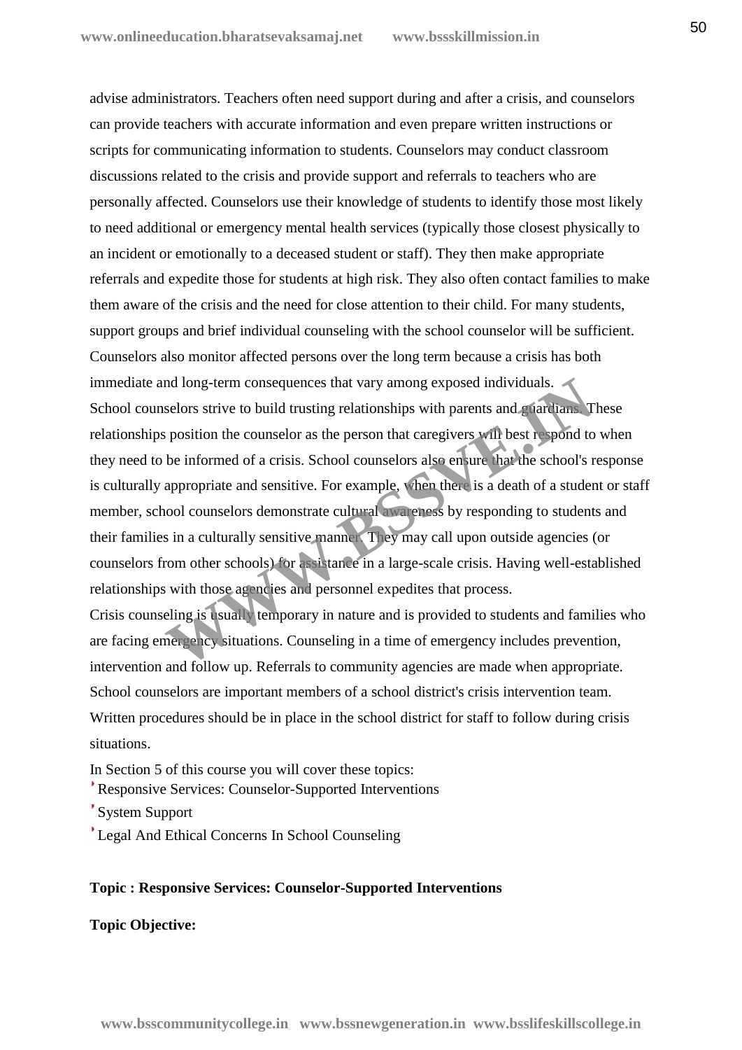advise administrators. Teachers often need support during and after a crisis, and counselors can provide teachers with accurate information and even prepare written instructions or scripts for communicating information to students. Counselors may conduct classroom discussions related to the crisis and provide support and referrals to teachers who are personally affected. Counselors use their knowledge of students to identify those most likely to need additional or emergency mental health services (typically those closest physically to an incident or emotionally to a deceased student or staff). They then make appropriate referrals and expedite those for students at high risk. They also often contact families to make them aware of the crisis and the need for close attention to their child. For many students, support groups and brief individual counseling with the school counselor will be sufficient. Counselors also monitor affected persons over the long term because a crisis has both immediate and long-term consequences that vary among exposed individuals.

School counselors strive to build trusting relationships with parents and guardians. These relationships position the counselor as the person that caregivers will best respond to when they need to be informed of a crisis. School counselors also ensure that the school's response is culturally appropriate and sensitive. For example, when there is a death of a student or staff member, school counselors demonstrate cultural awareness by responding to students and their families in a culturally sensitive manner. They may call upon outside agencies (or counselors from other schools) for assistance in a large-scale crisis. Having well-established relationships with those agencies and personnel expedites that process.

Crisis counseling is usually temporary in nature and is provided to students and families who are facing emergency situations. Counseling in a time of emergency includes prevention, intervention and follow up. Referrals to community agencies are made when appropriate. School counselors are important members of a school district's crisis intervention team. Written procedures should be in place in the school district for staff to follow during crisis situations.

In Section 5 of this course you will cover these topics:

- Responsive Services: Counselor-Supported Interventions
- System Support
- Legal And Ethical Concerns In School Counseling

**Topic : Responsive Services: Counselor-Supported Interventions**

**Topic Objective:**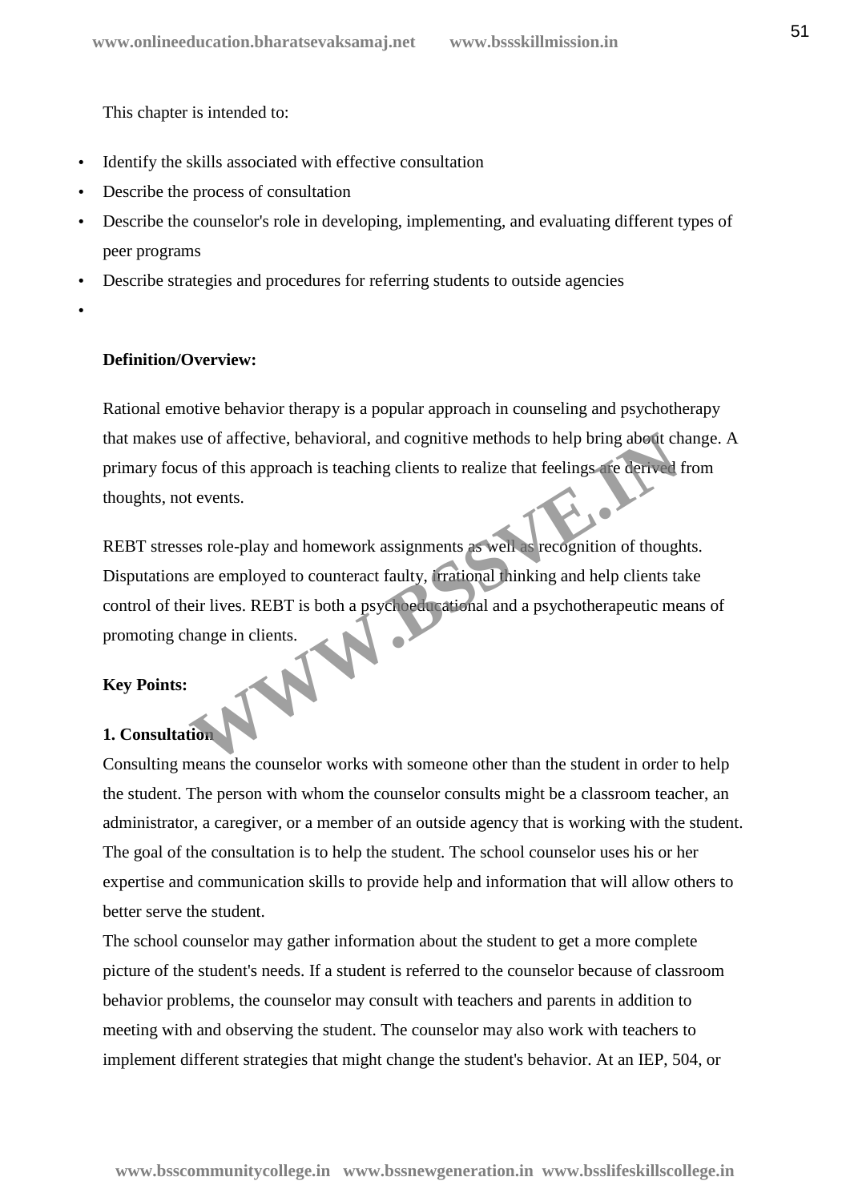This chapter is intended to:

- Identify the skills associated with effective consultation
- Describe the process of consultation
- Describe the counselor's role in developing, implementing, and evaluating different types of peer programs
- Describe strategies and procedures for referring students to outside agencies
- 

**Definition/Overview:**

Rational emotive behavior therapy is a popular approach in counseling and psychotherapy that makes use of affective, behavioral, and cognitive methods to help bring about change. A primary focus of this approach is teaching clients to realize that feelings are derived from thoughts, not events.

REBT stresses role-play and homework assignments as well as recognition of thoughts. Disputations are employed to counteract faulty, irrational thinking and help clients take control of their lives. REBT is both a psychoeducational and a psychotherapeutic means of promoting change in clients.

**Key Points:**

**1. Consultation**

Consulting means the counselor works with someone other than the student in order to help the student. The person with whom the counselor consults might be a classroom teacher, an administrator, a caregiver, or a member of an outside agency that is working with the student. The goal of the consultation is to help the student. The school counselor uses his or her expertise and communication skills to provide help and information that will allow others to better serve the student.

The school counselor may gather information about the student to get a more complete picture of the student's needs. If a student is referred to the counselor because of classroom behavior problems, the counselor may consult with teachers and parents in addition to meeting with and observing the student. The counselor may also work with teachers to implement different strategies that might change the student's behavior. At an IEP, 504, or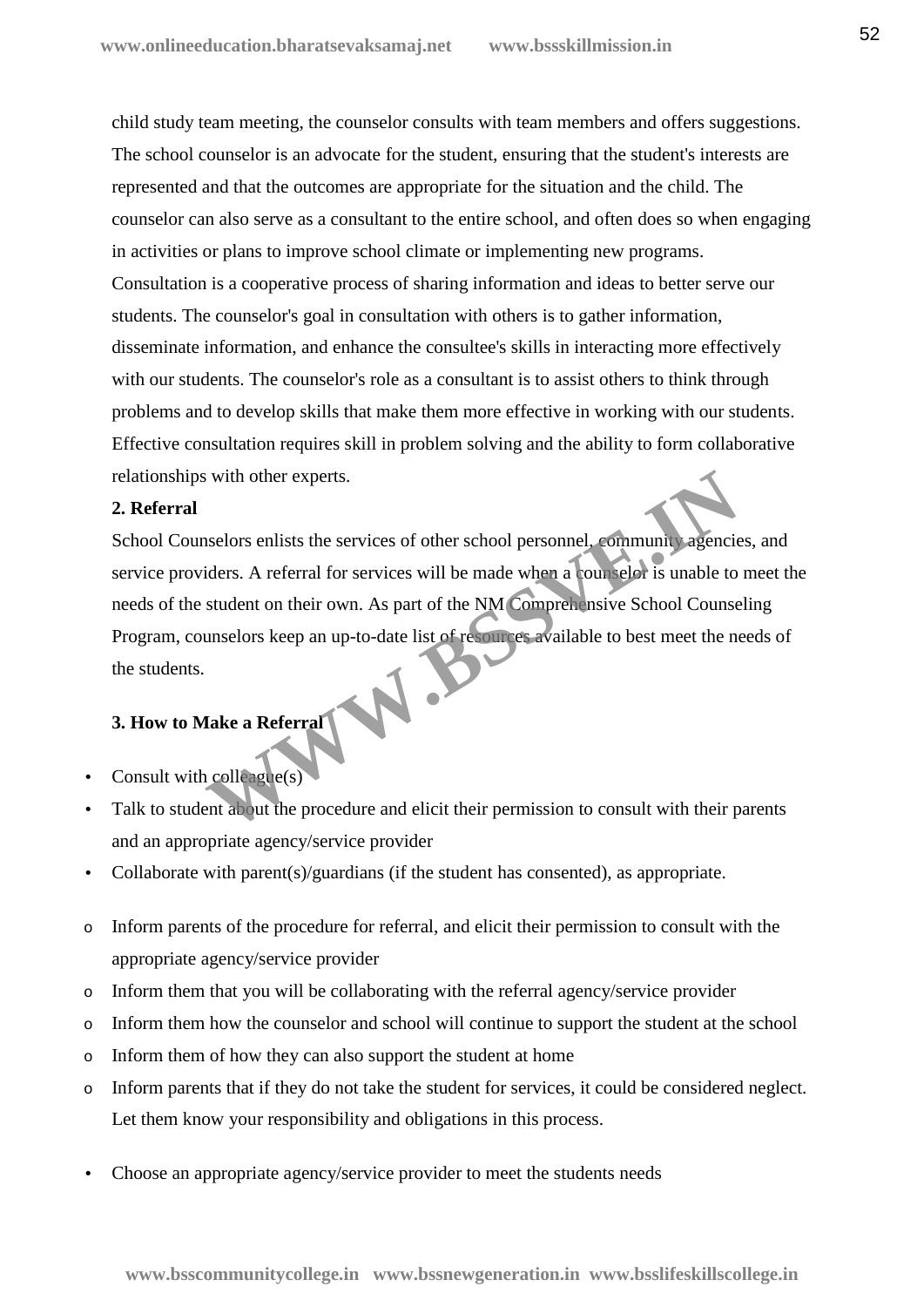child study team meeting, the counselor consults with team members and offers suggestions. The school counselor is an advocate for the student, ensuring that the student's interests are represented and that the outcomes are appropriate for the situation and the child. The counselor can also serve as a consultant to the entire school, and often does so when engaging in activities or plans to improve school climate or implementing new programs. Consultation is a cooperative process of sharing information and ideas to better serve our students. The counselor's goal in consultation with others is to gather information, disseminate information, and enhance the consultee's skills in interacting more effectively with our students. The counselor's role as a consultant is to assist others to think through problems and to develop skills that make them more effective in working with our students. Effective consultation requires skill in problem solving and the ability to form collaborative relationships with other experts.

**2. Referral**

School Counselors enlists the services of other school personnel, community agencies, and service providers. A referral for services will be made when a counselor is unable to meet the needs of the student on their own. As part of the NM Comprehensive School Counseling Program, counselors keep an up-to-date list of resources available to best meet the needs of the students.

**3. How to Make a Referral**

- Consult with colleague(s)
- Talk to student about the procedure and elicit their permission to consult with their parents and an appropriate agency/service provider
- Collaborate with parent(s)/guardians (if the student has consented), as appropriate.
  - Inform parents of the procedure for referral, and elicit their permission to consult with the appropriate agency/service provider
  - Inform them that you will be collaborating with the referral agency/service provider
  - Inform them how the counselor and school will continue to support the student at the school
  - Inform them of how they can also support the student at home
  - Inform parents that if they do not take the student for services, it could be considered neglect. Let them know your responsibility and obligations in this process.
- Choose an appropriate agency/service provider to meet the students needs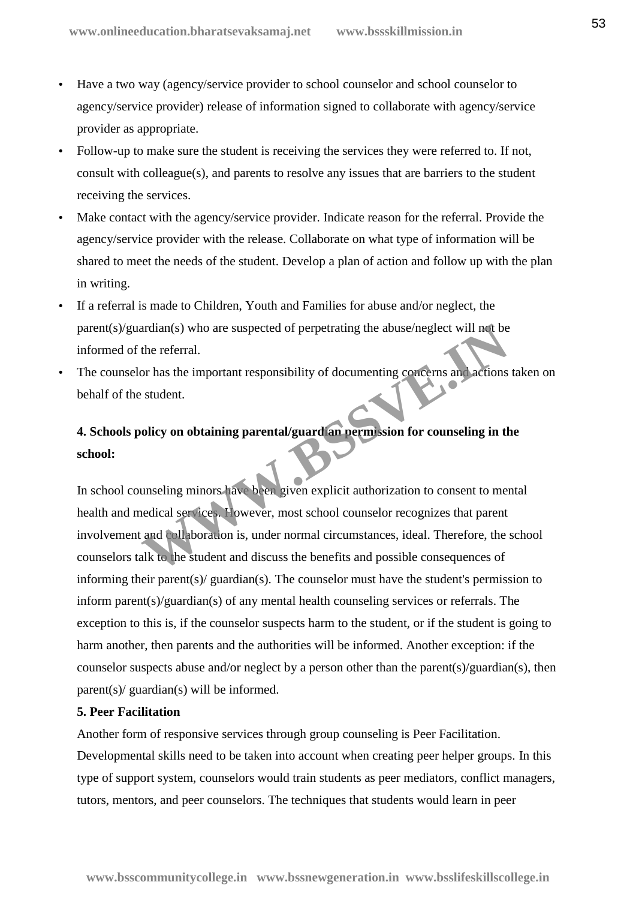- Have a two way (agency/service provider to school counselor and school counselor to agency/service provider) release of information signed to collaborate with agency/service provider as appropriate.
- Follow-up to make sure the student is receiving the services they were referred to. If not, consult with colleague(s), and parents to resolve any issues that are barriers to the student receiving the services.
- Make contact with the agency/service provider. Indicate reason for the referral. Provide the agency/service provider with the release. Collaborate on what type of information will be shared to meet the needs of the student. Develop a plan of action and follow up with the plan in writing.
- If a referral is made to Children, Youth and Families for abuse and/or neglect, the parent(s)/guardian(s) who are suspected of perpetrating the abuse/neglect will not be informed of the referral.
- The counselor has the important responsibility of documenting concerns and actions taken on behalf of the student.

**4. Schools policy on obtaining parental/guardian permission for counseling in the school:**

In school counseling minors have been given explicit authorization to consent to mental health and medical services. However, most school counselor recognizes that parent involvement and collaboration is, under normal circumstances, ideal. Therefore, the school counselors talk to the student and discuss the benefits and possible consequences of informing their parent(s)/ guardian(s). The counselor must have the student's permission to inform parent(s)/guardian(s) of any mental health counseling services or referrals. The exception to this is, if the counselor suspects harm to the student, or if the student is going to harm another, then parents and the authorities will be informed. Another exception: if the counselor suspects abuse and/or neglect by a person other than the parent(s)/guardian(s), then parent(s)/ guardian(s) will be informed.

**5. Peer Facilitation**

Another form of responsive services through group counseling is Peer Facilitation. Developmental skills need to be taken into account when creating peer helper groups. In this type of support system, counselors would train students as peer mediators, conflict managers, tutors, mentors, and peer counselors. The techniques that students would learn in peer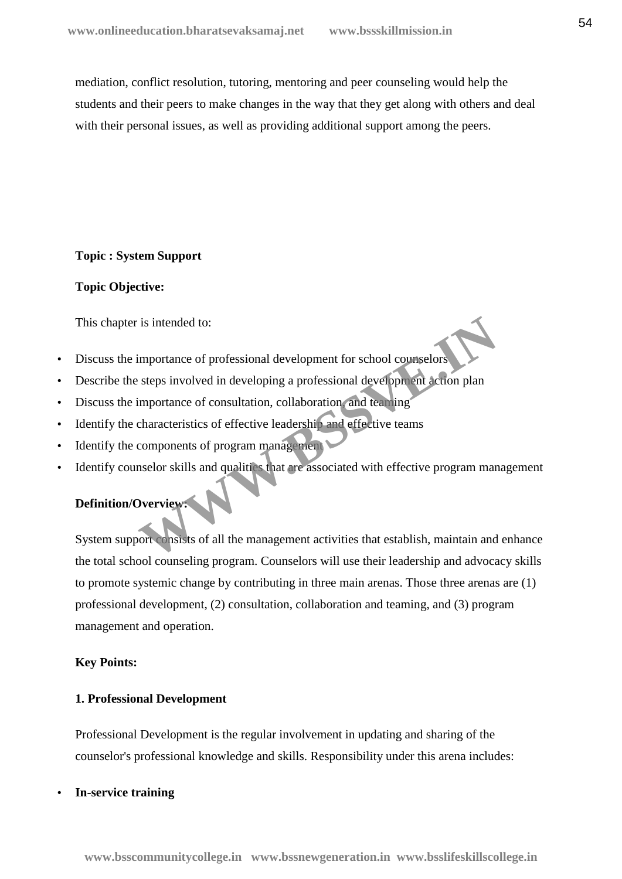mediation, conflict resolution, tutoring, mentoring and peer counseling would help the students and their peers to make changes in the way that they get along with others and deal with their personal issues, as well as providing additional support among the peers.

**Topic : System Support**

**Topic Objective:**

This chapter is intended to:

- Discuss the importance of professional development for school counselors
- Describe the steps involved in developing a professional development action plan
- Discuss the importance of consultation, collaboration, and teaming
- Identify the characteristics of effective leadership and effective teams
- Identify the components of program management
- Identify counselor skills and qualities that are associated with effective program management

**Definition/Overview:**

System support consists of all the management activities that establish, maintain and enhance the total school counseling program. Counselors will use their leadership and advocacy skills to promote systemic change by contributing in three main arenas. Those three arenas are (1) professional development, (2) consultation, collaboration and teaming, and (3) program management and operation.

**Key Points:**

**1. Professional Development**

Professional Development is the regular involvement in updating and sharing of the counselor's professional knowledge and skills. Responsibility under this arena includes:

- **In-service training**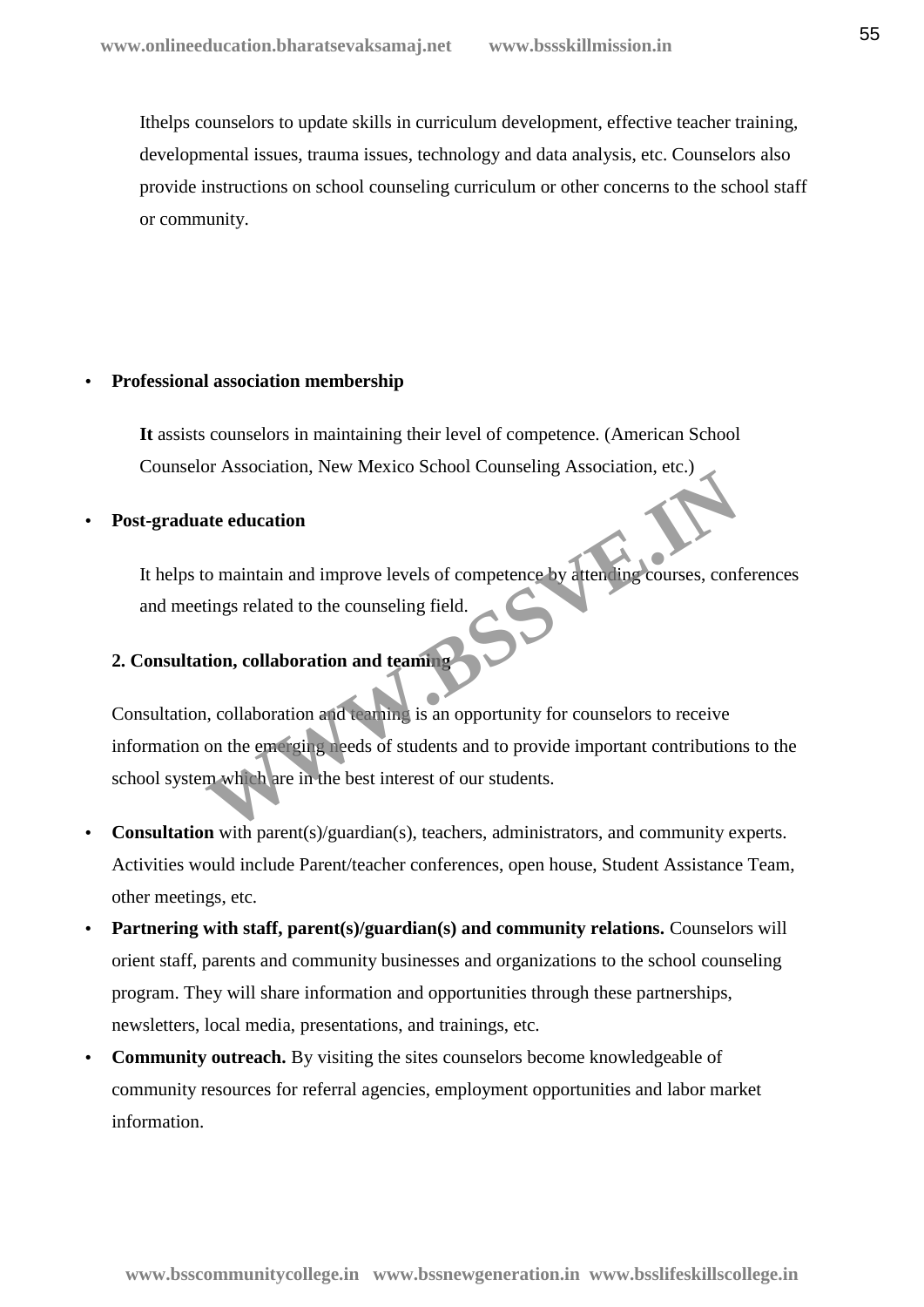Ithelps counselors to update skills in curriculum development, effective teacher training, developmental issues, trauma issues, technology and data analysis, etc. Counselors also provide instructions on school counseling curriculum or other concerns to the school staff or community.

- **Professional association membership**

  **It** assists counselors in maintaining their level of competence. (American School Counselor Association, New Mexico School Counseling Association, etc.)

- **Post-graduate education**

  It helps to maintain and improve levels of competence by attending courses, conferences and meetings related to the counseling field.

**2. Consultation, collaboration and teaming**

Consultation, collaboration and teaming is an opportunity for counselors to receive information on the emerging needs of students and to provide important contributions to the school system which are in the best interest of our students.

- **Consultation** with parent(s)/guardian(s), teachers, administrators, and community experts. Activities would include Parent/teacher conferences, open house, Student Assistance Team, other meetings, etc.
- **Partnering with staff, parent(s)/guardian(s) and community relations.** Counselors will orient staff, parents and community businesses and organizations to the school counseling program. They will share information and opportunities through these partnerships, newsletters, local media, presentations, and trainings, etc.
- **Community outreach.** By visiting the sites counselors become knowledgeable of community resources for referral agencies, employment opportunities and labor market information.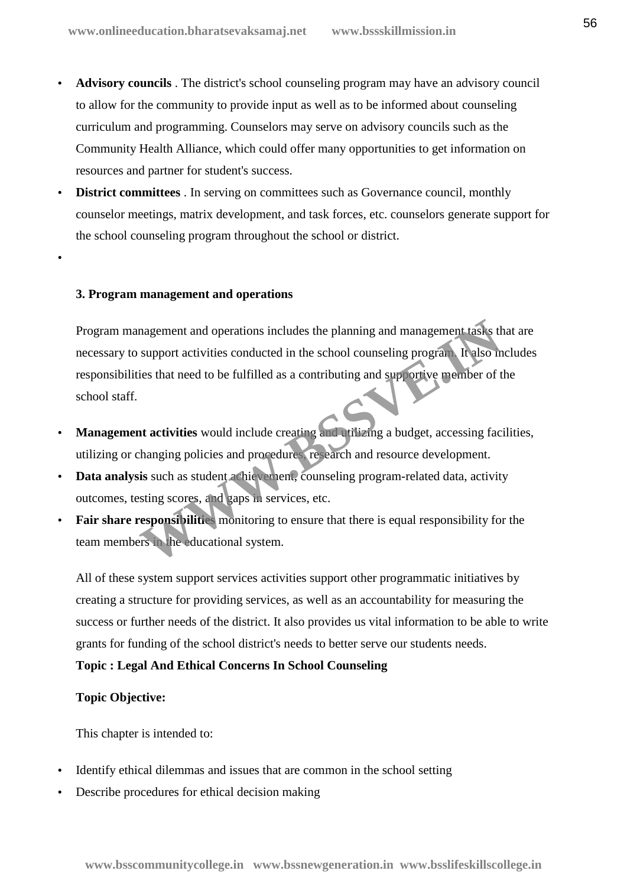- **Advisory councils** . The district's school counseling program may have an advisory council to allow for the community to provide input as well as to be informed about counseling curriculum and programming. Counselors may serve on advisory councils such as the Community Health Alliance, which could offer many opportunities to get information on resources and partner for student's success.
- **District committees** . In serving on committees such as Governance council, monthly counselor meetings, matrix development, and task forces, etc. counselors generate support for the school counseling program throughout the school or district.

**3. Program management and operations**

Program management and operations includes the planning and management tasks that are necessary to support activities conducted in the school counseling program. It also includes responsibilities that need to be fulfilled as a contributing and supportive member of the school staff.

- **Management activities** would include creating and utilizing a budget, accessing facilities, utilizing or changing policies and procedures, research and resource development.
- **Data analysis** such as student achievement, counseling program-related data, activity outcomes, testing scores, and gaps in services, etc.
- **Fair share responsibilities** monitoring to ensure that there is equal responsibility for the team members in the educational system.

All of these system support services activities support other programmatic initiatives by creating a structure for providing services, as well as an accountability for measuring the success or further needs of the district. It also provides us vital information to be able to write grants for funding of the school district's needs to better serve our students needs.

**Topic : Legal And Ethical Concerns In School Counseling**

**Topic Objective:**

This chapter is intended to:

- Identify ethical dilemmas and issues that are common in the school setting
- Describe procedures for ethical decision making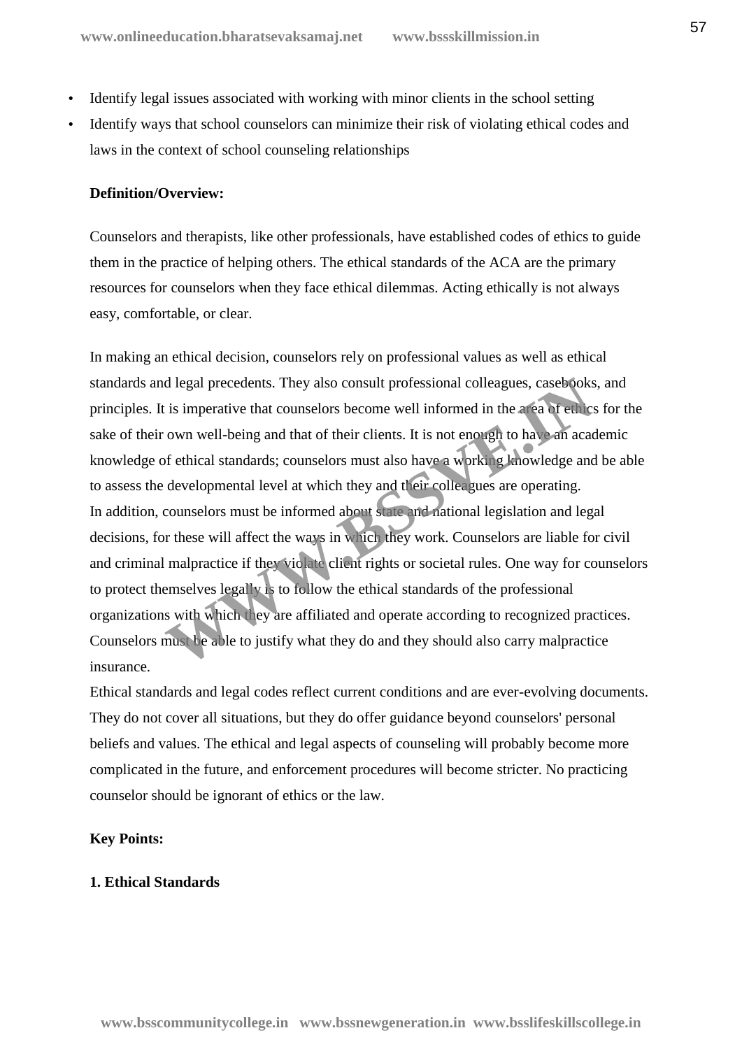- Identify legal issues associated with working with minor clients in the school setting
- Identify ways that school counselors can minimize their risk of violating ethical codes and laws in the context of school counseling relationships

**Definition/Overview:**

Counselors and therapists, like other professionals, have established codes of ethics to guide them in the practice of helping others. The ethical standards of the ACA are the primary resources for counselors when they face ethical dilemmas. Acting ethically is not always easy, comfortable, or clear.

In making an ethical decision, counselors rely on professional values as well as ethical standards and legal precedents. They also consult professional colleagues, casebooks, and principles. It is imperative that counselors become well informed in the area of ethics for the sake of their own well-being and that of their clients. It is not enough to have an academic knowledge of ethical standards; counselors must also have a working knowledge and be able to assess the developmental level at which they and their colleagues are operating.

In addition, counselors must be informed about state and national legislation and legal decisions, for these will affect the ways in which they work. Counselors are liable for civil and criminal malpractice if they violate client rights or societal rules. One way for counselors to protect themselves legally is to follow the ethical standards of the professional organizations with which they are affiliated and operate according to recognized practices. Counselors must be able to justify what they do and they should also carry malpractice insurance.

Ethical standards and legal codes reflect current conditions and are ever-evolving documents. They do not cover all situations, but they do offer guidance beyond counselors' personal beliefs and values. The ethical and legal aspects of counseling will probably become more complicated in the future, and enforcement procedures will become stricter. No practicing counselor should be ignorant of ethics or the law.

**Key Points:**

**1. Ethical Standards**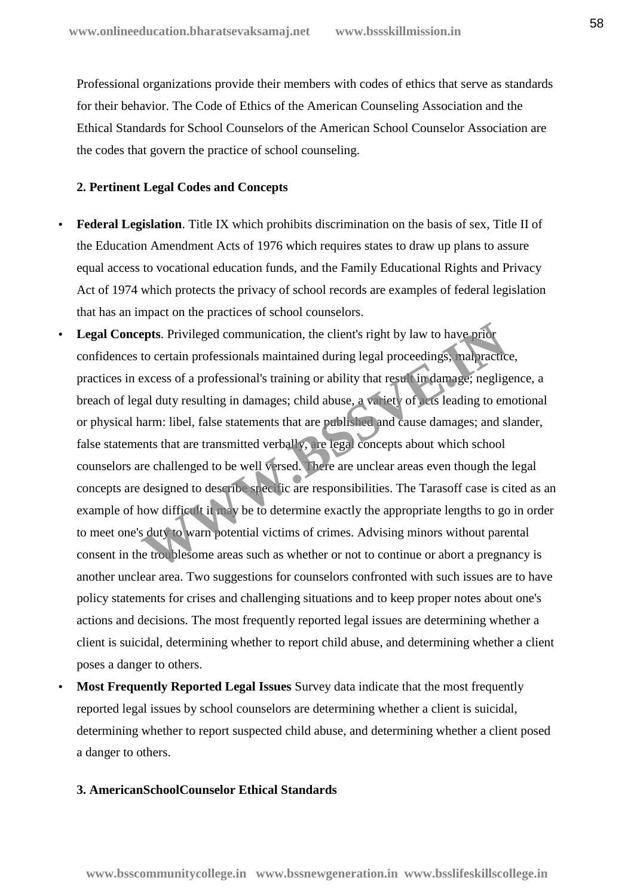Professional organizations provide their members with codes of ethics that serve as standards for their behavior. The Code of Ethics of the American Counseling Association and the Ethical Standards for School Counselors of the American School Counselor Association are the codes that govern the practice of school counseling.

**2. Pertinent Legal Codes and Concepts**

- **Federal Legislation**. Title IX which prohibits discrimination on the basis of sex, Title II of the Education Amendment Acts of 1976 which requires states to draw up plans to assure equal access to vocational education funds, and the Family Educational Rights and Privacy Act of 1974 which protects the privacy of school records are examples of federal legislation that has an impact on the practices of school counselors.
- **Legal Concepts**. Privileged communication, the client's right by law to have prior confidences to certain professionals maintained during legal proceedings; malpractice, practices in excess of a professional's training or ability that result in damage; negligence, a breach of legal duty resulting in damages; child abuse, a variety of acts leading to emotional or physical harm: libel, false statements that are published and cause damages; and slander, false statements that are transmitted verbally, are legal concepts about which school counselors are challenged to be well versed. There are unclear areas even though the legal concepts are designed to describe specific are responsibilities. The Tarasoff case is cited as an example of how difficult it may be to determine exactly the appropriate lengths to go in order to meet one's duty to warn potential victims of crimes. Advising minors without parental consent in the troublesome areas such as whether or not to continue or abort a pregnancy is another unclear area. Two suggestions for counselors confronted with such issues are to have policy statements for crises and challenging situations and to keep proper notes about one's actions and decisions. The most frequently reported legal issues are determining whether a client is suicidal, determining whether to report child abuse, and determining whether a client poses a danger to others.
- **Most Frequently Reported Legal Issues** Survey data indicate that the most frequently reported legal issues by school counselors are determining whether a client is suicidal, determining whether to report suspected child abuse, and determining whether a client posed a danger to others.

**3. AmericanSchoolCounselor Ethical Standards**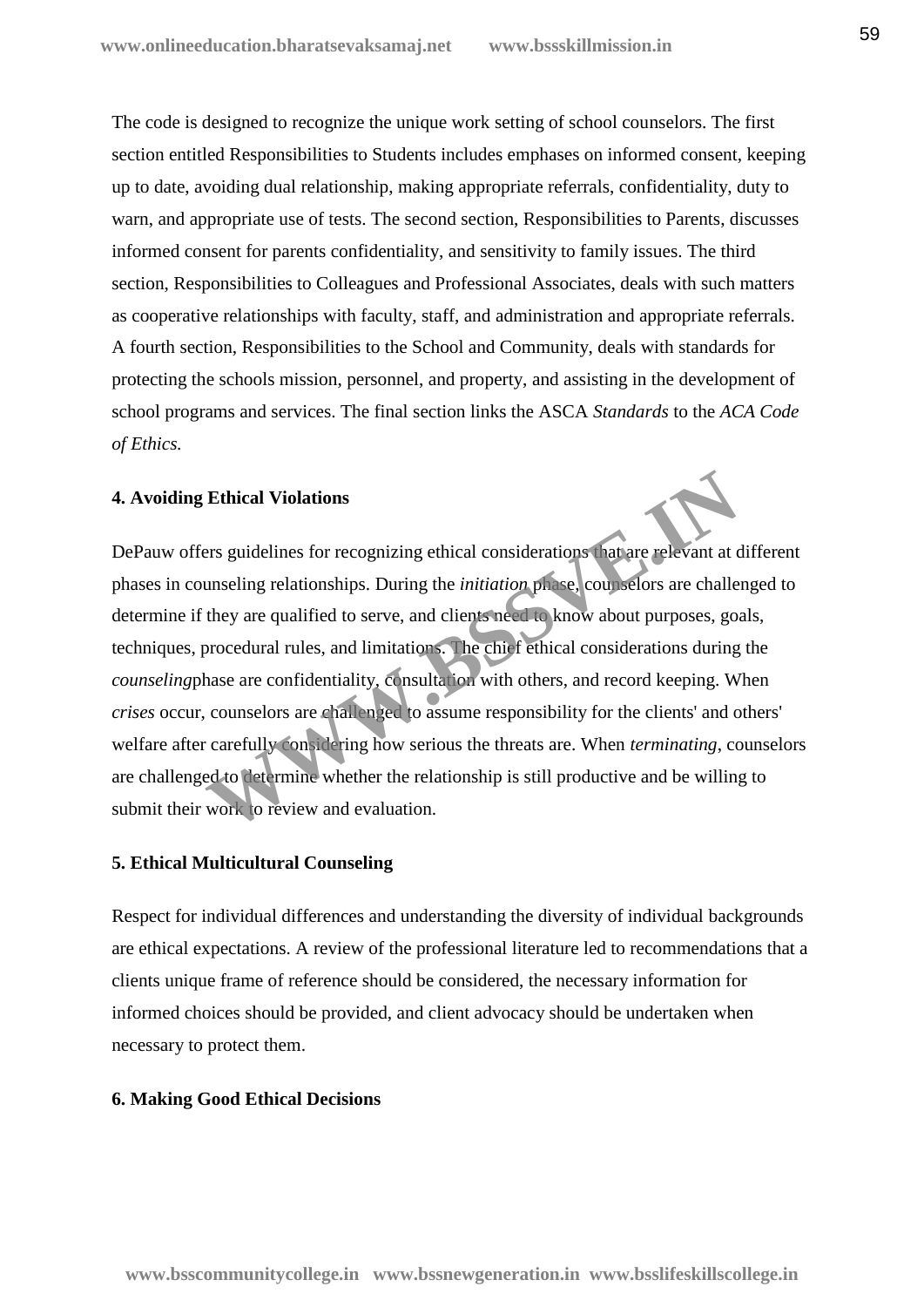The code is designed to recognize the unique work setting of school counselors. The first section entitled Responsibilities to Students includes emphases on informed consent, keeping up to date, avoiding dual relationship, making appropriate referrals, confidentiality, duty to warn, and appropriate use of tests. The second section, Responsibilities to Parents, discusses informed consent for parents confidentiality, and sensitivity to family issues. The third section, Responsibilities to Colleagues and Professional Associates, deals with such matters as cooperative relationships with faculty, staff, and administration and appropriate referrals. A fourth section, Responsibilities to the School and Community, deals with standards for protecting the schools mission, personnel, and property, and assisting in the development of school programs and services. The final section links the ASCA *Standards* to the *ACA Code of Ethics.*

**4. Avoiding Ethical Violations**

DePauw offers guidelines for recognizing ethical considerations that are relevant at different phases in counseling relationships. During the *initiation* phase, counselors are challenged to determine if they are qualified to serve, and clients need to know about purposes, goals, techniques, procedural rules, and limitations. The chief ethical considerations during the *counseling*phase are confidentiality, consultation with others, and record keeping. When *crises* occur, counselors are challenged to assume responsibility for the clients' and others' welfare after carefully considering how serious the threats are. When *terminating*, counselors are challenged to determine whether the relationship is still productive and be willing to submit their work to review and evaluation.

**5. Ethical Multicultural Counseling**

Respect for individual differences and understanding the diversity of individual backgrounds are ethical expectations. A review of the professional literature led to recommendations that a clients unique frame of reference should be considered, the necessary information for informed choices should be provided, and client advocacy should be undertaken when necessary to protect them.

**6. Making Good Ethical Decisions**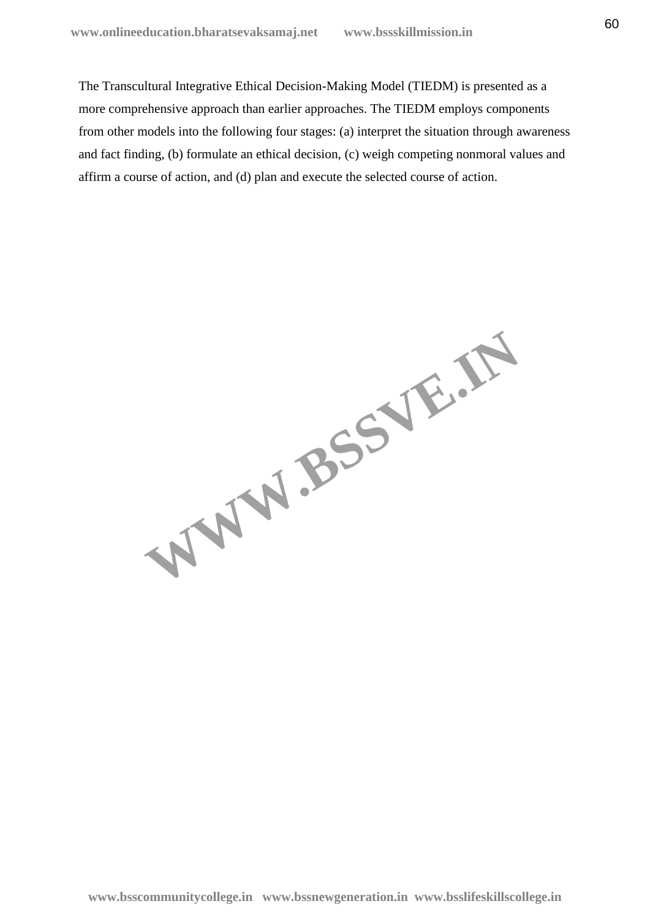The Transcultural Integrative Ethical Decision-Making Model (TIEDM) is presented as a more comprehensive approach than earlier approaches. The TIEDM employs components from other models into the following four stages: (a) interpret the situation through awareness and fact finding, (b) formulate an ethical decision, (c) weigh competing nonmoral values and affirm a course of action, and (d) plan and execute the selected course of action.